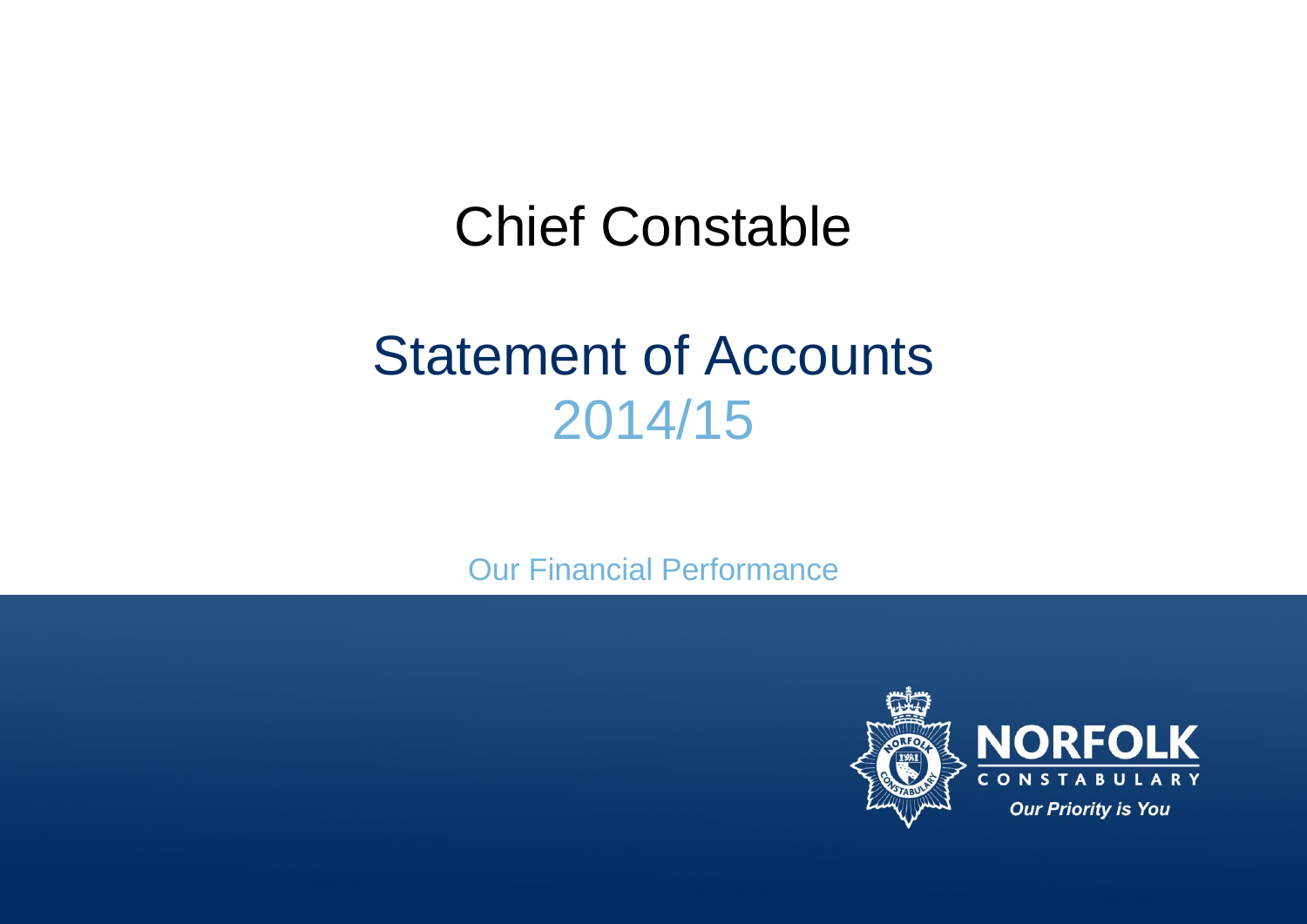# Chief Constable

# Statement of Accounts 2014/15

Our Financial Performance

**NORFOLK**
CONSTABULARY
*Our Priority is You*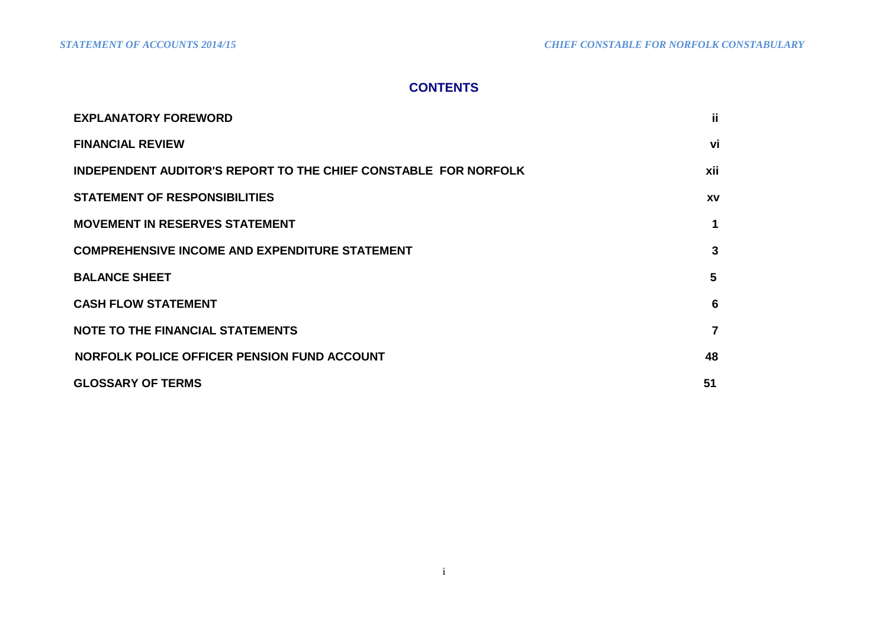## CONTENTS

| | |
|---|---|
| **EXPLANATORY FOREWORD** | **ii** |
| **FINANCIAL REVIEW** | **vi** |
| **INDEPENDENT AUDITOR'S REPORT TO THE CHIEF CONSTABLE FOR NORFOLK** | **xii** |
| **STATEMENT OF RESPONSIBILITIES** | **xv** |
| **MOVEMENT IN RESERVES STATEMENT** | **1** |
| **COMPREHENSIVE INCOME AND EXPENDITURE STATEMENT** | **3** |
| **BALANCE SHEET** | **5** |
| **CASH FLOW STATEMENT** | **6** |
| **NOTE TO THE FINANCIAL STATEMENTS** | **7** |
| **NORFOLK POLICE OFFICER PENSION FUND ACCOUNT** | **48** |
| **GLOSSARY OF TERMS** | **51** |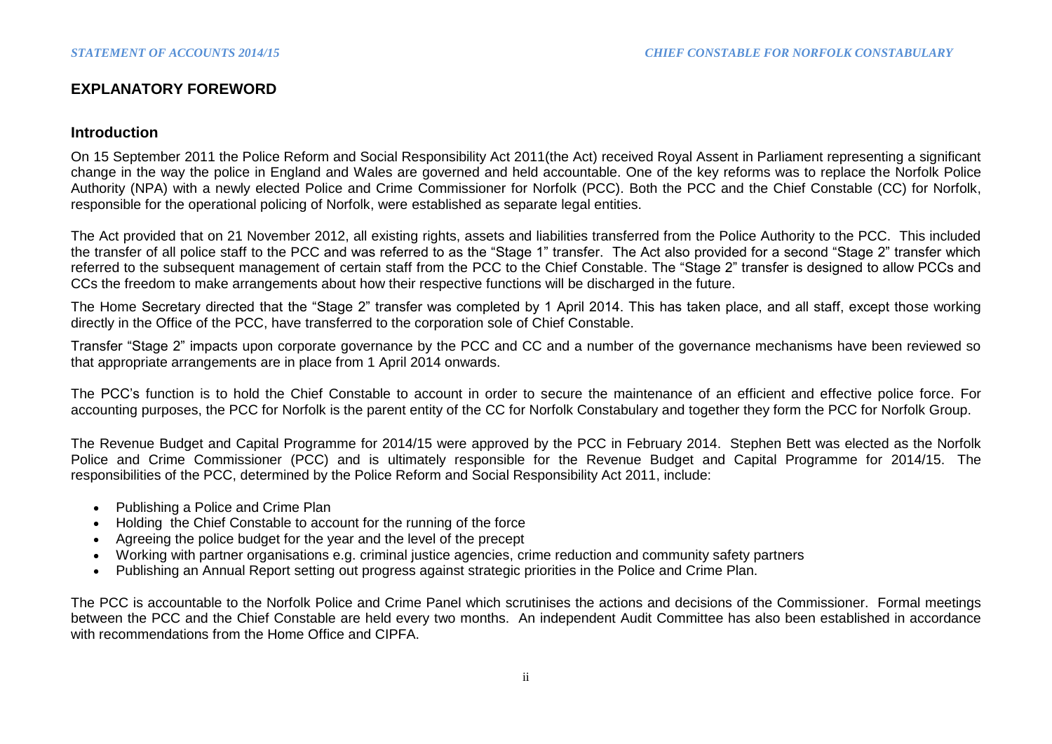## EXPLANATORY FOREWORD

### Introduction

On 15 September 2011 the Police Reform and Social Responsibility Act 2011(the Act) received Royal Assent in Parliament representing a significant change in the way the police in England and Wales are governed and held accountable. One of the key reforms was to replace the Norfolk Police Authority (NPA) with a newly elected Police and Crime Commissioner for Norfolk (PCC). Both the PCC and the Chief Constable (CC) for Norfolk, responsible for the operational policing of Norfolk, were established as separate legal entities.

The Act provided that on 21 November 2012, all existing rights, assets and liabilities transferred from the Police Authority to the PCC. This included the transfer of all police staff to the PCC and was referred to as the "Stage 1" transfer. The Act also provided for a second "Stage 2" transfer which referred to the subsequent management of certain staff from the PCC to the Chief Constable. The "Stage 2" transfer is designed to allow PCCs and CCs the freedom to make arrangements about how their respective functions will be discharged in the future.

The Home Secretary directed that the "Stage 2" transfer was completed by 1 April 2014. This has taken place, and all staff, except those working directly in the Office of the PCC, have transferred to the corporation sole of Chief Constable.

Transfer "Stage 2" impacts upon corporate governance by the PCC and CC and a number of the governance mechanisms have been reviewed so that appropriate arrangements are in place from 1 April 2014 onwards.

The PCC's function is to hold the Chief Constable to account in order to secure the maintenance of an efficient and effective police force. For accounting purposes, the PCC for Norfolk is the parent entity of the CC for Norfolk Constabulary and together they form the PCC for Norfolk Group.

The Revenue Budget and Capital Programme for 2014/15 were approved by the PCC in February 2014. Stephen Bett was elected as the Norfolk Police and Crime Commissioner (PCC) and is ultimately responsible for the Revenue Budget and Capital Programme for 2014/15. The responsibilities of the PCC, determined by the Police Reform and Social Responsibility Act 2011, include:

- Publishing a Police and Crime Plan
- Holding the Chief Constable to account for the running of the force
- Agreeing the police budget for the year and the level of the precept
- Working with partner organisations e.g. criminal justice agencies, crime reduction and community safety partners
- Publishing an Annual Report setting out progress against strategic priorities in the Police and Crime Plan.

The PCC is accountable to the Norfolk Police and Crime Panel which scrutinises the actions and decisions of the Commissioner. Formal meetings between the PCC and the Chief Constable are held every two months. An independent Audit Committee has also been established in accordance with recommendations from the Home Office and CIPFA.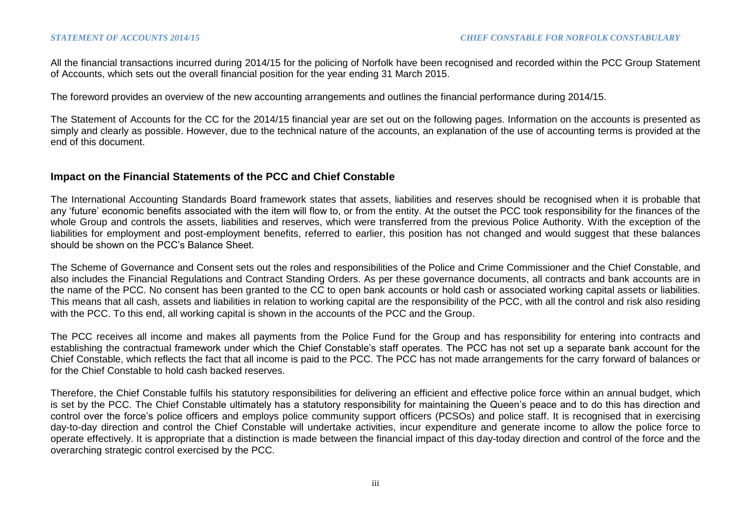All the financial transactions incurred during 2014/15 for the policing of Norfolk have been recognised and recorded within the PCC Group Statement of Accounts, which sets out the overall financial position for the year ending 31 March 2015.

The foreword provides an overview of the new accounting arrangements and outlines the financial performance during 2014/15.

The Statement of Accounts for the CC for the 2014/15 financial year are set out on the following pages. Information on the accounts is presented as simply and clearly as possible. However, due to the technical nature of the accounts, an explanation of the use of accounting terms is provided at the end of this document.

## Impact on the Financial Statements of the PCC and Chief Constable

The International Accounting Standards Board framework states that assets, liabilities and reserves should be recognised when it is probable that any 'future' economic benefits associated with the item will flow to, or from the entity. At the outset the PCC took responsibility for the finances of the whole Group and controls the assets, liabilities and reserves, which were transferred from the previous Police Authority. With the exception of the liabilities for employment and post-employment benefits, referred to earlier, this position has not changed and would suggest that these balances should be shown on the PCC's Balance Sheet.

The Scheme of Governance and Consent sets out the roles and responsibilities of the Police and Crime Commissioner and the Chief Constable, and also includes the Financial Regulations and Contract Standing Orders. As per these governance documents, all contracts and bank accounts are in the name of the PCC. No consent has been granted to the CC to open bank accounts or hold cash or associated working capital assets or liabilities. This means that all cash, assets and liabilities in relation to working capital are the responsibility of the PCC, with all the control and risk also residing with the PCC. To this end, all working capital is shown in the accounts of the PCC and the Group.

The PCC receives all income and makes all payments from the Police Fund for the Group and has responsibility for entering into contracts and establishing the contractual framework under which the Chief Constable's staff operates. The PCC has not set up a separate bank account for the Chief Constable, which reflects the fact that all income is paid to the PCC. The PCC has not made arrangements for the carry forward of balances or for the Chief Constable to hold cash backed reserves.

Therefore, the Chief Constable fulfils his statutory responsibilities for delivering an efficient and effective police force within an annual budget, which is set by the PCC. The Chief Constable ultimately has a statutory responsibility for maintaining the Queen's peace and to do this has direction and control over the force's police officers and employs police community support officers (PCSOs) and police staff. It is recognised that in exercising day-to-day direction and control the Chief Constable will undertake activities, incur expenditure and generate income to allow the police force to operate effectively. It is appropriate that a distinction is made between the financial impact of this day-today direction and control of the force and the overarching strategic control exercised by the PCC.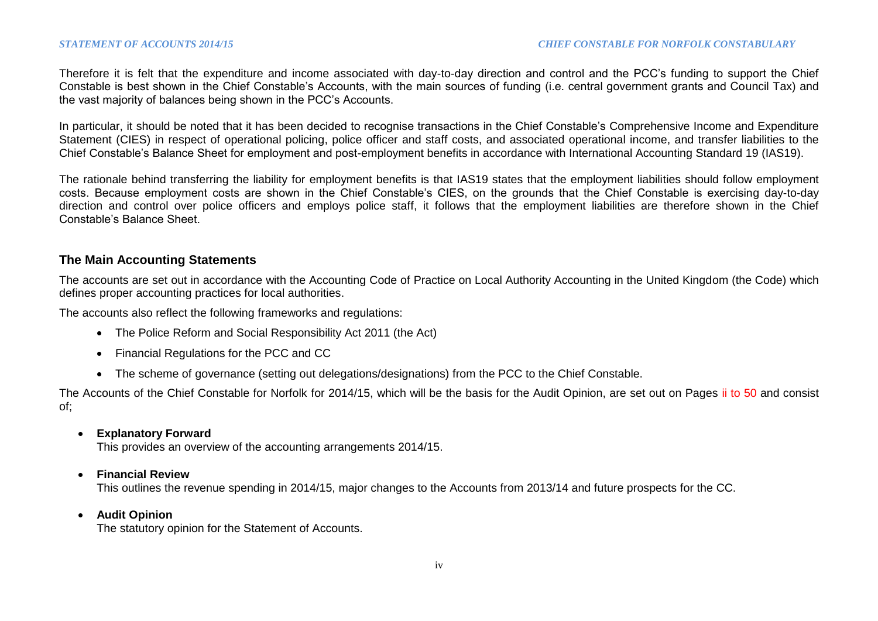Therefore it is felt that the expenditure and income associated with day-to-day direction and control and the PCC's funding to support the Chief Constable is best shown in the Chief Constable's Accounts, with the main sources of funding (i.e. central government grants and Council Tax) and the vast majority of balances being shown in the PCC's Accounts.

In particular, it should be noted that it has been decided to recognise transactions in the Chief Constable's Comprehensive Income and Expenditure Statement (CIES) in respect of operational policing, police officer and staff costs, and associated operational income, and transfer liabilities to the Chief Constable's Balance Sheet for employment and post-employment benefits in accordance with International Accounting Standard 19 (IAS19).

The rationale behind transferring the liability for employment benefits is that IAS19 states that the employment liabilities should follow employment costs. Because employment costs are shown in the Chief Constable's CIES, on the grounds that the Chief Constable is exercising day-to-day direction and control over police officers and employs police staff, it follows that the employment liabilities are therefore shown in the Chief Constable's Balance Sheet.

## The Main Accounting Statements

The accounts are set out in accordance with the Accounting Code of Practice on Local Authority Accounting in the United Kingdom (the Code) which defines proper accounting practices for local authorities.

The accounts also reflect the following frameworks and regulations:

- The Police Reform and Social Responsibility Act 2011 (the Act)
- Financial Regulations for the PCC and CC
- The scheme of governance (setting out delegations/designations) from the PCC to the Chief Constable.

The Accounts of the Chief Constable for Norfolk for 2014/15, which will be the basis for the Audit Opinion, are set out on Pages ii to 50 and consist of;

- **Explanatory Forward**
  This provides an overview of the accounting arrangements 2014/15.
- **Financial Review**
  This outlines the revenue spending in 2014/15, major changes to the Accounts from 2013/14 and future prospects for the CC.
- **Audit Opinion**
  The statutory opinion for the Statement of Accounts.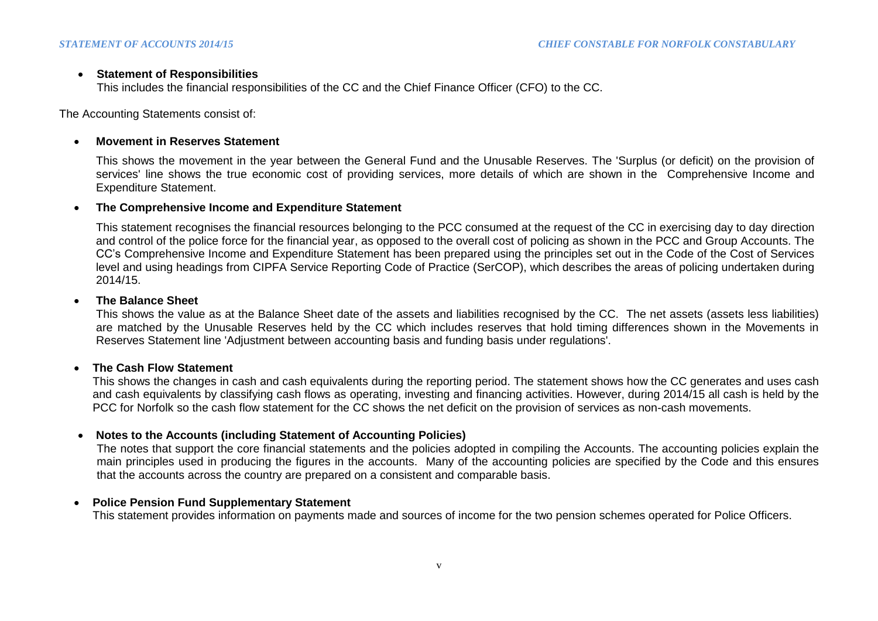- **Statement of Responsibilities**
  This includes the financial responsibilities of the CC and the Chief Finance Officer (CFO) to the CC.

The Accounting Statements consist of:

- **Movement in Reserves Statement**

  This shows the movement in the year between the General Fund and the Unusable Reserves. The 'Surplus (or deficit) on the provision of services' line shows the true economic cost of providing services, more details of which are shown in the Comprehensive Income and Expenditure Statement.

- **The Comprehensive Income and Expenditure Statement**

  This statement recognises the financial resources belonging to the PCC consumed at the request of the CC in exercising day to day direction and control of the police force for the financial year, as opposed to the overall cost of policing as shown in the PCC and Group Accounts. The CC's Comprehensive Income and Expenditure Statement has been prepared using the principles set out in the Code of the Cost of Services level and using headings from CIPFA Service Reporting Code of Practice (SerCOP), which describes the areas of policing undertaken during 2014/15.

- **The Balance Sheet**
  This shows the value as at the Balance Sheet date of the assets and liabilities recognised by the CC. The net assets (assets less liabilities) are matched by the Unusable Reserves held by the CC which includes reserves that hold timing differences shown in the Movements in Reserves Statement line 'Adjustment between accounting basis and funding basis under regulations'.

- **The Cash Flow Statement**
  This shows the changes in cash and cash equivalents during the reporting period. The statement shows how the CC generates and uses cash and cash equivalents by classifying cash flows as operating, investing and financing activities. However, during 2014/15 all cash is held by the PCC for Norfolk so the cash flow statement for the CC shows the net deficit on the provision of services as non-cash movements.

- **Notes to the Accounts (including Statement of Accounting Policies)**
  The notes that support the core financial statements and the policies adopted in compiling the Accounts. The accounting policies explain the main principles used in producing the figures in the accounts. Many of the accounting policies are specified by the Code and this ensures that the accounts across the country are prepared on a consistent and comparable basis.

- **Police Pension Fund Supplementary Statement**
  This statement provides information on payments made and sources of income for the two pension schemes operated for Police Officers.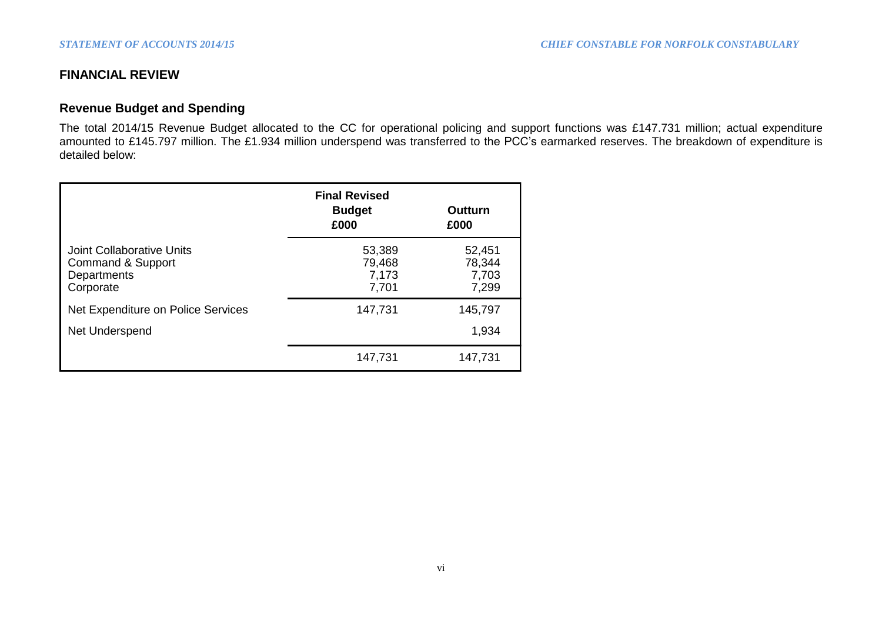## FINANCIAL REVIEW

### Revenue Budget and Spending

The total 2014/15 Revenue Budget allocated to the CC for operational policing and support functions was £147.731 million; actual expenditure amounted to £145.797 million. The £1.934 million underspend was transferred to the PCC's earmarked reserves. The breakdown of expenditure is detailed below:

| | Final Revised Budget £000 | Outturn £000 |
|---|---|---|
| Joint Collaborative Units | 53,389 | 52,451 |
| Command & Support | 79,468 | 78,344 |
| Departments | 7,173 | 7,703 |
| Corporate | 7,701 | 7,299 |
| Net Expenditure on Police Services | 147,731 | 145,797 |
| Net Underspend | | 1,934 |
| | 147,731 | 147,731 |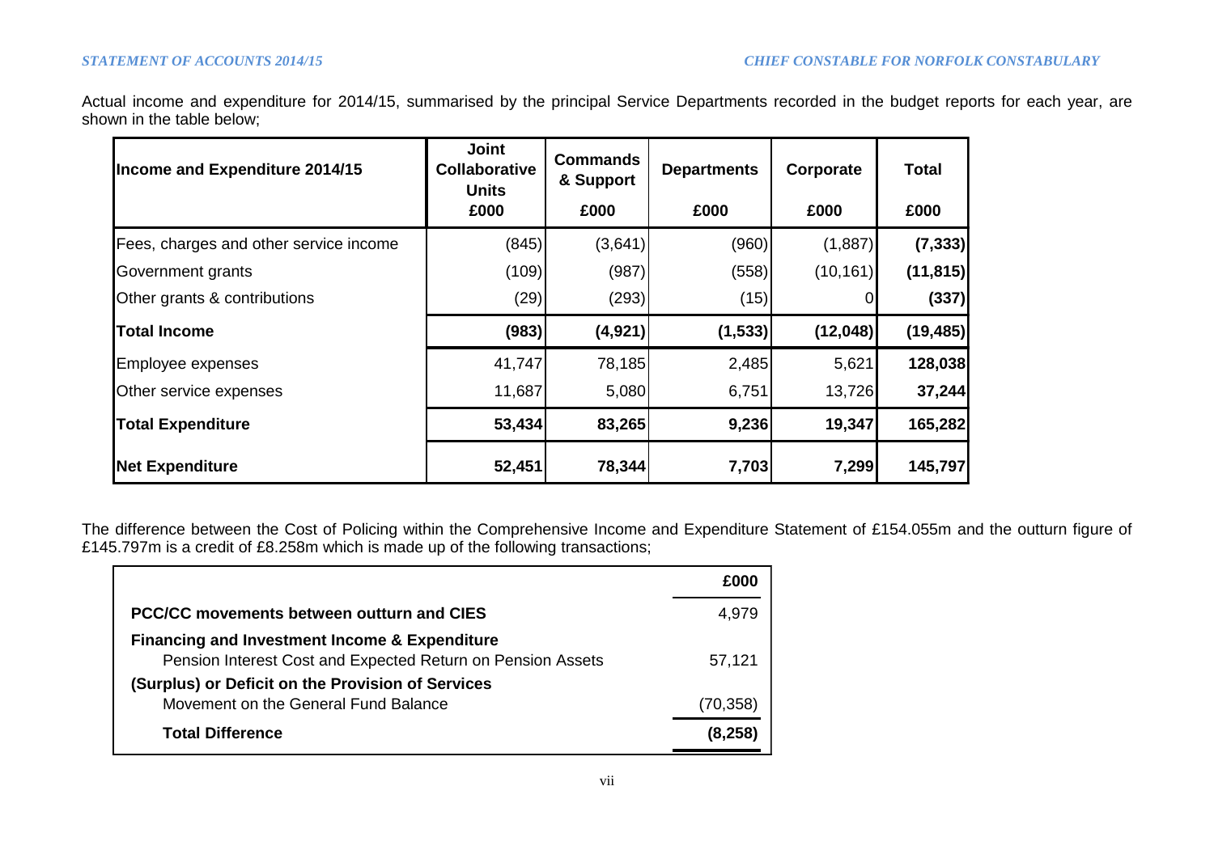Actual income and expenditure for 2014/15, summarised by the principal Service Departments recorded in the budget reports for each year, are shown in the table below;

| Income and Expenditure 2014/15 | Joint Collaborative Units £000 | Commands & Support £000 | Departments £000 | Corporate £000 | Total £000 |
|---|---|---|---|---|---|
| Fees, charges and other service income | (845) | (3,641) | (960) | (1,887) | **(7,333)** |
| Government grants | (109) | (987) | (558) | (10,161) | **(11,815)** |
| Other grants & contributions | (29) | (293) | (15) | 0 | **(337)** |
| **Total Income** | **(983)** | **(4,921)** | **(1,533)** | **(12,048)** | **(19,485)** |
| Employee expenses | 41,747 | 78,185 | 2,485 | 5,621 | **128,038** |
| Other service expenses | 11,687 | 5,080 | 6,751 | 13,726 | **37,244** |
| **Total Expenditure** | **53,434** | **83,265** | **9,236** | **19,347** | **165,282** |
| **Net Expenditure** | **52,451** | **78,344** | **7,703** | **7,299** | **145,797** |

The difference between the Cost of Policing within the Comprehensive Income and Expenditure Statement of £154.055m and the outturn figure of £145.797m is a credit of £8.258m which is made up of the following transactions;

| | £000 |
|---|---|
| **PCC/CC movements between outturn and CIES** | 4,979 |
| **Financing and Investment Income & Expenditure** | |
| Pension Interest Cost and Expected Return on Pension Assets | 57,121 |
| **(Surplus) or Deficit on the Provision of Services** | |
| Movement on the General Fund Balance | (70,358) |
| **Total Difference** | **(8,258)** |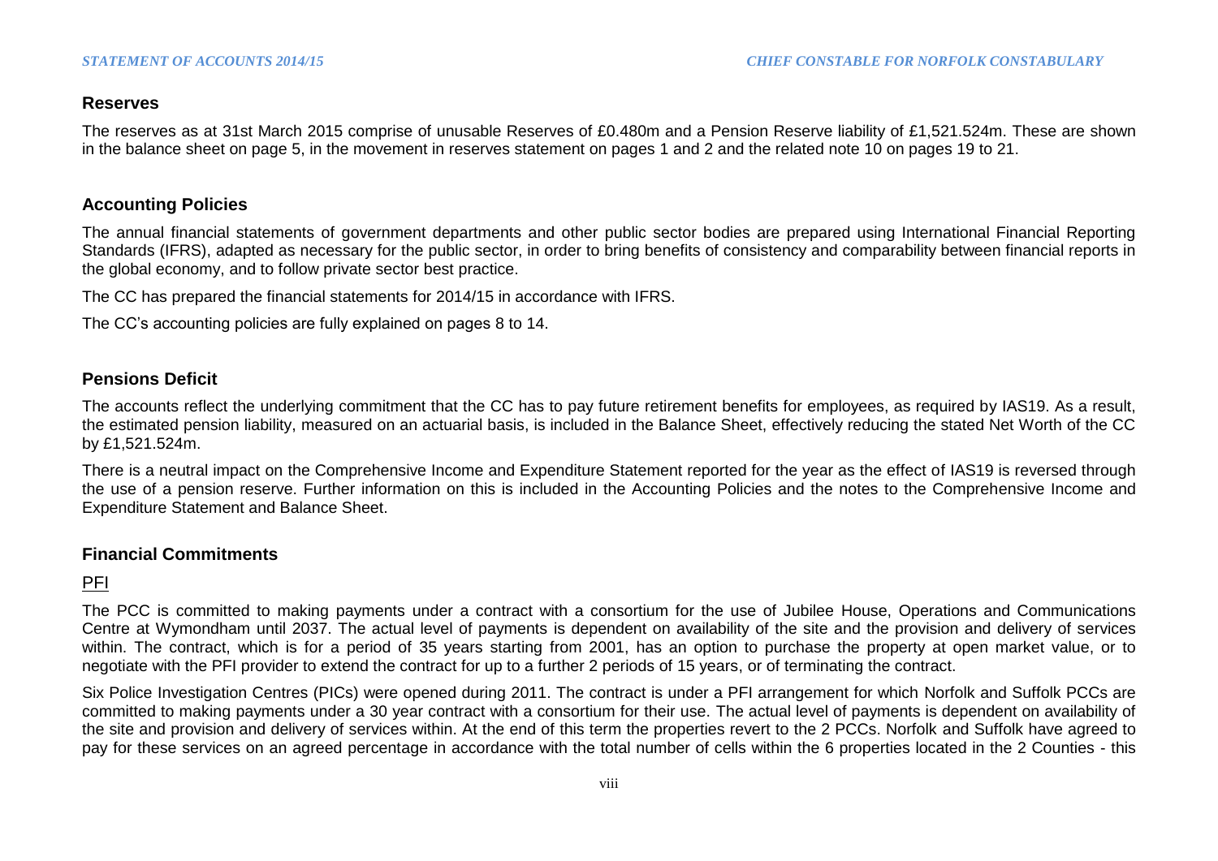## Reserves

The reserves as at 31st March 2015 comprise of unusable Reserves of £0.480m and a Pension Reserve liability of £1,521.524m. These are shown in the balance sheet on page 5, in the movement in reserves statement on pages 1 and 2 and the related note 10 on pages 19 to 21.

## Accounting Policies

The annual financial statements of government departments and other public sector bodies are prepared using International Financial Reporting Standards (IFRS), adapted as necessary for the public sector, in order to bring benefits of consistency and comparability between financial reports in the global economy, and to follow private sector best practice.

The CC has prepared the financial statements for 2014/15 in accordance with IFRS.

The CC's accounting policies are fully explained on pages 8 to 14.

## Pensions Deficit

The accounts reflect the underlying commitment that the CC has to pay future retirement benefits for employees, as required by IAS19. As a result, the estimated pension liability, measured on an actuarial basis, is included in the Balance Sheet, effectively reducing the stated Net Worth of the CC by £1,521.524m.

There is a neutral impact on the Comprehensive Income and Expenditure Statement reported for the year as the effect of IAS19 is reversed through the use of a pension reserve. Further information on this is included in the Accounting Policies and the notes to the Comprehensive Income and Expenditure Statement and Balance Sheet.

## Financial Commitments

### PFI

The PCC is committed to making payments under a contract with a consortium for the use of Jubilee House, Operations and Communications Centre at Wymondham until 2037. The actual level of payments is dependent on availability of the site and the provision and delivery of services within. The contract, which is for a period of 35 years starting from 2001, has an option to purchase the property at open market value, or to negotiate with the PFI provider to extend the contract for up to a further 2 periods of 15 years, or of terminating the contract.

Six Police Investigation Centres (PICs) were opened during 2011. The contract is under a PFI arrangement for which Norfolk and Suffolk PCCs are committed to making payments under a 30 year contract with a consortium for their use. The actual level of payments is dependent on availability of the site and provision and delivery of services within. At the end of this term the properties revert to the 2 PCCs. Norfolk and Suffolk have agreed to pay for these services on an agreed percentage in accordance with the total number of cells within the 6 properties located in the 2 Counties - this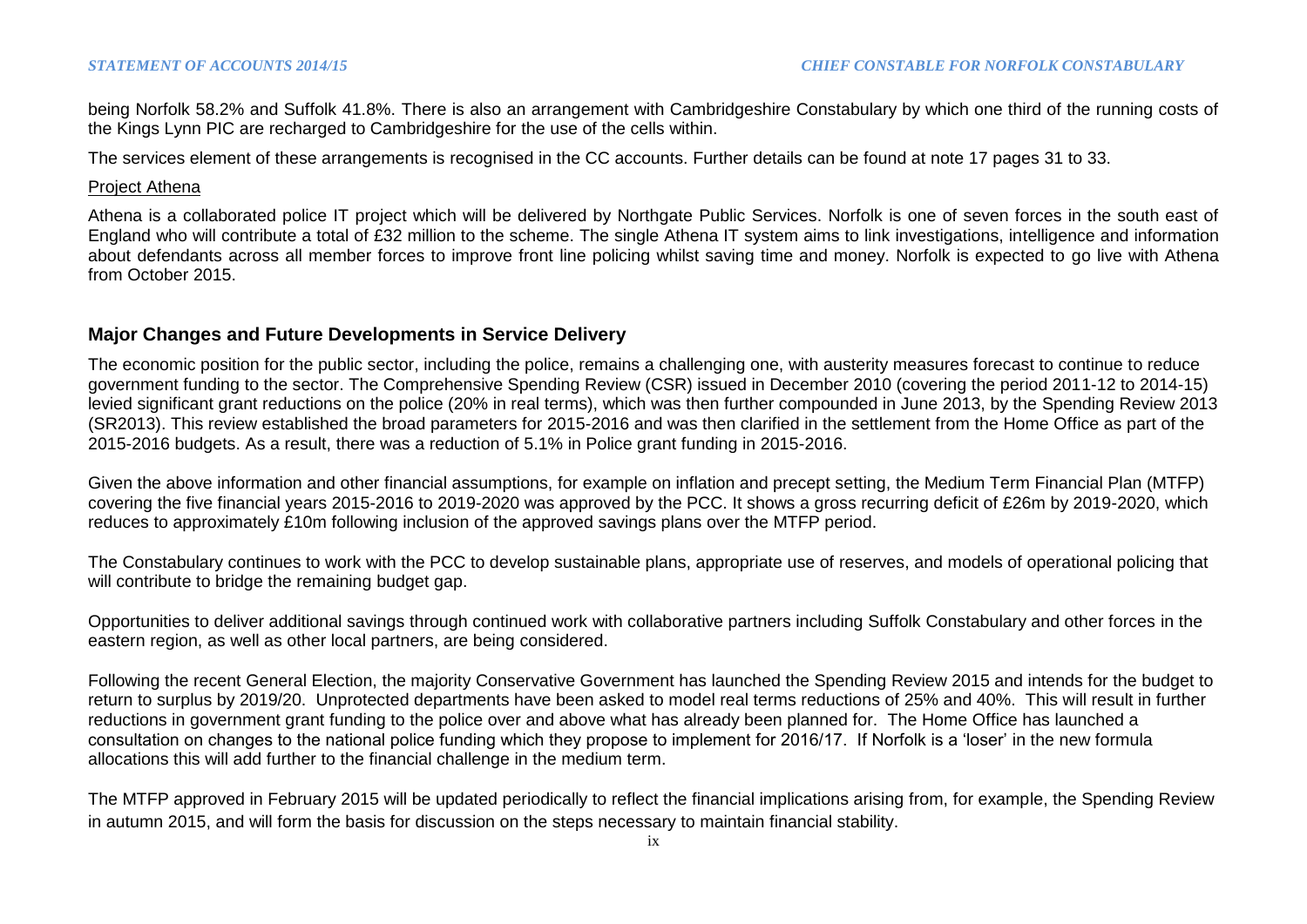being Norfolk 58.2% and Suffolk 41.8%. There is also an arrangement with Cambridgeshire Constabulary by which one third of the running costs of the Kings Lynn PIC are recharged to Cambridgeshire for the use of the cells within.

The services element of these arrangements is recognised in the CC accounts. Further details can be found at note 17 pages 31 to 33.

Project Athena

Athena is a collaborated police IT project which will be delivered by Northgate Public Services. Norfolk is one of seven forces in the south east of England who will contribute a total of £32 million to the scheme. The single Athena IT system aims to link investigations, intelligence and information about defendants across all member forces to improve front line policing whilst saving time and money. Norfolk is expected to go live with Athena from October 2015.

## Major Changes and Future Developments in Service Delivery

The economic position for the public sector, including the police, remains a challenging one, with austerity measures forecast to continue to reduce government funding to the sector. The Comprehensive Spending Review (CSR) issued in December 2010 (covering the period 2011-12 to 2014-15) levied significant grant reductions on the police (20% in real terms), which was then further compounded in June 2013, by the Spending Review 2013 (SR2013). This review established the broad parameters for 2015-2016 and was then clarified in the settlement from the Home Office as part of the 2015-2016 budgets. As a result, there was a reduction of 5.1% in Police grant funding in 2015-2016.

Given the above information and other financial assumptions, for example on inflation and precept setting, the Medium Term Financial Plan (MTFP) covering the five financial years 2015-2016 to 2019-2020 was approved by the PCC. It shows a gross recurring deficit of £26m by 2019-2020, which reduces to approximately £10m following inclusion of the approved savings plans over the MTFP period.

The Constabulary continues to work with the PCC to develop sustainable plans, appropriate use of reserves, and models of operational policing that will contribute to bridge the remaining budget gap.

Opportunities to deliver additional savings through continued work with collaborative partners including Suffolk Constabulary and other forces in the eastern region, as well as other local partners, are being considered.

Following the recent General Election, the majority Conservative Government has launched the Spending Review 2015 and intends for the budget to return to surplus by 2019/20. Unprotected departments have been asked to model real terms reductions of 25% and 40%. This will result in further reductions in government grant funding to the police over and above what has already been planned for. The Home Office has launched a consultation on changes to the national police funding which they propose to implement for 2016/17. If Norfolk is a 'loser' in the new formula allocations this will add further to the financial challenge in the medium term.

The MTFP approved in February 2015 will be updated periodically to reflect the financial implications arising from, for example, the Spending Review in autumn 2015, and will form the basis for discussion on the steps necessary to maintain financial stability.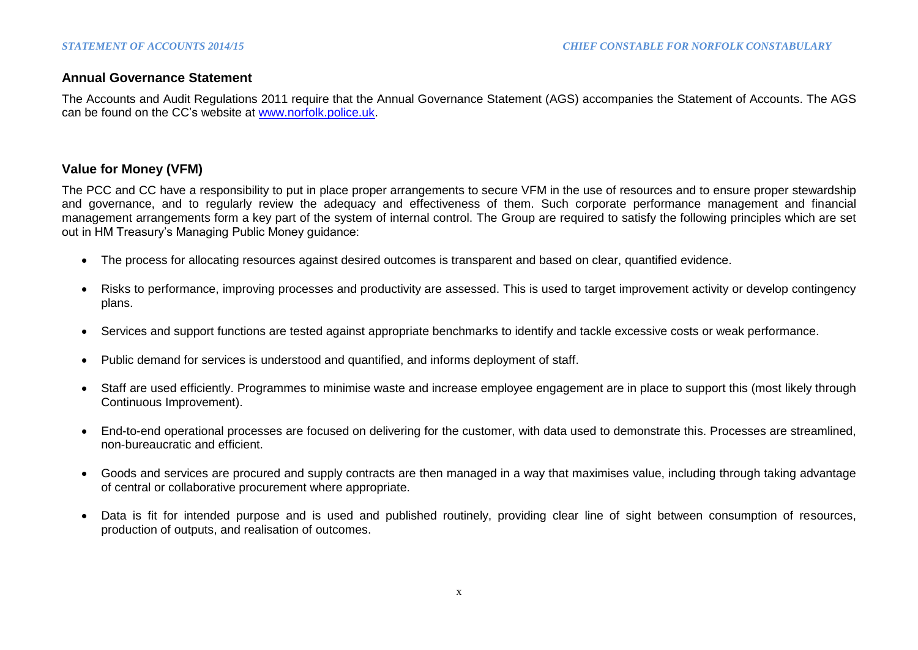## Annual Governance Statement

The Accounts and Audit Regulations 2011 require that the Annual Governance Statement (AGS) accompanies the Statement of Accounts. The AGS can be found on the CC's website at www.norfolk.police.uk.

## Value for Money (VFM)

The PCC and CC have a responsibility to put in place proper arrangements to secure VFM in the use of resources and to ensure proper stewardship and governance, and to regularly review the adequacy and effectiveness of them. Such corporate performance management and financial management arrangements form a key part of the system of internal control. The Group are required to satisfy the following principles which are set out in HM Treasury's Managing Public Money guidance:

- The process for allocating resources against desired outcomes is transparent and based on clear, quantified evidence.
- Risks to performance, improving processes and productivity are assessed. This is used to target improvement activity or develop contingency plans.
- Services and support functions are tested against appropriate benchmarks to identify and tackle excessive costs or weak performance.
- Public demand for services is understood and quantified, and informs deployment of staff.
- Staff are used efficiently. Programmes to minimise waste and increase employee engagement are in place to support this (most likely through Continuous Improvement).
- End-to-end operational processes are focused on delivering for the customer, with data used to demonstrate this. Processes are streamlined, non-bureaucratic and efficient.
- Goods and services are procured and supply contracts are then managed in a way that maximises value, including through taking advantage of central or collaborative procurement where appropriate.
- Data is fit for intended purpose and is used and published routinely, providing clear line of sight between consumption of resources, production of outputs, and realisation of outcomes.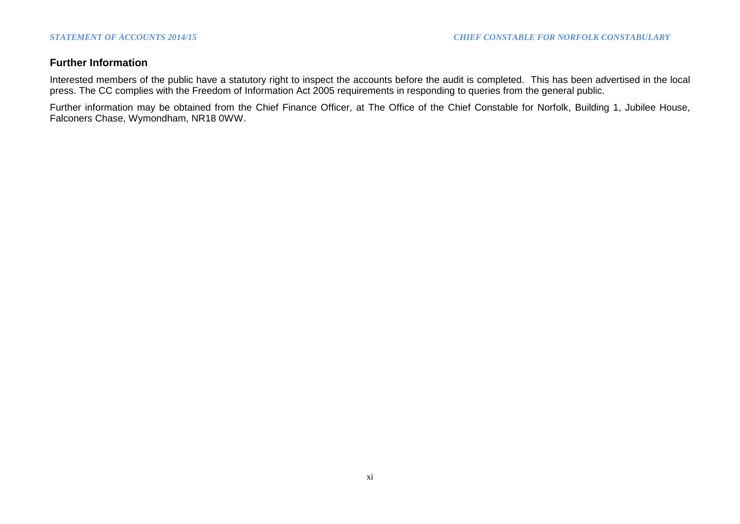## Further Information

Interested members of the public have a statutory right to inspect the accounts before the audit is completed. This has been advertised in the local press. The CC complies with the Freedom of Information Act 2005 requirements in responding to queries from the general public.

Further information may be obtained from the Chief Finance Officer, at The Office of the Chief Constable for Norfolk, Building 1, Jubilee House, Falconers Chase, Wymondham, NR18 0WW.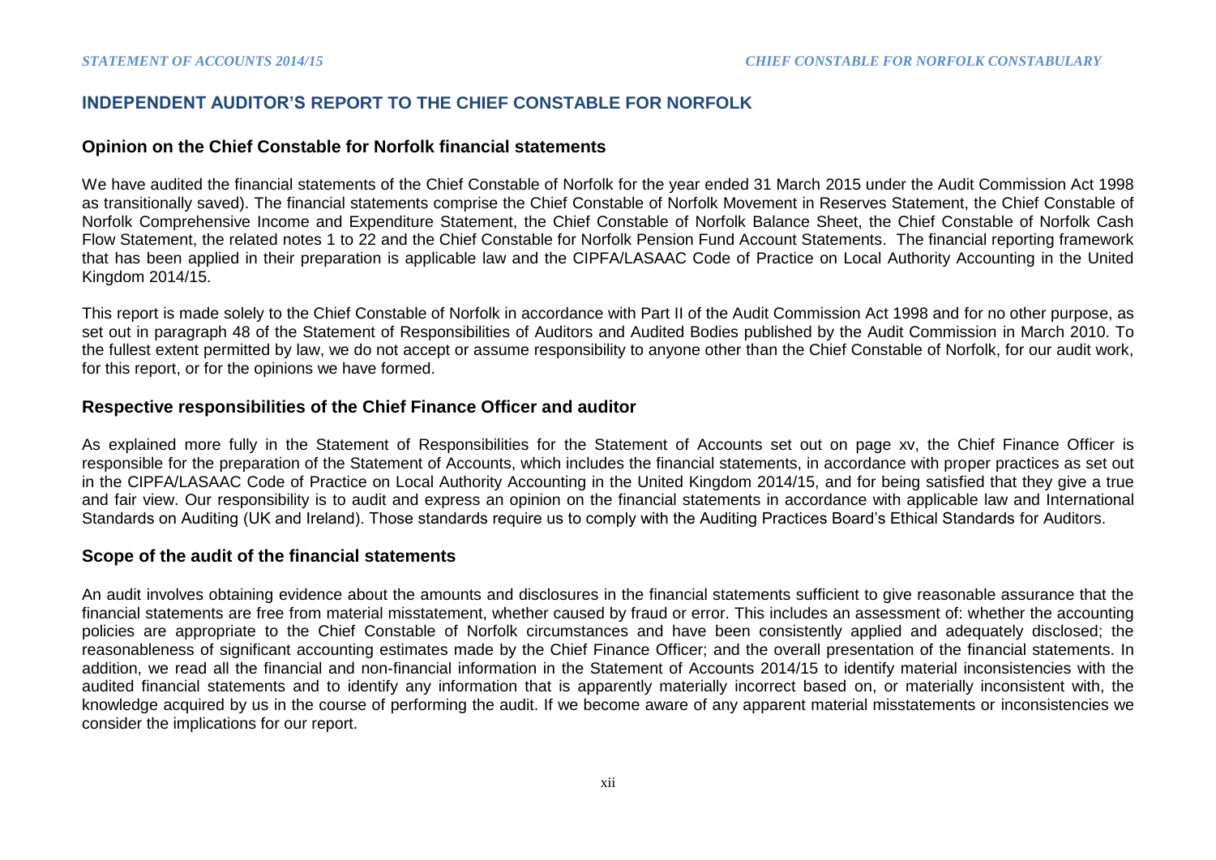## INDEPENDENT AUDITOR'S REPORT TO THE CHIEF CONSTABLE FOR NORFOLK

### Opinion on the Chief Constable for Norfolk financial statements

We have audited the financial statements of the Chief Constable of Norfolk for the year ended 31 March 2015 under the Audit Commission Act 1998 as transitionally saved). The financial statements comprise the Chief Constable of Norfolk Movement in Reserves Statement, the Chief Constable of Norfolk Comprehensive Income and Expenditure Statement, the Chief Constable of Norfolk Balance Sheet, the Chief Constable of Norfolk Cash Flow Statement, the related notes 1 to 22 and the Chief Constable for Norfolk Pension Fund Account Statements. The financial reporting framework that has been applied in their preparation is applicable law and the CIPFA/LASAAC Code of Practice on Local Authority Accounting in the United Kingdom 2014/15.

This report is made solely to the Chief Constable of Norfolk in accordance with Part II of the Audit Commission Act 1998 and for no other purpose, as set out in paragraph 48 of the Statement of Responsibilities of Auditors and Audited Bodies published by the Audit Commission in March 2010. To the fullest extent permitted by law, we do not accept or assume responsibility to anyone other than the Chief Constable of Norfolk, for our audit work, for this report, or for the opinions we have formed.

### Respective responsibilities of the Chief Finance Officer and auditor

As explained more fully in the Statement of Responsibilities for the Statement of Accounts set out on page xv, the Chief Finance Officer is responsible for the preparation of the Statement of Accounts, which includes the financial statements, in accordance with proper practices as set out in the CIPFA/LASAAC Code of Practice on Local Authority Accounting in the United Kingdom 2014/15, and for being satisfied that they give a true and fair view. Our responsibility is to audit and express an opinion on the financial statements in accordance with applicable law and International Standards on Auditing (UK and Ireland). Those standards require us to comply with the Auditing Practices Board's Ethical Standards for Auditors.

### Scope of the audit of the financial statements

An audit involves obtaining evidence about the amounts and disclosures in the financial statements sufficient to give reasonable assurance that the financial statements are free from material misstatement, whether caused by fraud or error. This includes an assessment of: whether the accounting policies are appropriate to the Chief Constable of Norfolk circumstances and have been consistently applied and adequately disclosed; the reasonableness of significant accounting estimates made by the Chief Finance Officer; and the overall presentation of the financial statements. In addition, we read all the financial and non-financial information in the Statement of Accounts 2014/15 to identify material inconsistencies with the audited financial statements and to identify any information that is apparently materially incorrect based on, or materially inconsistent with, the knowledge acquired by us in the course of performing the audit. If we become aware of any apparent material misstatements or inconsistencies we consider the implications for our report.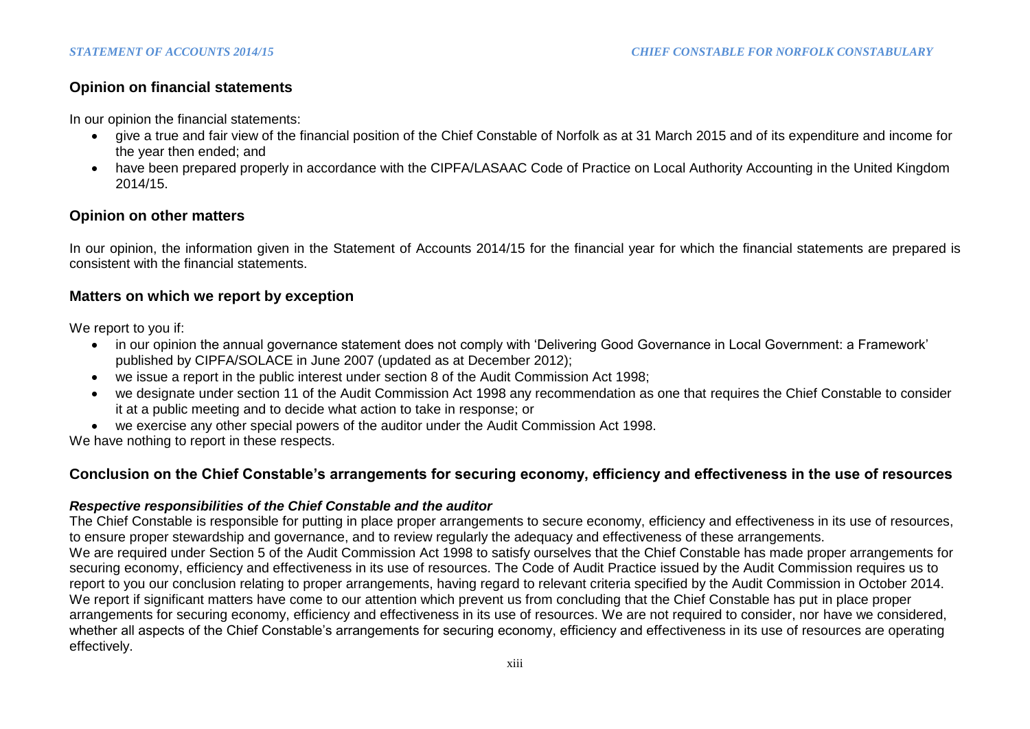## Opinion on financial statements

In our opinion the financial statements:

- give a true and fair view of the financial position of the Chief Constable of Norfolk as at 31 March 2015 and of its expenditure and income for the year then ended; and
- have been prepared properly in accordance with the CIPFA/LASAAC Code of Practice on Local Authority Accounting in the United Kingdom 2014/15.

## Opinion on other matters

In our opinion, the information given in the Statement of Accounts 2014/15 for the financial year for which the financial statements are prepared is consistent with the financial statements.

## Matters on which we report by exception

We report to you if:

- in our opinion the annual governance statement does not comply with 'Delivering Good Governance in Local Government: a Framework' published by CIPFA/SOLACE in June 2007 (updated as at December 2012);
- we issue a report in the public interest under section 8 of the Audit Commission Act 1998;
- we designate under section 11 of the Audit Commission Act 1998 any recommendation as one that requires the Chief Constable to consider it at a public meeting and to decide what action to take in response; or
- we exercise any other special powers of the auditor under the Audit Commission Act 1998.

We have nothing to report in these respects.

## Conclusion on the Chief Constable's arrangements for securing economy, efficiency and effectiveness in the use of resources

### *Respective responsibilities of the Chief Constable and the auditor*

The Chief Constable is responsible for putting in place proper arrangements to secure economy, efficiency and effectiveness in its use of resources, to ensure proper stewardship and governance, and to review regularly the adequacy and effectiveness of these arrangements.

We are required under Section 5 of the Audit Commission Act 1998 to satisfy ourselves that the Chief Constable has made proper arrangements for securing economy, efficiency and effectiveness in its use of resources. The Code of Audit Practice issued by the Audit Commission requires us to report to you our conclusion relating to proper arrangements, having regard to relevant criteria specified by the Audit Commission in October 2014.

We report if significant matters have come to our attention which prevent us from concluding that the Chief Constable has put in place proper arrangements for securing economy, efficiency and effectiveness in its use of resources. We are not required to consider, nor have we considered, whether all aspects of the Chief Constable's arrangements for securing economy, efficiency and effectiveness in its use of resources are operating effectively.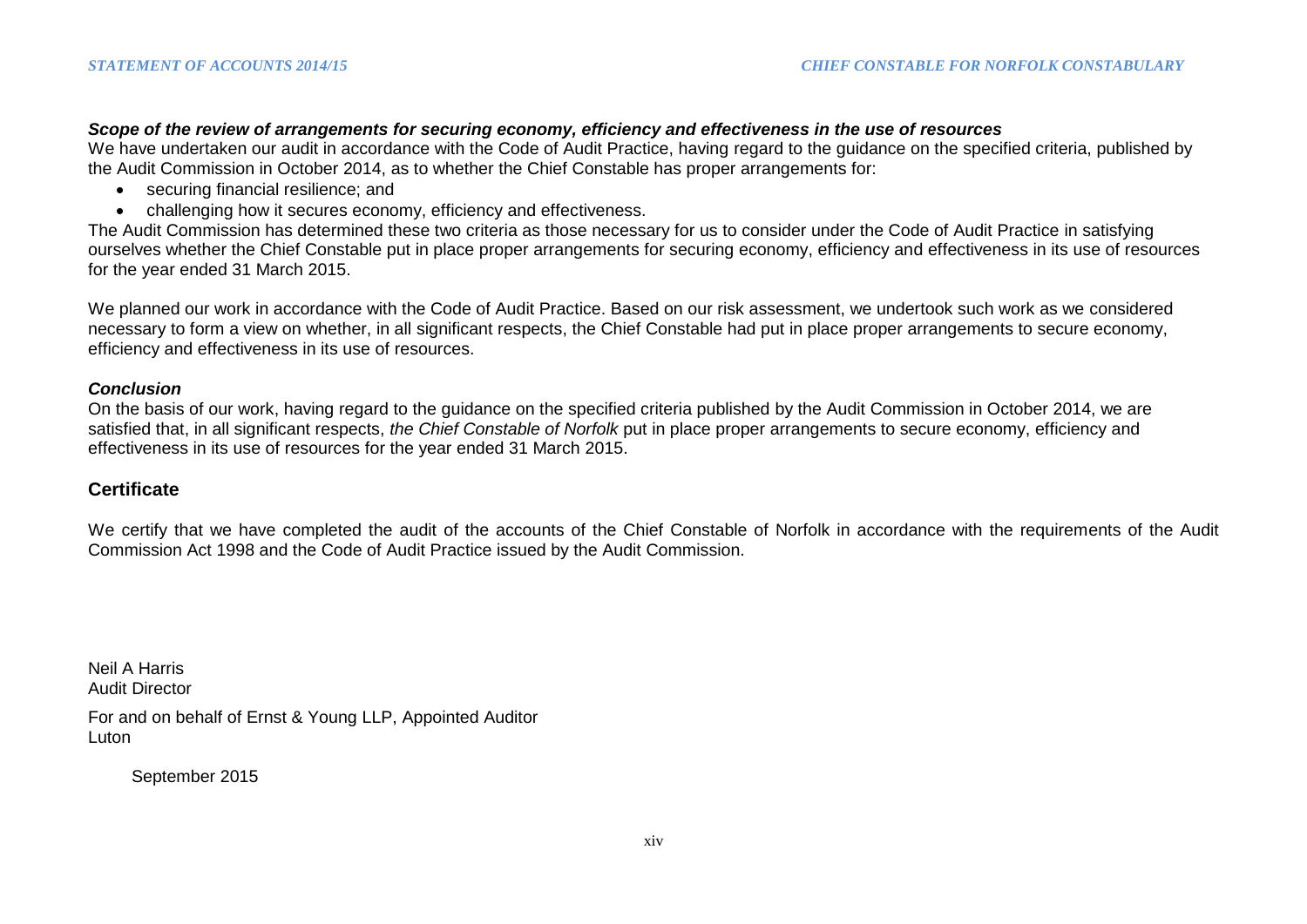***Scope of the review of arrangements for securing economy, efficiency and effectiveness in the use of resources***

We have undertaken our audit in accordance with the Code of Audit Practice, having regard to the guidance on the specified criteria, published by the Audit Commission in October 2014, as to whether the Chief Constable has proper arrangements for:

- securing financial resilience; and
- challenging how it secures economy, efficiency and effectiveness.

The Audit Commission has determined these two criteria as those necessary for us to consider under the Code of Audit Practice in satisfying ourselves whether the Chief Constable put in place proper arrangements for securing economy, efficiency and effectiveness in its use of resources for the year ended 31 March 2015.

We planned our work in accordance with the Code of Audit Practice. Based on our risk assessment, we undertook such work as we considered necessary to form a view on whether, in all significant respects, the Chief Constable had put in place proper arrangements to secure economy, efficiency and effectiveness in its use of resources.

***Conclusion***

On the basis of our work, having regard to the guidance on the specified criteria published by the Audit Commission in October 2014, we are satisfied that, in all significant respects, *the Chief Constable of Norfolk* put in place proper arrangements to secure economy, efficiency and effectiveness in its use of resources for the year ended 31 March 2015.

## Certificate

We certify that we have completed the audit of the accounts of the Chief Constable of Norfolk in accordance with the requirements of the Audit Commission Act 1998 and the Code of Audit Practice issued by the Audit Commission.

Neil A Harris
Audit Director

For and on behalf of Ernst & Young LLP, Appointed Auditor
Luton

September 2015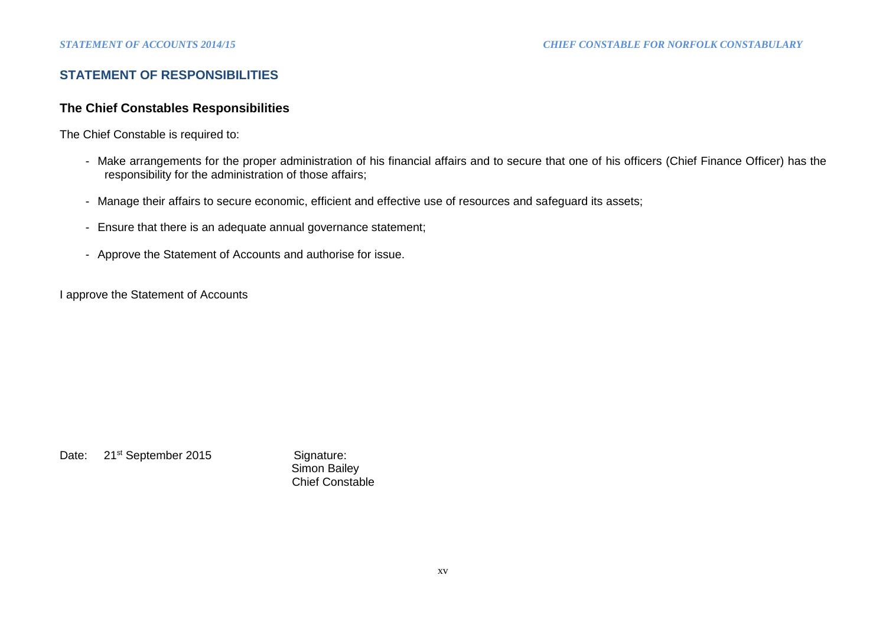## STATEMENT OF RESPONSIBILITIES

### The Chief Constables Responsibilities

The Chief Constable is required to:

- Make arrangements for the proper administration of his financial affairs and to secure that one of his officers (Chief Finance Officer) has the responsibility for the administration of those affairs;
- Manage their affairs to secure economic, efficient and effective use of resources and safeguard its assets;
- Ensure that there is an adequate annual governance statement;
- Approve the Statement of Accounts and authorise for issue.

I approve the Statement of Accounts

Date: 21st September 2015

Signature:
Simon Bailey
Chief Constable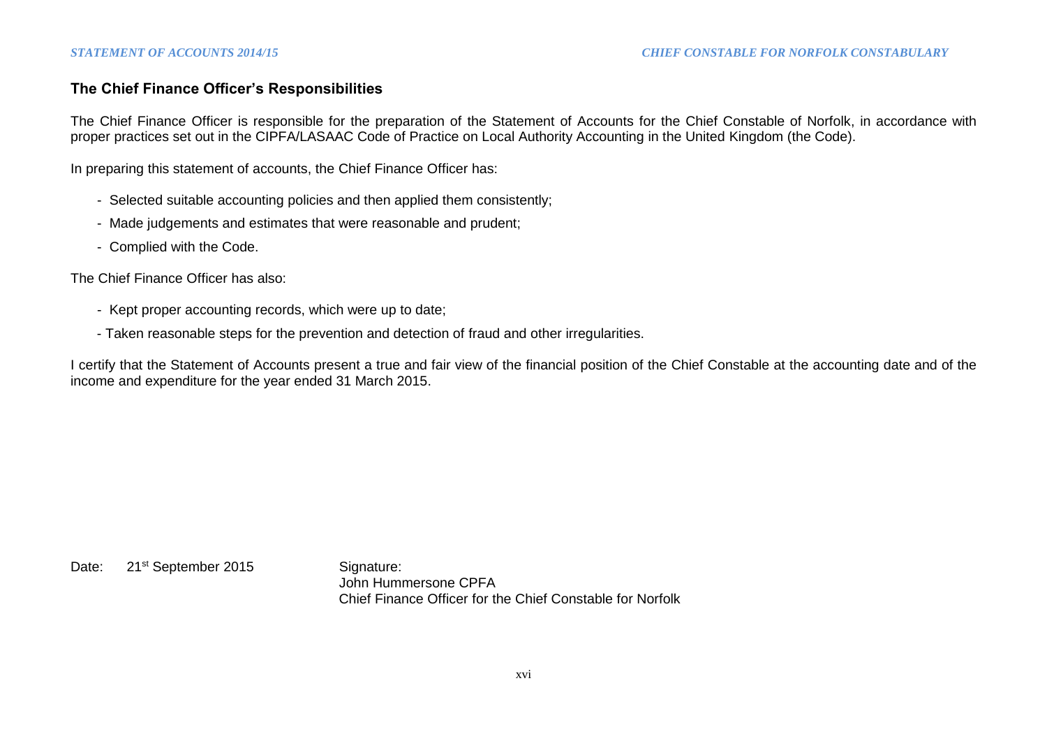## The Chief Finance Officer's Responsibilities

The Chief Finance Officer is responsible for the preparation of the Statement of Accounts for the Chief Constable of Norfolk, in accordance with proper practices set out in the CIPFA/LASAAC Code of Practice on Local Authority Accounting in the United Kingdom (the Code).

In preparing this statement of accounts, the Chief Finance Officer has:

- Selected suitable accounting policies and then applied them consistently;
- Made judgements and estimates that were reasonable and prudent;
- Complied with the Code.

The Chief Finance Officer has also:

- Kept proper accounting records, which were up to date;
- Taken reasonable steps for the prevention and detection of fraud and other irregularities.

I certify that the Statement of Accounts present a true and fair view of the financial position of the Chief Constable at the accounting date and of the income and expenditure for the year ended 31 March 2015.

Date: 21st September 2015

Signature:
John Hummersone CPFA
Chief Finance Officer for the Chief Constable for Norfolk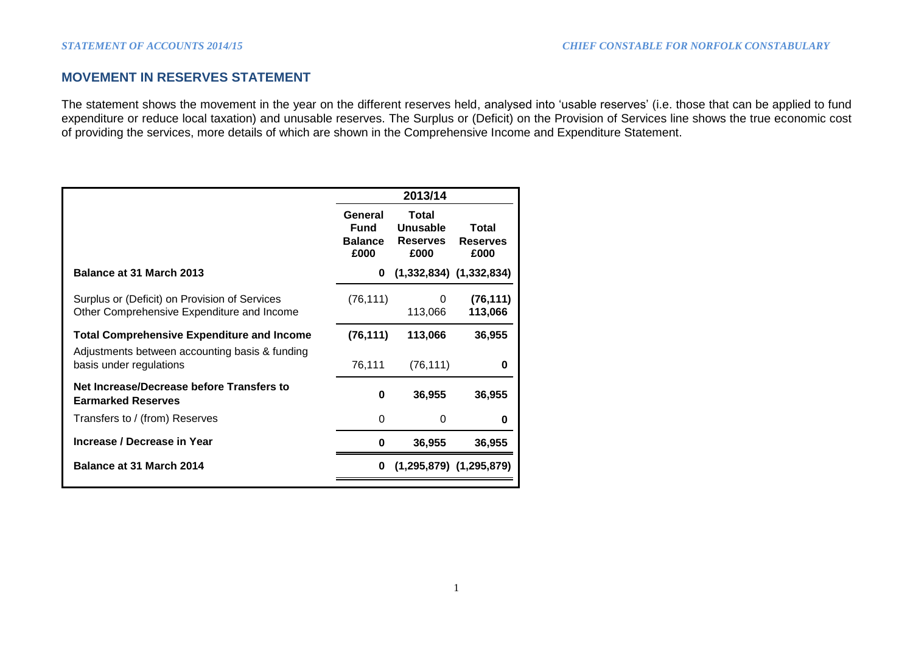## MOVEMENT IN RESERVES STATEMENT

The statement shows the movement in the year on the different reserves held, analysed into 'usable reserves' (i.e. those that can be applied to fund expenditure or reduce local taxation) and unusable reserves. The Surplus or (Deficit) on the Provision of Services line shows the true economic cost of providing the services, more details of which are shown in the Comprehensive Income and Expenditure Statement.

| | 2013/14 | | |
|---|---|---|---|
| | **General Fund Balance £000** | **Total Unusable Reserves £000** | **Total Reserves £000** |
| **Balance at 31 March 2013** | **0** | **(1,332,834)** | **(1,332,834)** |
| Surplus or (Deficit) on Provision of Services | (76,111) | 0 | **(76,111)** |
| Other Comprehensive Expenditure and Income | | 113,066 | **113,066** |
| **Total Comprehensive Expenditure and Income** | **(76,111)** | **113,066** | **36,955** |
| Adjustments between accounting basis & funding basis under regulations | 76,111 | (76,111) | **0** |
| **Net Increase/Decrease before Transfers to Earmarked Reserves** | **0** | **36,955** | **36,955** |
| Transfers to / (from) Reserves | 0 | 0 | **0** |
| **Increase / Decrease in Year** | **0** | **36,955** | **36,955** |
| **Balance at 31 March 2014** | **0** | **(1,295,879)** | **(1,295,879)** |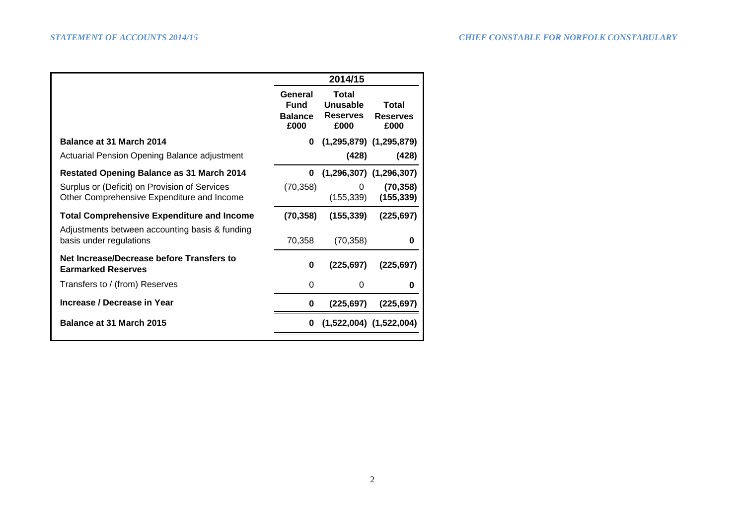| | 2014/15 | | |
|---|---|---|---|
| | **General Fund Balance £000** | **Total Unusable Reserves £000** | **Total Reserves £000** |
| **Balance at 31 March 2014** | **0** | **(1,295,879)** | **(1,295,879)** |
| Actuarial Pension Opening Balance adjustment | | **(428)** | **(428)** |
| **Restated Opening Balance as 31 March 2014** | **0** | **(1,296,307)** | **(1,296,307)** |
| Surplus or (Deficit) on Provision of Services | (70,358) | 0 | **(70,358)** |
| Other Comprehensive Expenditure and Income | | (155,339) | **(155,339)** |
| **Total Comprehensive Expenditure and Income** | **(70,358)** | **(155,339)** | **(225,697)** |
| Adjustments between accounting basis & funding basis under regulations | 70,358 | (70,358) | **0** |
| **Net Increase/Decrease before Transfers to Earmarked Reserves** | **0** | **(225,697)** | **(225,697)** |
| Transfers to / (from) Reserves | 0 | 0 | **0** |
| **Increase / Decrease in Year** | **0** | **(225,697)** | **(225,697)** |
| **Balance at 31 March 2015** | **0** | **(1,522,004)** | **(1,522,004)** |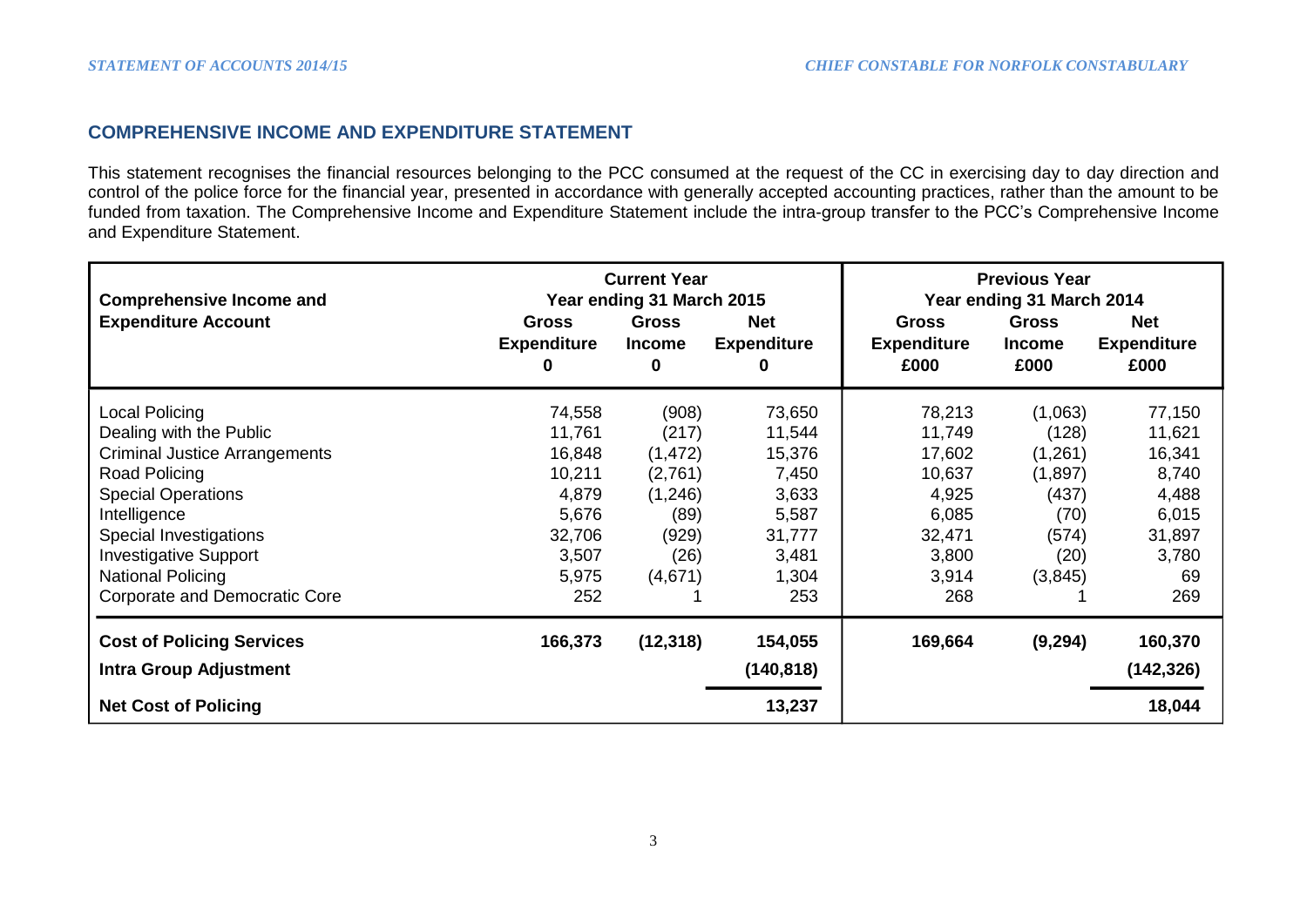## COMPREHENSIVE INCOME AND EXPENDITURE STATEMENT

This statement recognises the financial resources belonging to the PCC consumed at the request of the CC in exercising day to day direction and control of the police force for the financial year, presented in accordance with generally accepted accounting practices, rather than the amount to be funded from taxation. The Comprehensive Income and Expenditure Statement include the intra-group transfer to the PCC's Comprehensive Income and Expenditure Statement.

| Comprehensive Income and Expenditure Account | Current Year Year ending 31 March 2015 | | | Previous Year Year ending 31 March 2014 | | |
|---|---|---|---|---|---|---|
| | Gross Expenditure 0 | Gross Income 0 | Net Expenditure 0 | Gross Expenditure £000 | Gross Income £000 | Net Expenditure £000 |
| Local Policing | 74,558 | (908) | 73,650 | 78,213 | (1,063) | 77,150 |
| Dealing with the Public | 11,761 | (217) | 11,544 | 11,749 | (128) | 11,621 |
| Criminal Justice Arrangements | 16,848 | (1,472) | 15,376 | 17,602 | (1,261) | 16,341 |
| Road Policing | 10,211 | (2,761) | 7,450 | 10,637 | (1,897) | 8,740 |
| Special Operations | 4,879 | (1,246) | 3,633 | 4,925 | (437) | 4,488 |
| Intelligence | 5,676 | (89) | 5,587 | 6,085 | (70) | 6,015 |
| Special Investigations | 32,706 | (929) | 31,777 | 32,471 | (574) | 31,897 |
| Investigative Support | 3,507 | (26) | 3,481 | 3,800 | (20) | 3,780 |
| National Policing | 5,975 | (4,671) | 1,304 | 3,914 | (3,845) | 69 |
| Corporate and Democratic Core | 252 | 1 | 253 | 268 | 1 | 269 |
| **Cost of Policing Services** | **166,373** | **(12,318)** | **154,055** | **169,664** | **(9,294)** | **160,370** |
| **Intra Group Adjustment** | | | **(140,818)** | | | **(142,326)** |
| **Net Cost of Policing** | | | **13,237** | | | **18,044** |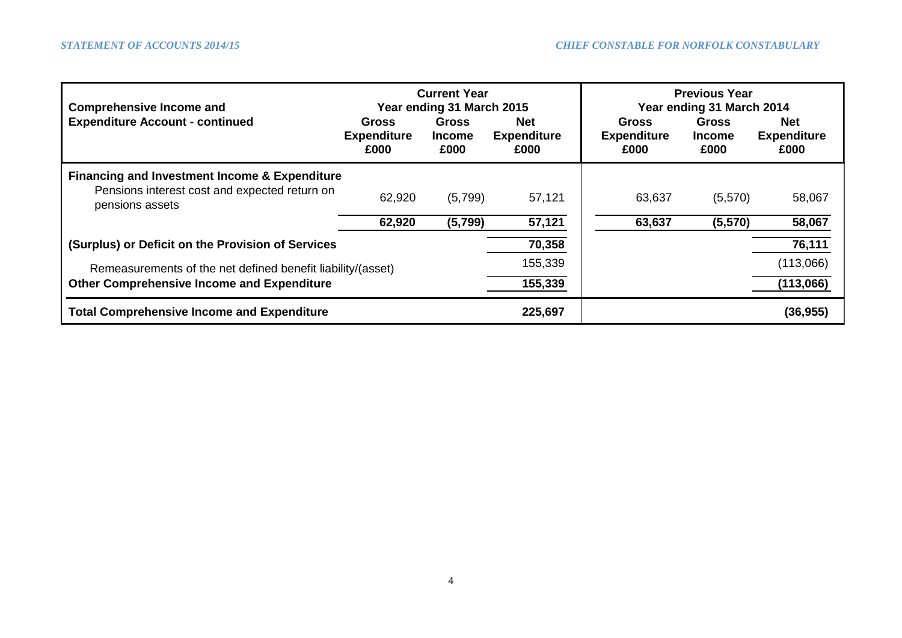| Comprehensive Income and Expenditure Account - continued | Current Year Year ending 31 March 2015 | | | Previous Year Year ending 31 March 2014 | | |
|---|---|---|---|---|---|---|
| | Gross Expenditure £000 | Gross Income £000 | Net Expenditure £000 | Gross Expenditure £000 | Gross Income £000 | Net Expenditure £000 |
| **Financing and Investment Income & Expenditure** | | | | | | |
| Pensions interest cost and expected return on pensions assets | 62,920 | (5,799) | 57,121 | 63,637 | (5,570) | 58,067 |
| | **62,920** | **(5,799)** | **57,121** | **63,637** | **(5,570)** | **58,067** |
| **(Surplus) or Deficit on the Provision of Services** | | | **70,358** | | | **76,111** |
| Remeasurements of the net defined benefit liability/(asset) | | | 155,339 | | | (113,066) |
| **Other Comprehensive Income and Expenditure** | | | **155,339** | | | **(113,066)** |
| **Total Comprehensive Income and Expenditure** | | | **225,697** | | | **(36,955)** |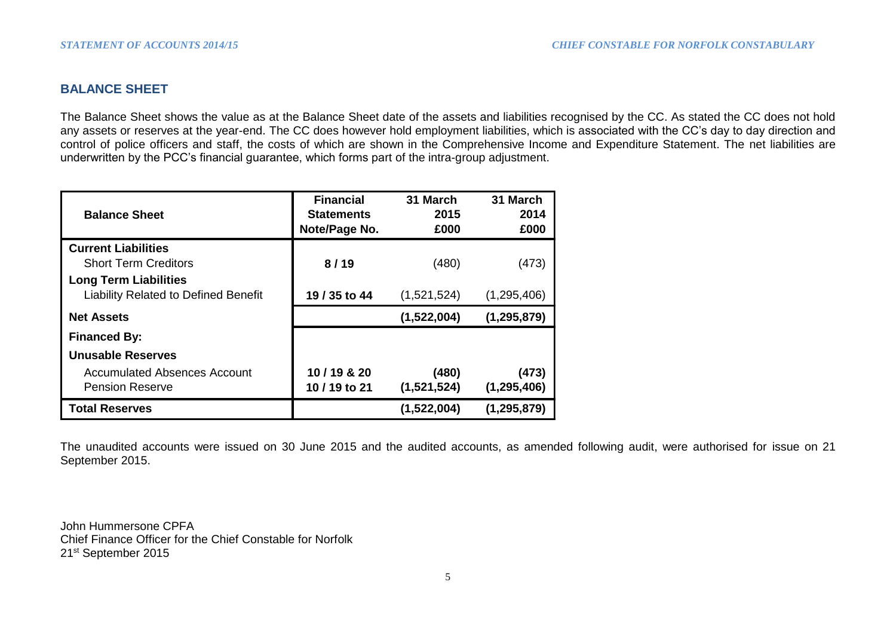## BALANCE SHEET

The Balance Sheet shows the value as at the Balance Sheet date of the assets and liabilities recognised by the CC. As stated the CC does not hold any assets or reserves at the year-end. The CC does however hold employment liabilities, which is associated with the CC's day to day direction and control of police officers and staff, the costs of which are shown in the Comprehensive Income and Expenditure Statement. The net liabilities are underwritten by the PCC's financial guarantee, which forms part of the intra-group adjustment.

| Balance Sheet | Financial Statements Note/Page No. | 31 March 2015 £000 | 31 March 2014 £000 |
|---|---|---|---|
| **Current Liabilities** | | | |
| Short Term Creditors | **8 / 19** | (480) | (473) |
| **Long Term Liabilities** | | | |
| Liability Related to Defined Benefit | **19 / 35 to 44** | (1,521,524) | (1,295,406) |
| **Net Assets** | | **(1,522,004)** | **(1,295,879)** |
| **Financed By:** | | | |
| **Unusable Reserves** | | | |
| Accumulated Absences Account | 10 / 19 & 20 | **(480)** | **(473)** |
| Pension Reserve | 10 / 19 to 21 | **(1,521,524)** | **(1,295,406)** |
| **Total Reserves** | | **(1,522,004)** | **(1,295,879)** |

The unaudited accounts were issued on 30 June 2015 and the audited accounts, as amended following audit, were authorised for issue on 21 September 2015.

John Hummersone CPFA
Chief Finance Officer for the Chief Constable for Norfolk
21st September 2015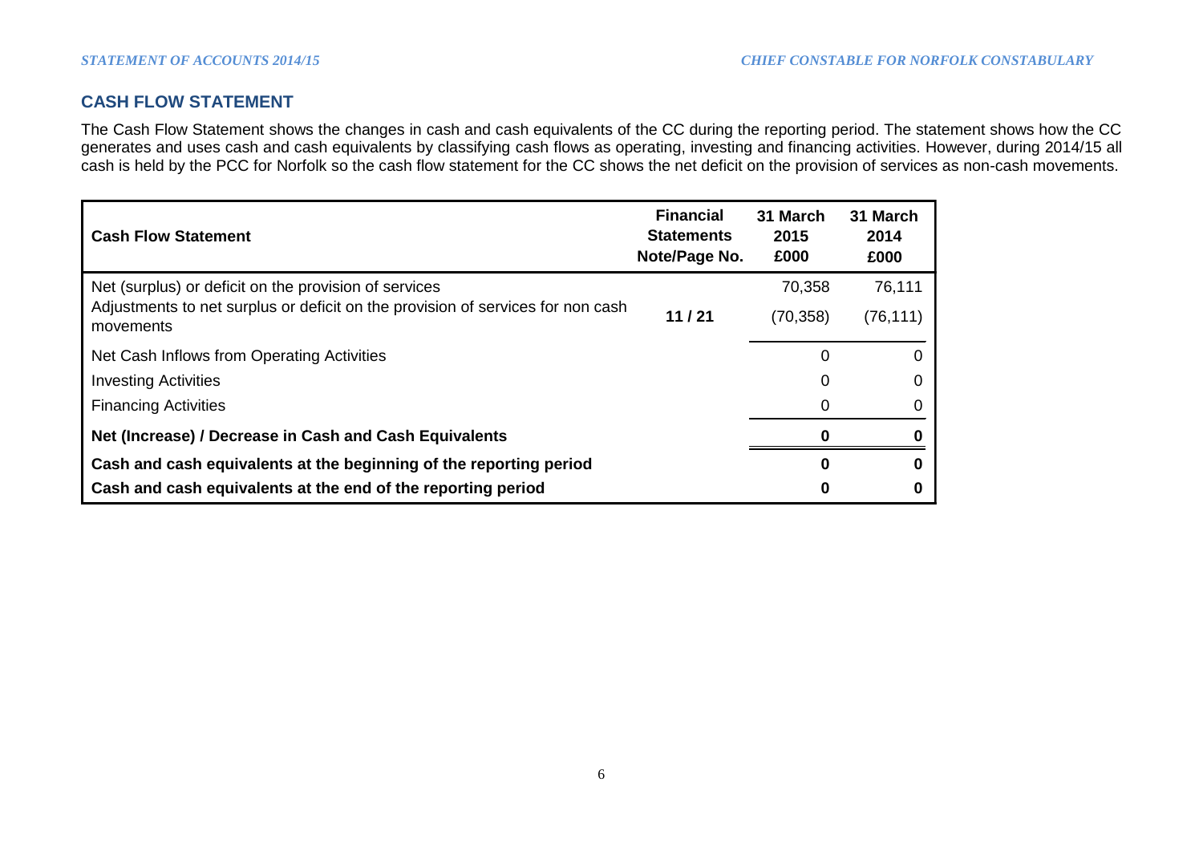## CASH FLOW STATEMENT

The Cash Flow Statement shows the changes in cash and cash equivalents of the CC during the reporting period. The statement shows how the CC generates and uses cash and cash equivalents by classifying cash flows as operating, investing and financing activities. However, during 2014/15 all cash is held by the PCC for Norfolk so the cash flow statement for the CC shows the net deficit on the provision of services as non-cash movements.

| Cash Flow Statement | Financial Statements Note/Page No. | 31 March 2015 £000 | 31 March 2014 £000 |
|---|---|---|---|
| Net (surplus) or deficit on the provision of services | | 70,358 | 76,111 |
| Adjustments to net surplus or deficit on the provision of services for non cash movements | 11 / 21 | (70,358) | (76,111) |
| Net Cash Inflows from Operating Activities | | 0 | 0 |
| Investing Activities | | 0 | 0 |
| Financing Activities | | 0 | 0 |
| **Net (Increase) / Decrease in Cash and Cash Equivalents** | | **0** | **0** |
| **Cash and cash equivalents at the beginning of the reporting period** | | **0** | **0** |
| **Cash and cash equivalents at the end of the reporting period** | | **0** | **0** |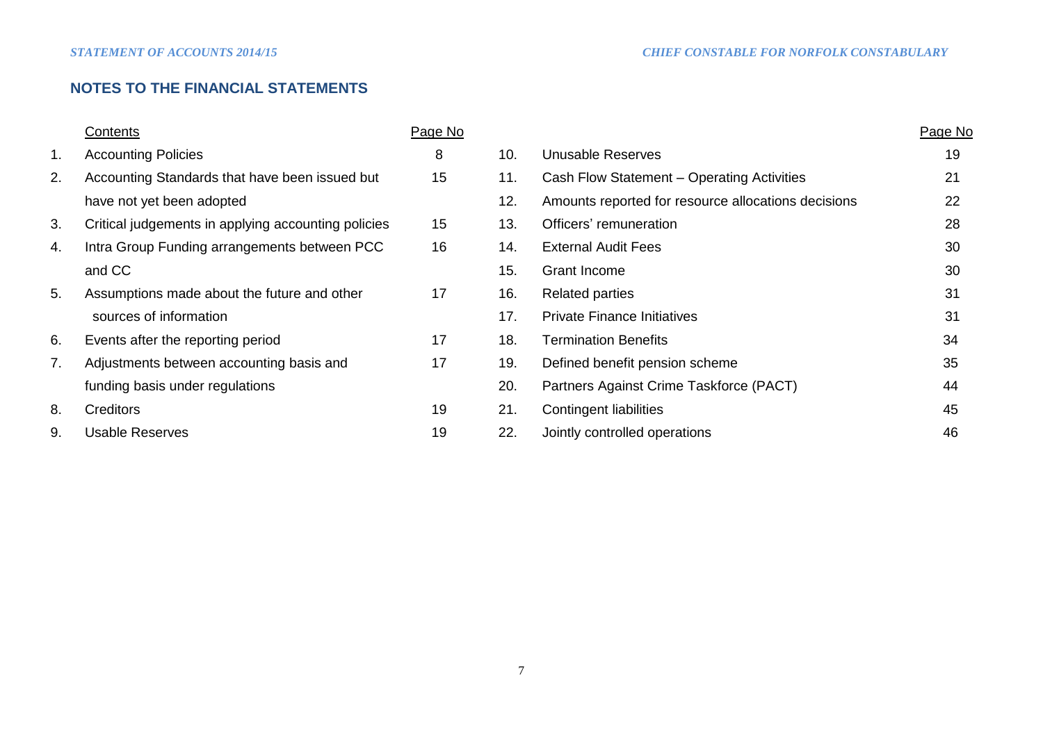## NOTES TO THE FINANCIAL STATEMENTS

| | Contents | Page No | | | Page No |
|---|---|---|---|---|---|
| 1. | Accounting Policies | 8 | 10. | Unusable Reserves | 19 |
| 2. | Accounting Standards that have been issued but have not yet been adopted | 15 | 11. | Cash Flow Statement – Operating Activities | 21 |
| | | | 12. | Amounts reported for resource allocations decisions | 22 |
| 3. | Critical judgements in applying accounting policies | 15 | 13. | Officers' remuneration | 28 |
| 4. | Intra Group Funding arrangements between PCC and CC | 16 | 14. | External Audit Fees | 30 |
| | | | 15. | Grant Income | 30 |
| 5. | Assumptions made about the future and other sources of information | 17 | 16. | Related parties | 31 |
| | | | 17. | Private Finance Initiatives | 31 |
| 6. | Events after the reporting period | 17 | 18. | Termination Benefits | 34 |
| 7. | Adjustments between accounting basis and funding basis under regulations | 17 | 19. | Defined benefit pension scheme | 35 |
| | | | 20. | Partners Against Crime Taskforce (PACT) | 44 |
| 8. | Creditors | 19 | 21. | Contingent liabilities | 45 |
| 9. | Usable Reserves | 19 | 22. | Jointly controlled operations | 46 |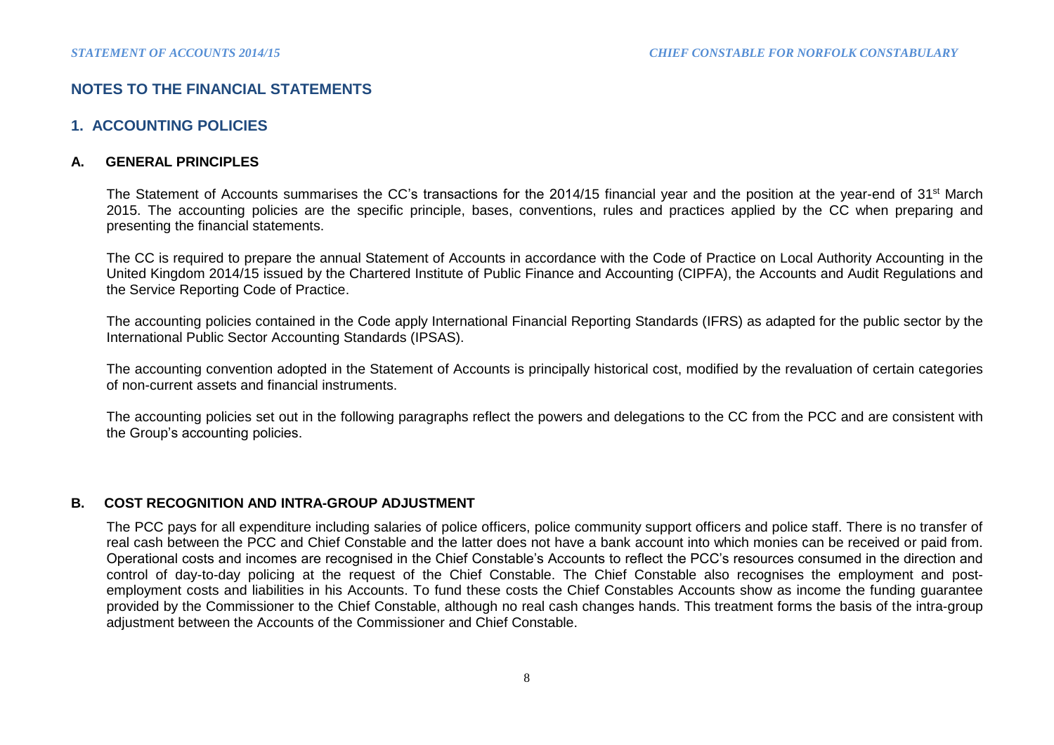## NOTES TO THE FINANCIAL STATEMENTS

## 1. ACCOUNTING POLICIES

### A. GENERAL PRINCIPLES

The Statement of Accounts summarises the CC's transactions for the 2014/15 financial year and the position at the year-end of 31st March 2015. The accounting policies are the specific principle, bases, conventions, rules and practices applied by the CC when preparing and presenting the financial statements.

The CC is required to prepare the annual Statement of Accounts in accordance with the Code of Practice on Local Authority Accounting in the United Kingdom 2014/15 issued by the Chartered Institute of Public Finance and Accounting (CIPFA), the Accounts and Audit Regulations and the Service Reporting Code of Practice.

The accounting policies contained in the Code apply International Financial Reporting Standards (IFRS) as adapted for the public sector by the International Public Sector Accounting Standards (IPSAS).

The accounting convention adopted in the Statement of Accounts is principally historical cost, modified by the revaluation of certain categories of non-current assets and financial instruments.

The accounting policies set out in the following paragraphs reflect the powers and delegations to the CC from the PCC and are consistent with the Group's accounting policies.

### B. COST RECOGNITION AND INTRA-GROUP ADJUSTMENT

The PCC pays for all expenditure including salaries of police officers, police community support officers and police staff. There is no transfer of real cash between the PCC and Chief Constable and the latter does not have a bank account into which monies can be received or paid from. Operational costs and incomes are recognised in the Chief Constable's Accounts to reflect the PCC's resources consumed in the direction and control of day-to-day policing at the request of the Chief Constable. The Chief Constable also recognises the employment and post-employment costs and liabilities in his Accounts. To fund these costs the Chief Constables Accounts show as income the funding guarantee provided by the Commissioner to the Chief Constable, although no real cash changes hands. This treatment forms the basis of the intra-group adjustment between the Accounts of the Commissioner and Chief Constable.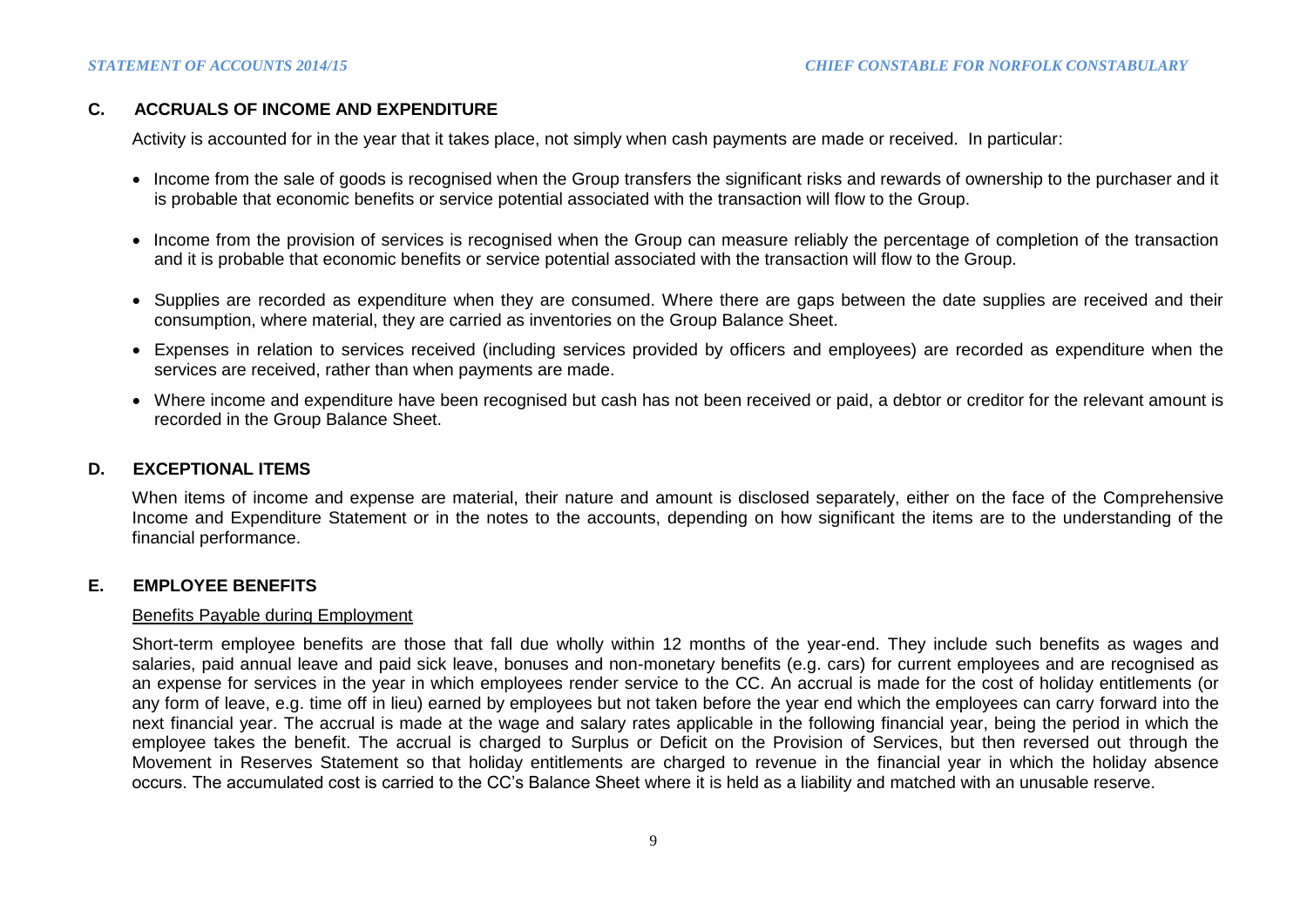## C. ACCRUALS OF INCOME AND EXPENDITURE

Activity is accounted for in the year that it takes place, not simply when cash payments are made or received. In particular:

- Income from the sale of goods is recognised when the Group transfers the significant risks and rewards of ownership to the purchaser and it is probable that economic benefits or service potential associated with the transaction will flow to the Group.
- Income from the provision of services is recognised when the Group can measure reliably the percentage of completion of the transaction and it is probable that economic benefits or service potential associated with the transaction will flow to the Group.
- Supplies are recorded as expenditure when they are consumed. Where there are gaps between the date supplies are received and their consumption, where material, they are carried as inventories on the Group Balance Sheet.
- Expenses in relation to services received (including services provided by officers and employees) are recorded as expenditure when the services are received, rather than when payments are made.
- Where income and expenditure have been recognised but cash has not been received or paid, a debtor or creditor for the relevant amount is recorded in the Group Balance Sheet.

## D. EXCEPTIONAL ITEMS

When items of income and expense are material, their nature and amount is disclosed separately, either on the face of the Comprehensive Income and Expenditure Statement or in the notes to the accounts, depending on how significant the items are to the understanding of the financial performance.

## E. EMPLOYEE BENEFITS

### Benefits Payable during Employment

Short-term employee benefits are those that fall due wholly within 12 months of the year-end. They include such benefits as wages and salaries, paid annual leave and paid sick leave, bonuses and non-monetary benefits (e.g. cars) for current employees and are recognised as an expense for services in the year in which employees render service to the CC. An accrual is made for the cost of holiday entitlements (or any form of leave, e.g. time off in lieu) earned by employees but not taken before the year end which the employees can carry forward into the next financial year. The accrual is made at the wage and salary rates applicable in the following financial year, being the period in which the employee takes the benefit. The accrual is charged to Surplus or Deficit on the Provision of Services, but then reversed out through the Movement in Reserves Statement so that holiday entitlements are charged to revenue in the financial year in which the holiday absence occurs. The accumulated cost is carried to the CC's Balance Sheet where it is held as a liability and matched with an unusable reserve.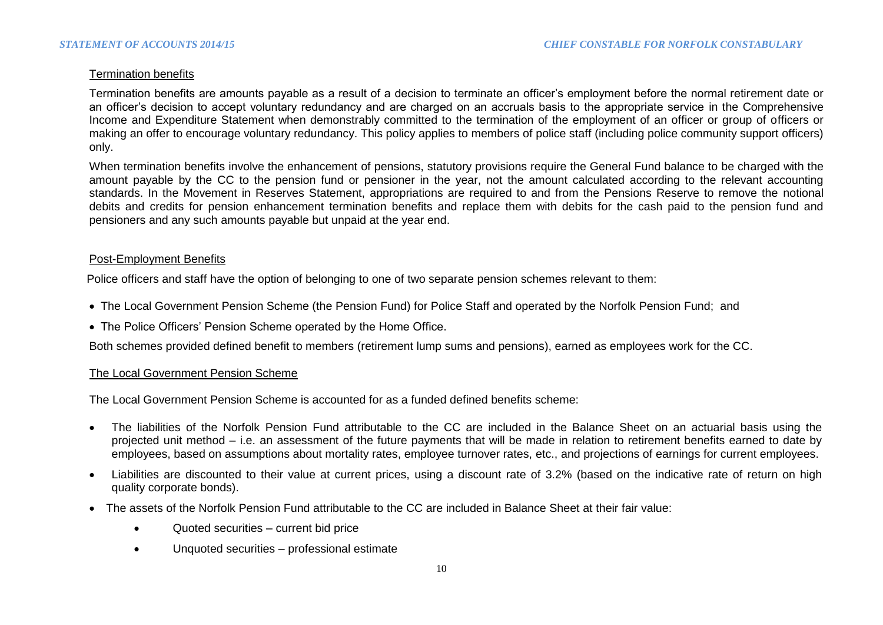### Termination benefits

Termination benefits are amounts payable as a result of a decision to terminate an officer's employment before the normal retirement date or an officer's decision to accept voluntary redundancy and are charged on an accruals basis to the appropriate service in the Comprehensive Income and Expenditure Statement when demonstrably committed to the termination of the employment of an officer or group of officers or making an offer to encourage voluntary redundancy. This policy applies to members of police staff (including police community support officers) only.

When termination benefits involve the enhancement of pensions, statutory provisions require the General Fund balance to be charged with the amount payable by the CC to the pension fund or pensioner in the year, not the amount calculated according to the relevant accounting standards. In the Movement in Reserves Statement, appropriations are required to and from the Pensions Reserve to remove the notional debits and credits for pension enhancement termination benefits and replace them with debits for the cash paid to the pension fund and pensioners and any such amounts payable but unpaid at the year end.

### Post-Employment Benefits

Police officers and staff have the option of belonging to one of two separate pension schemes relevant to them:

- The Local Government Pension Scheme (the Pension Fund) for Police Staff and operated by the Norfolk Pension Fund; and
- The Police Officers' Pension Scheme operated by the Home Office.

Both schemes provided defined benefit to members (retirement lump sums and pensions), earned as employees work for the CC.

### The Local Government Pension Scheme

The Local Government Pension Scheme is accounted for as a funded defined benefits scheme:

- The liabilities of the Norfolk Pension Fund attributable to the CC are included in the Balance Sheet on an actuarial basis using the projected unit method – i.e. an assessment of the future payments that will be made in relation to retirement benefits earned to date by employees, based on assumptions about mortality rates, employee turnover rates, etc., and projections of earnings for current employees.
- Liabilities are discounted to their value at current prices, using a discount rate of 3.2% (based on the indicative rate of return on high quality corporate bonds).
- The assets of the Norfolk Pension Fund attributable to the CC are included in Balance Sheet at their fair value:
  - Quoted securities – current bid price
  - Unquoted securities – professional estimate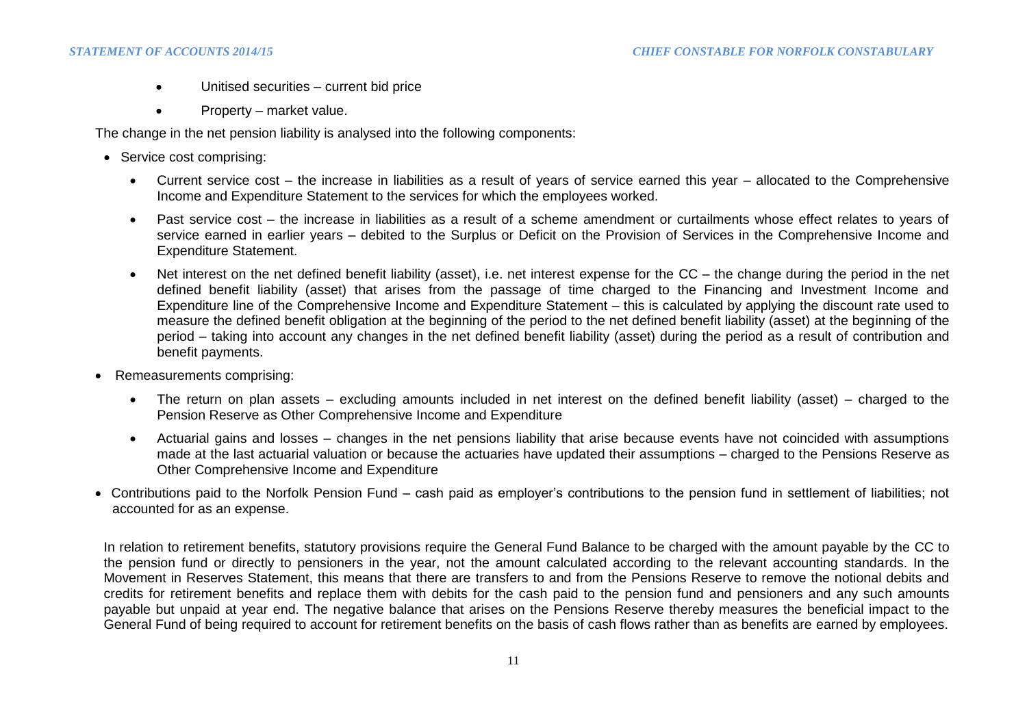- Unitised securities – current bid price
- Property – market value.

The change in the net pension liability is analysed into the following components:

- Service cost comprising:
  - Current service cost – the increase in liabilities as a result of years of service earned this year – allocated to the Comprehensive Income and Expenditure Statement to the services for which the employees worked.
  - Past service cost – the increase in liabilities as a result of a scheme amendment or curtailments whose effect relates to years of service earned in earlier years – debited to the Surplus or Deficit on the Provision of Services in the Comprehensive Income and Expenditure Statement.
  - Net interest on the net defined benefit liability (asset), i.e. net interest expense for the CC – the change during the period in the net defined benefit liability (asset) that arises from the passage of time charged to the Financing and Investment Income and Expenditure line of the Comprehensive Income and Expenditure Statement – this is calculated by applying the discount rate used to measure the defined benefit obligation at the beginning of the period to the net defined benefit liability (asset) at the beginning of the period – taking into account any changes in the net defined benefit liability (asset) during the period as a result of contribution and benefit payments.
- Remeasurements comprising:
  - The return on plan assets – excluding amounts included in net interest on the defined benefit liability (asset) – charged to the Pension Reserve as Other Comprehensive Income and Expenditure
  - Actuarial gains and losses – changes in the net pensions liability that arise because events have not coincided with assumptions made at the last actuarial valuation or because the actuaries have updated their assumptions – charged to the Pensions Reserve as Other Comprehensive Income and Expenditure
- Contributions paid to the Norfolk Pension Fund – cash paid as employer's contributions to the pension fund in settlement of liabilities; not accounted for as an expense.

In relation to retirement benefits, statutory provisions require the General Fund Balance to be charged with the amount payable by the CC to the pension fund or directly to pensioners in the year, not the amount calculated according to the relevant accounting standards. In the Movement in Reserves Statement, this means that there are transfers to and from the Pensions Reserve to remove the notional debits and credits for retirement benefits and replace them with debits for the cash paid to the pension fund and pensioners and any such amounts payable but unpaid at year end. The negative balance that arises on the Pensions Reserve thereby measures the beneficial impact to the General Fund of being required to account for retirement benefits on the basis of cash flows rather than as benefits are earned by employees.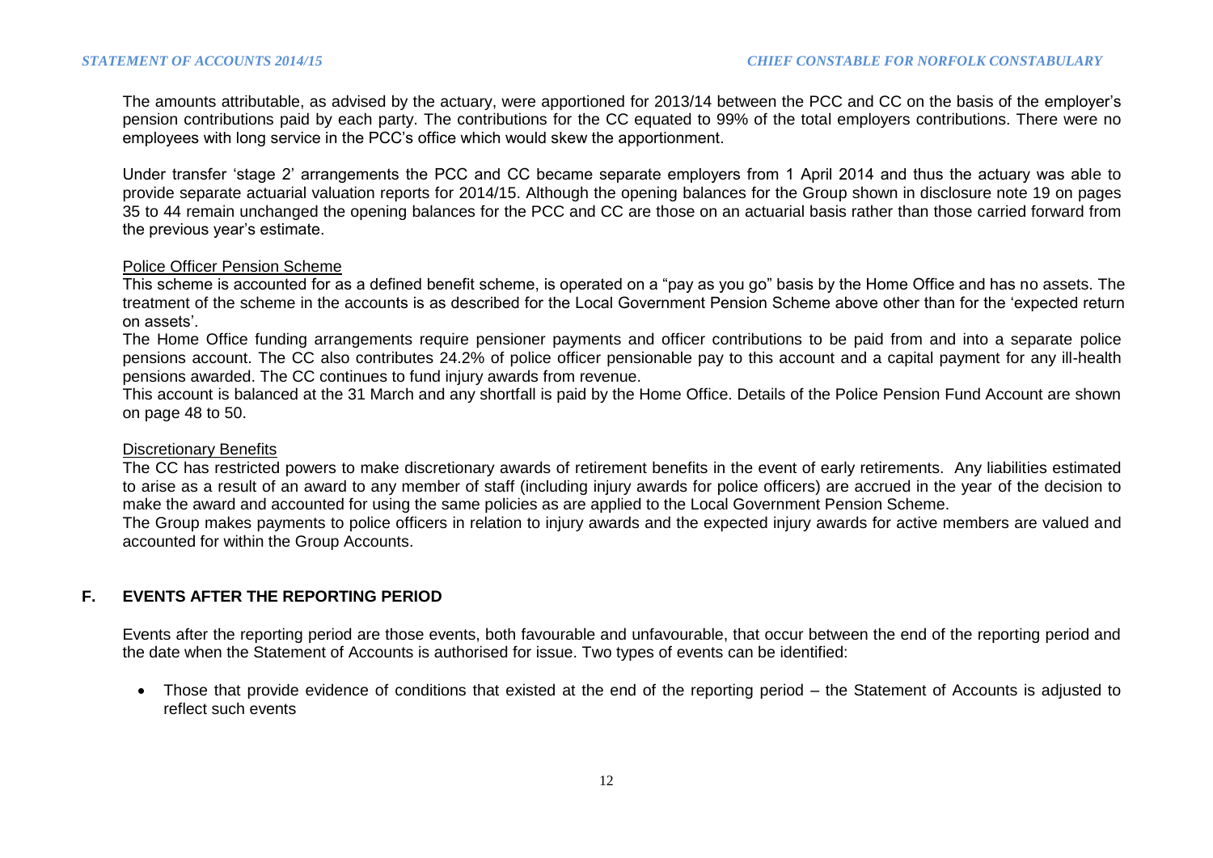The amounts attributable, as advised by the actuary, were apportioned for 2013/14 between the PCC and CC on the basis of the employer's pension contributions paid by each party. The contributions for the CC equated to 99% of the total employers contributions. There were no employees with long service in the PCC's office which would skew the apportionment.

Under transfer 'stage 2' arrangements the PCC and CC became separate employers from 1 April 2014 and thus the actuary was able to provide separate actuarial valuation reports for 2014/15. Although the opening balances for the Group shown in disclosure note 19 on pages 35 to 44 remain unchanged the opening balances for the PCC and CC are those on an actuarial basis rather than those carried forward from the previous year's estimate.

Police Officer Pension Scheme

This scheme is accounted for as a defined benefit scheme, is operated on a "pay as you go" basis by the Home Office and has no assets. The treatment of the scheme in the accounts is as described for the Local Government Pension Scheme above other than for the 'expected return on assets'.

The Home Office funding arrangements require pensioner payments and officer contributions to be paid from and into a separate police pensions account. The CC also contributes 24.2% of police officer pensionable pay to this account and a capital payment for any ill-health pensions awarded. The CC continues to fund injury awards from revenue.

This account is balanced at the 31 March and any shortfall is paid by the Home Office. Details of the Police Pension Fund Account are shown on page 48 to 50.

Discretionary Benefits

The CC has restricted powers to make discretionary awards of retirement benefits in the event of early retirements. Any liabilities estimated to arise as a result of an award to any member of staff (including injury awards for police officers) are accrued in the year of the decision to make the award and accounted for using the same policies as are applied to the Local Government Pension Scheme.

The Group makes payments to police officers in relation to injury awards and the expected injury awards for active members are valued and accounted for within the Group Accounts.

## F. EVENTS AFTER THE REPORTING PERIOD

Events after the reporting period are those events, both favourable and unfavourable, that occur between the end of the reporting period and the date when the Statement of Accounts is authorised for issue. Two types of events can be identified:

- Those that provide evidence of conditions that existed at the end of the reporting period – the Statement of Accounts is adjusted to reflect such events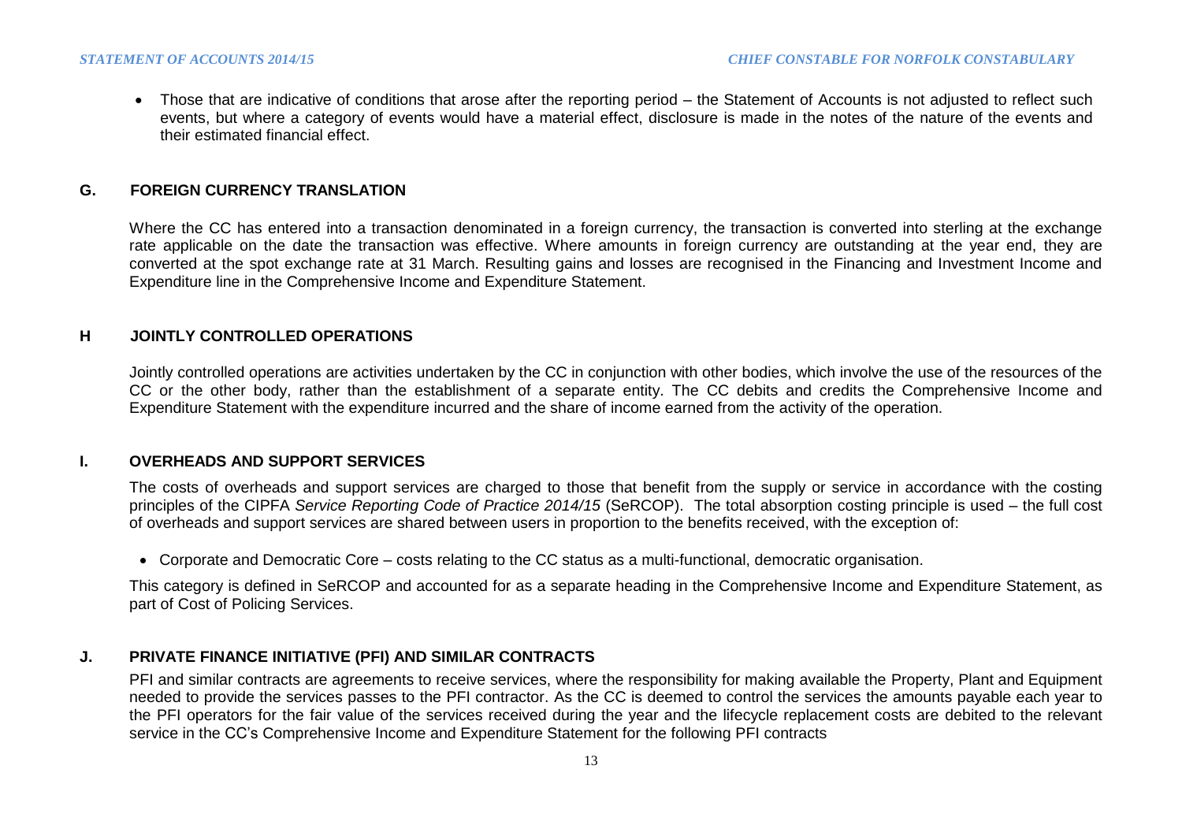- Those that are indicative of conditions that arose after the reporting period – the Statement of Accounts is not adjusted to reflect such events, but where a category of events would have a material effect, disclosure is made in the notes of the nature of the events and their estimated financial effect.

## G. FOREIGN CURRENCY TRANSLATION

Where the CC has entered into a transaction denominated in a foreign currency, the transaction is converted into sterling at the exchange rate applicable on the date the transaction was effective. Where amounts in foreign currency are outstanding at the year end, they are converted at the spot exchange rate at 31 March. Resulting gains and losses are recognised in the Financing and Investment Income and Expenditure line in the Comprehensive Income and Expenditure Statement.

## H JOINTLY CONTROLLED OPERATIONS

Jointly controlled operations are activities undertaken by the CC in conjunction with other bodies, which involve the use of the resources of the CC or the other body, rather than the establishment of a separate entity. The CC debits and credits the Comprehensive Income and Expenditure Statement with the expenditure incurred and the share of income earned from the activity of the operation.

## I. OVERHEADS AND SUPPORT SERVICES

The costs of overheads and support services are charged to those that benefit from the supply or service in accordance with the costing principles of the CIPFA *Service Reporting Code of Practice 2014/15* (SeRCOP). The total absorption costing principle is used – the full cost of overheads and support services are shared between users in proportion to the benefits received, with the exception of:

- Corporate and Democratic Core – costs relating to the CC status as a multi-functional, democratic organisation.

This category is defined in SeRCOP and accounted for as a separate heading in the Comprehensive Income and Expenditure Statement, as part of Cost of Policing Services.

## J. PRIVATE FINANCE INITIATIVE (PFI) AND SIMILAR CONTRACTS

PFI and similar contracts are agreements to receive services, where the responsibility for making available the Property, Plant and Equipment needed to provide the services passes to the PFI contractor. As the CC is deemed to control the services the amounts payable each year to the PFI operators for the fair value of the services received during the year and the lifecycle replacement costs are debited to the relevant service in the CC's Comprehensive Income and Expenditure Statement for the following PFI contracts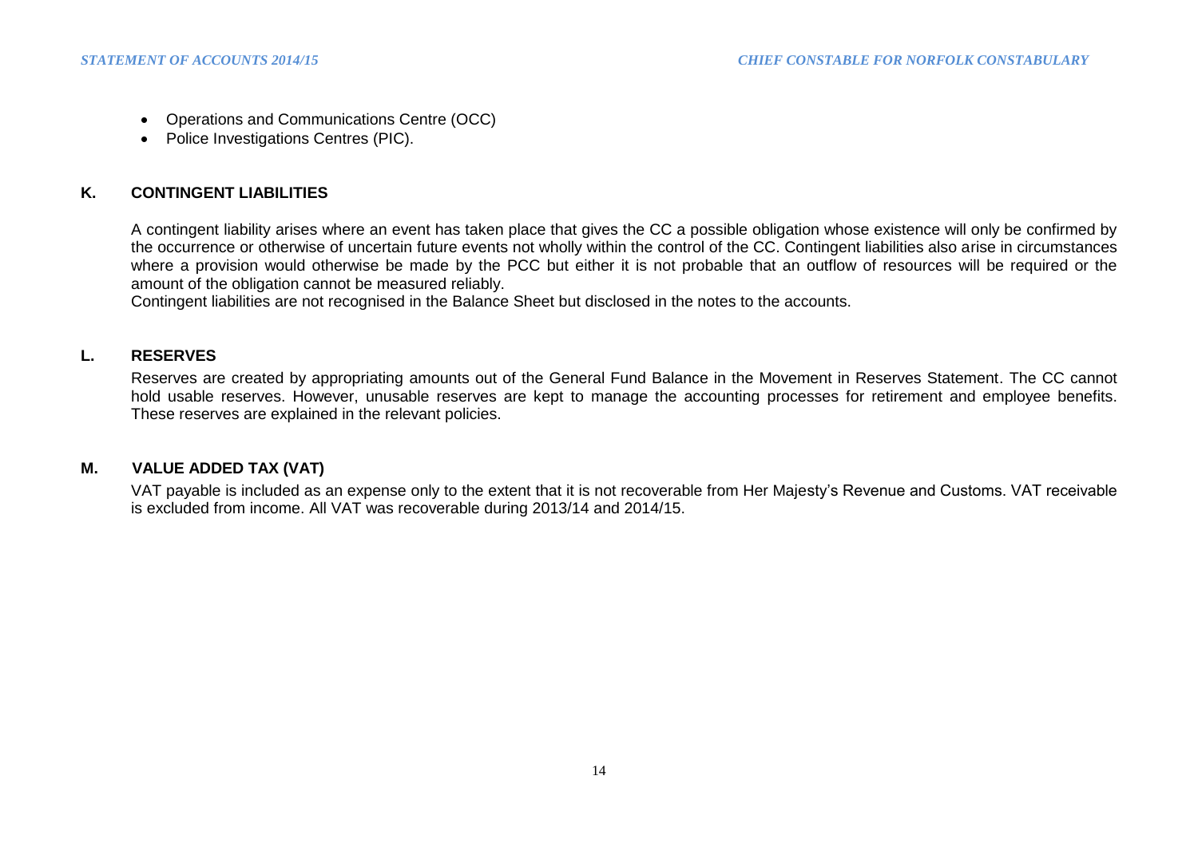- Operations and Communications Centre (OCC)
- Police Investigations Centres (PIC).

## K. CONTINGENT LIABILITIES

A contingent liability arises where an event has taken place that gives the CC a possible obligation whose existence will only be confirmed by the occurrence or otherwise of uncertain future events not wholly within the control of the CC. Contingent liabilities also arise in circumstances where a provision would otherwise be made by the PCC but either it is not probable that an outflow of resources will be required or the amount of the obligation cannot be measured reliably.

Contingent liabilities are not recognised in the Balance Sheet but disclosed in the notes to the accounts.

## L. RESERVES

Reserves are created by appropriating amounts out of the General Fund Balance in the Movement in Reserves Statement. The CC cannot hold usable reserves. However, unusable reserves are kept to manage the accounting processes for retirement and employee benefits. These reserves are explained in the relevant policies.

## M. VALUE ADDED TAX (VAT)

VAT payable is included as an expense only to the extent that it is not recoverable from Her Majesty's Revenue and Customs. VAT receivable is excluded from income. All VAT was recoverable during 2013/14 and 2014/15.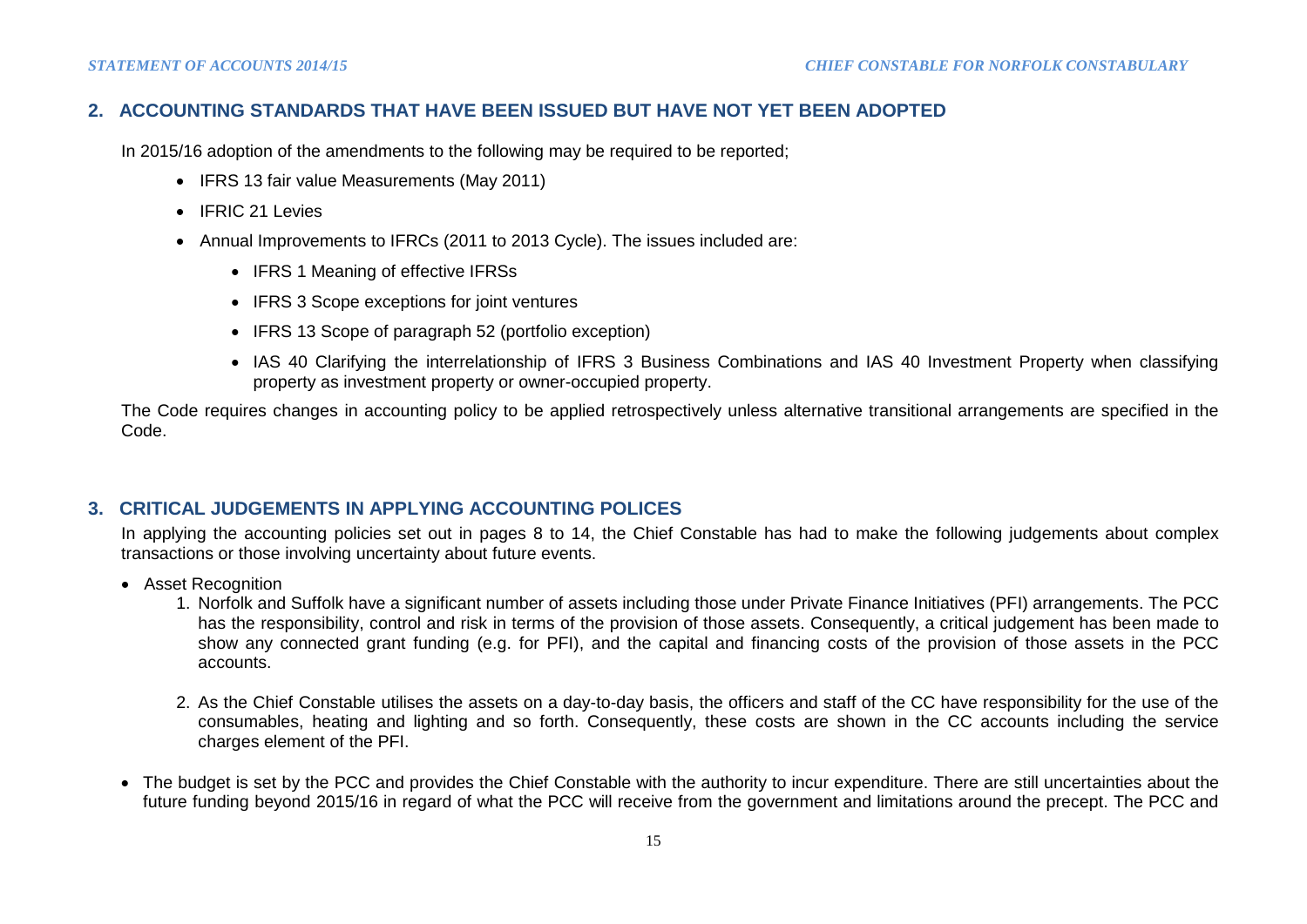## 2. ACCOUNTING STANDARDS THAT HAVE BEEN ISSUED BUT HAVE NOT YET BEEN ADOPTED

In 2015/16 adoption of the amendments to the following may be required to be reported;

- IFRS 13 fair value Measurements (May 2011)
- IFRIC 21 Levies
- Annual Improvements to IFRCs (2011 to 2013 Cycle). The issues included are:
  - IFRS 1 Meaning of effective IFRSs
  - IFRS 3 Scope exceptions for joint ventures
  - IFRS 13 Scope of paragraph 52 (portfolio exception)
  - IAS 40 Clarifying the interrelationship of IFRS 3 Business Combinations and IAS 40 Investment Property when classifying property as investment property or owner-occupied property.

The Code requires changes in accounting policy to be applied retrospectively unless alternative transitional arrangements are specified in the Code.

## 3. CRITICAL JUDGEMENTS IN APPLYING ACCOUNTING POLICES

In applying the accounting policies set out in pages 8 to 14, the Chief Constable has had to make the following judgements about complex transactions or those involving uncertainty about future events.

- Asset Recognition
  1. Norfolk and Suffolk have a significant number of assets including those under Private Finance Initiatives (PFI) arrangements. The PCC has the responsibility, control and risk in terms of the provision of those assets. Consequently, a critical judgement has been made to show any connected grant funding (e.g. for PFI), and the capital and financing costs of the provision of those assets in the PCC accounts.
  2. As the Chief Constable utilises the assets on a day-to-day basis, the officers and staff of the CC have responsibility for the use of the consumables, heating and lighting and so forth. Consequently, these costs are shown in the CC accounts including the service charges element of the PFI.
- The budget is set by the PCC and provides the Chief Constable with the authority to incur expenditure. There are still uncertainties about the future funding beyond 2015/16 in regard of what the PCC will receive from the government and limitations around the precept. The PCC and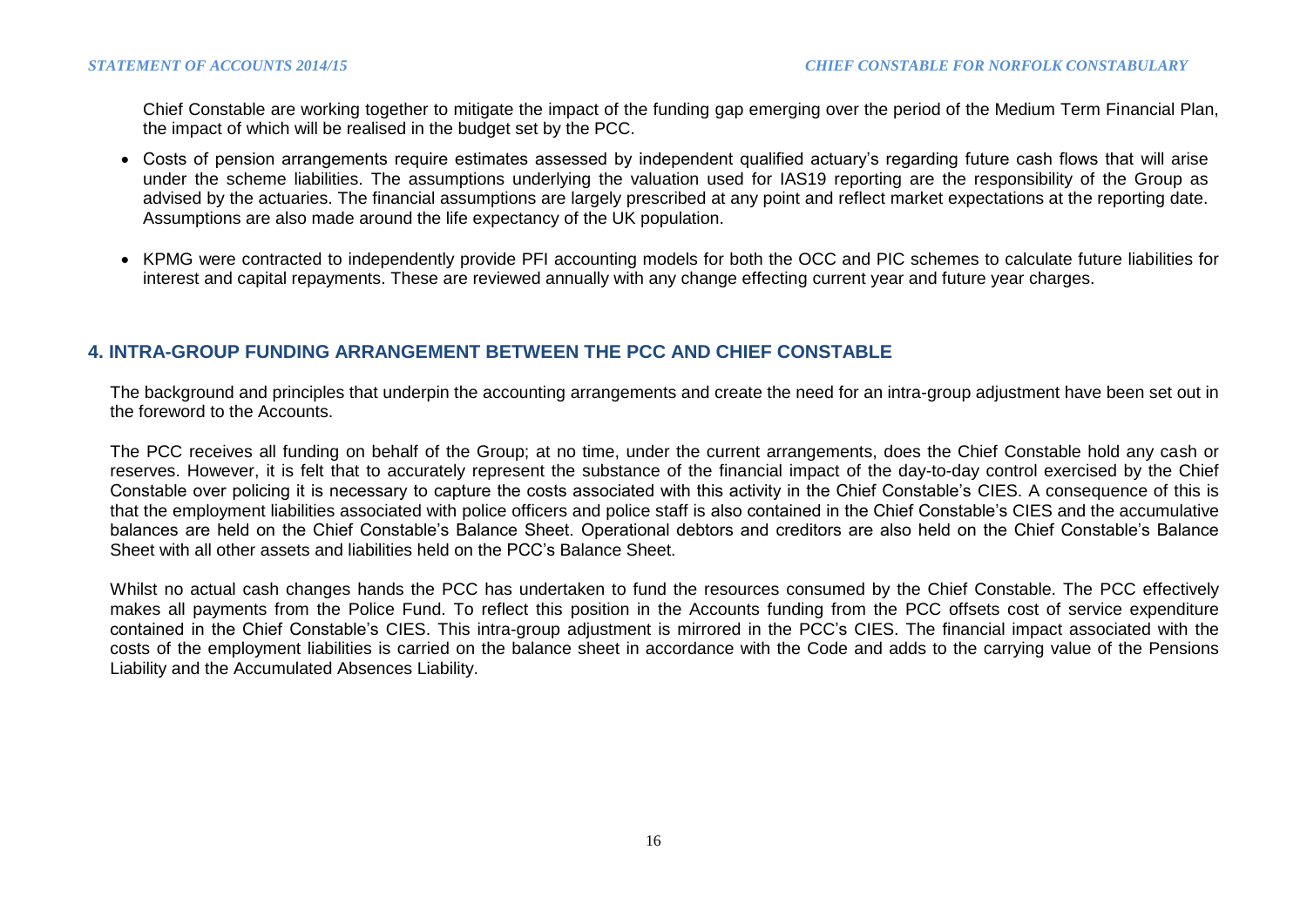Chief Constable are working together to mitigate the impact of the funding gap emerging over the period of the Medium Term Financial Plan, the impact of which will be realised in the budget set by the PCC.

- Costs of pension arrangements require estimates assessed by independent qualified actuary's regarding future cash flows that will arise under the scheme liabilities. The assumptions underlying the valuation used for IAS19 reporting are the responsibility of the Group as advised by the actuaries. The financial assumptions are largely prescribed at any point and reflect market expectations at the reporting date. Assumptions are also made around the life expectancy of the UK population.

- KPMG were contracted to independently provide PFI accounting models for both the OCC and PIC schemes to calculate future liabilities for interest and capital repayments. These are reviewed annually with any change effecting current year and future year charges.

## 4. INTRA-GROUP FUNDING ARRANGEMENT BETWEEN THE PCC AND CHIEF CONSTABLE

The background and principles that underpin the accounting arrangements and create the need for an intra-group adjustment have been set out in the foreword to the Accounts.

The PCC receives all funding on behalf of the Group; at no time, under the current arrangements, does the Chief Constable hold any cash or reserves. However, it is felt that to accurately represent the substance of the financial impact of the day-to-day control exercised by the Chief Constable over policing it is necessary to capture the costs associated with this activity in the Chief Constable's CIES. A consequence of this is that the employment liabilities associated with police officers and police staff is also contained in the Chief Constable's CIES and the accumulative balances are held on the Chief Constable's Balance Sheet. Operational debtors and creditors are also held on the Chief Constable's Balance Sheet with all other assets and liabilities held on the PCC's Balance Sheet.

Whilst no actual cash changes hands the PCC has undertaken to fund the resources consumed by the Chief Constable. The PCC effectively makes all payments from the Police Fund. To reflect this position in the Accounts funding from the PCC offsets cost of service expenditure contained in the Chief Constable's CIES. This intra-group adjustment is mirrored in the PCC's CIES. The financial impact associated with the costs of the employment liabilities is carried on the balance sheet in accordance with the Code and adds to the carrying value of the Pensions Liability and the Accumulated Absences Liability.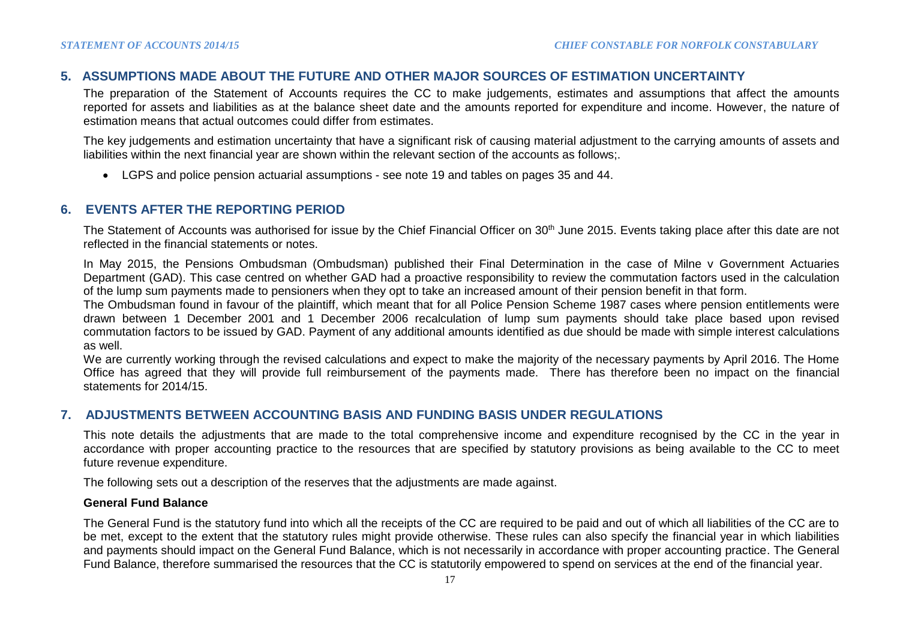## 5. ASSUMPTIONS MADE ABOUT THE FUTURE AND OTHER MAJOR SOURCES OF ESTIMATION UNCERTAINTY

The preparation of the Statement of Accounts requires the CC to make judgements, estimates and assumptions that affect the amounts reported for assets and liabilities as at the balance sheet date and the amounts reported for expenditure and income. However, the nature of estimation means that actual outcomes could differ from estimates.

The key judgements and estimation uncertainty that have a significant risk of causing material adjustment to the carrying amounts of assets and liabilities within the next financial year are shown within the relevant section of the accounts as follows;.

- LGPS and police pension actuarial assumptions - see note 19 and tables on pages 35 and 44.

## 6. EVENTS AFTER THE REPORTING PERIOD

The Statement of Accounts was authorised for issue by the Chief Financial Officer on 30th June 2015. Events taking place after this date are not reflected in the financial statements or notes.

In May 2015, the Pensions Ombudsman (Ombudsman) published their Final Determination in the case of Milne v Government Actuaries Department (GAD). This case centred on whether GAD had a proactive responsibility to review the commutation factors used in the calculation of the lump sum payments made to pensioners when they opt to take an increased amount of their pension benefit in that form.

The Ombudsman found in favour of the plaintiff, which meant that for all Police Pension Scheme 1987 cases where pension entitlements were drawn between 1 December 2001 and 1 December 2006 recalculation of lump sum payments should take place based upon revised commutation factors to be issued by GAD. Payment of any additional amounts identified as due should be made with simple interest calculations as well.

We are currently working through the revised calculations and expect to make the majority of the necessary payments by April 2016. The Home Office has agreed that they will provide full reimbursement of the payments made. There has therefore been no impact on the financial statements for 2014/15.

## 7. ADJUSTMENTS BETWEEN ACCOUNTING BASIS AND FUNDING BASIS UNDER REGULATIONS

This note details the adjustments that are made to the total comprehensive income and expenditure recognised by the CC in the year in accordance with proper accounting practice to the resources that are specified by statutory provisions as being available to the CC to meet future revenue expenditure.

The following sets out a description of the reserves that the adjustments are made against.

**General Fund Balance**

The General Fund is the statutory fund into which all the receipts of the CC are required to be paid and out of which all liabilities of the CC are to be met, except to the extent that the statutory rules might provide otherwise. These rules can also specify the financial year in which liabilities and payments should impact on the General Fund Balance, which is not necessarily in accordance with proper accounting practice. The General Fund Balance, therefore summarised the resources that the CC is statutorily empowered to spend on services at the end of the financial year.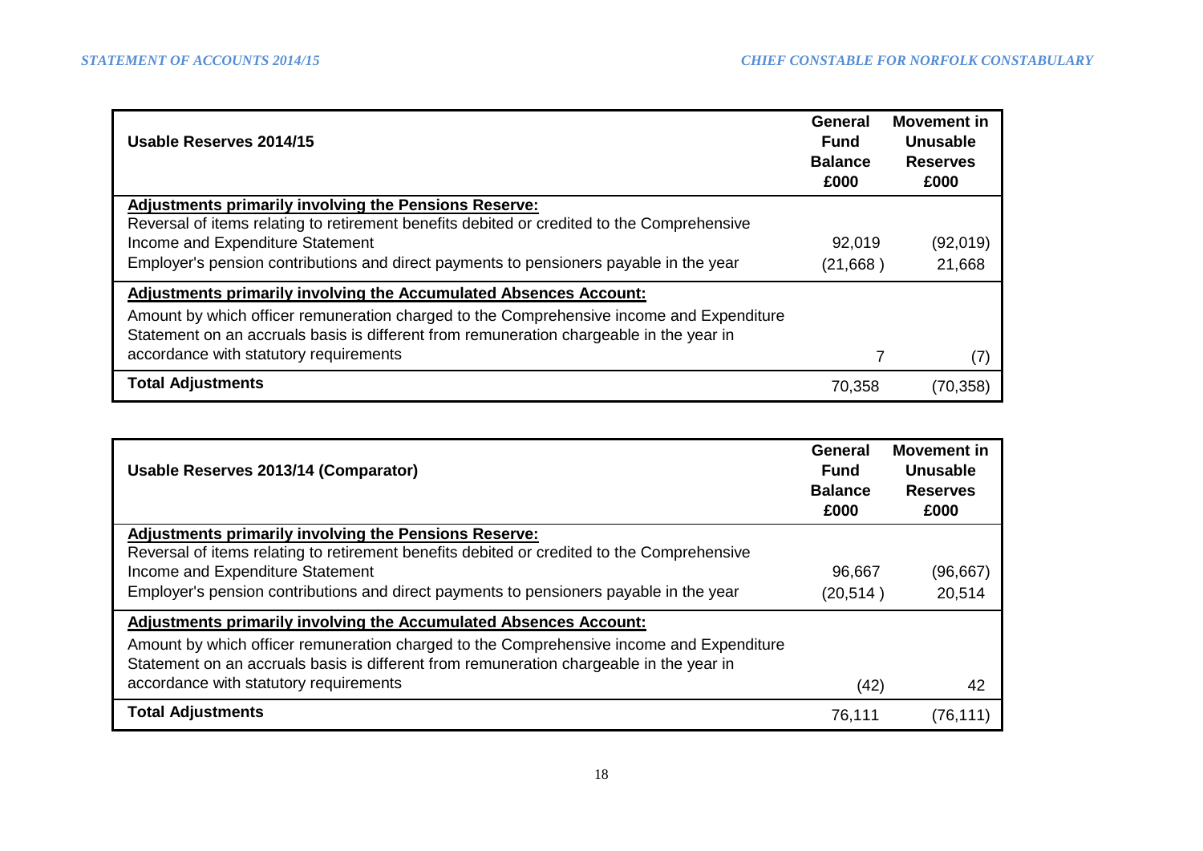| Usable Reserves 2014/15 | General Fund Balance £000 | Movement in Unusable Reserves £000 |
|---|---|---|
| **Adjustments primarily involving the Pensions Reserve:** | | |
| Reversal of items relating to retirement benefits debited or credited to the Comprehensive Income and Expenditure Statement | 92,019 | (92,019) |
| Employer's pension contributions and direct payments to pensioners payable in the year | (21,668 ) | 21,668 |
| **Adjustments primarily involving the Accumulated Absences Account:** | | |
| Amount by which officer remuneration charged to the Comprehensive income and Expenditure Statement on an accruals basis is different from remuneration chargeable in the year in accordance with statutory requirements | 7 | (7) |
| **Total Adjustments** | 70,358 | (70,358) |

| Usable Reserves 2013/14 (Comparator) | General Fund Balance £000 | Movement in Unusable Reserves £000 |
|---|---|---|
| **Adjustments primarily involving the Pensions Reserve:** | | |
| Reversal of items relating to retirement benefits debited or credited to the Comprehensive Income and Expenditure Statement | 96,667 | (96,667) |
| Employer's pension contributions and direct payments to pensioners payable in the year | (20,514 ) | 20,514 |
| **Adjustments primarily involving the Accumulated Absences Account:** | | |
| Amount by which officer remuneration charged to the Comprehensive income and Expenditure Statement on an accruals basis is different from remuneration chargeable in the year in accordance with statutory requirements | (42) | 42 |
| **Total Adjustments** | 76,111 | (76,111) |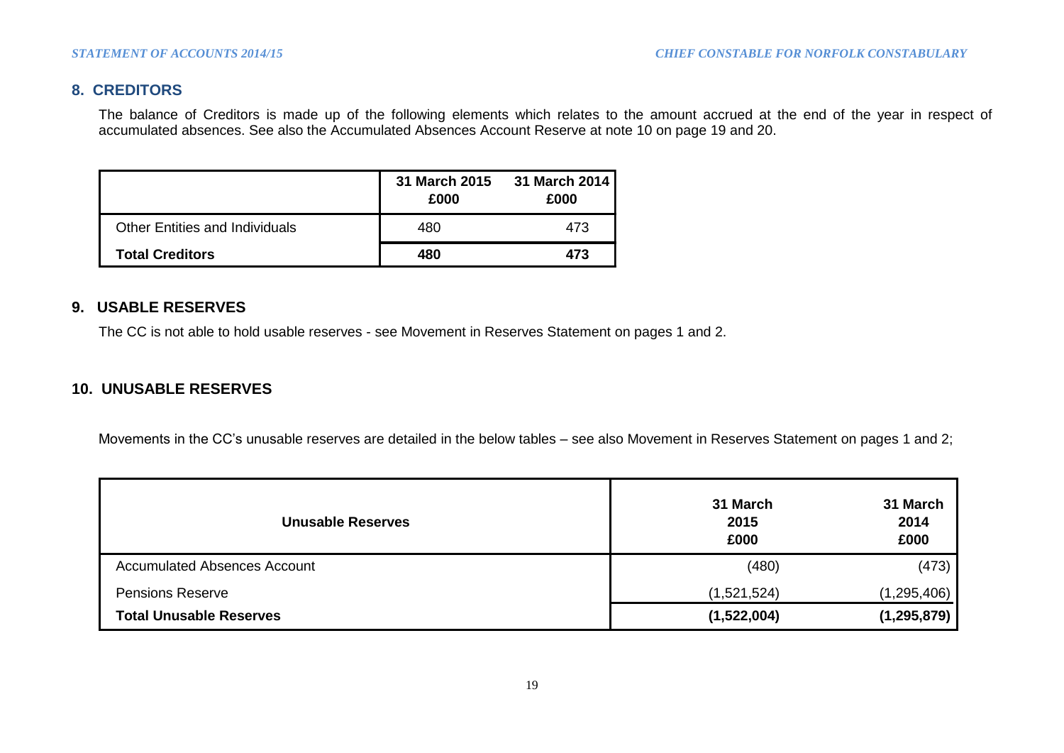## 8. CREDITORS

The balance of Creditors is made up of the following elements which relates to the amount accrued at the end of the year in respect of accumulated absences. See also the Accumulated Absences Account Reserve at note 10 on page 19 and 20.

| | 31 March 2015 £000 | 31 March 2014 £000 |
|---|---|---|
| Other Entities and Individuals | 480 | 473 |
| **Total Creditors** | **480** | **473** |

## 9. USABLE RESERVES

The CC is not able to hold usable reserves - see Movement in Reserves Statement on pages 1 and 2.

## 10. UNUSABLE RESERVES

Movements in the CC's unusable reserves are detailed in the below tables – see also Movement in Reserves Statement on pages 1 and 2;

| Unusable Reserves | 31 March 2015 £000 | 31 March 2014 £000 |
|---|---|---|
| Accumulated Absences Account | (480) | (473) |
| Pensions Reserve | (1,521,524) | (1,295,406) |
| **Total Unusable Reserves** | **(1,522,004)** | **(1,295,879)** |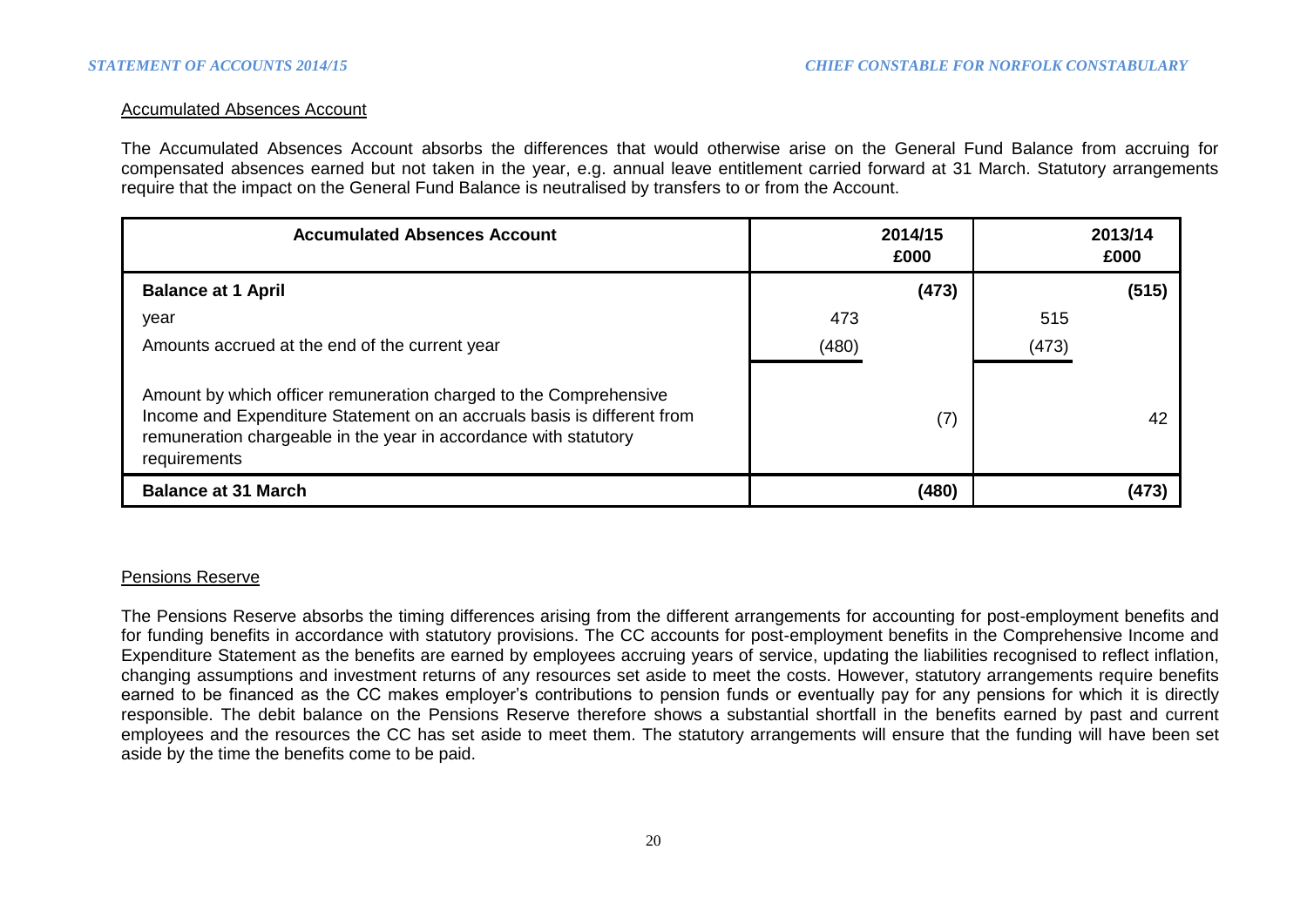## Accumulated Absences Account

The Accumulated Absences Account absorbs the differences that would otherwise arise on the General Fund Balance from accruing for compensated absences earned but not taken in the year, e.g. annual leave entitlement carried forward at 31 March. Statutory arrangements require that the impact on the General Fund Balance is neutralised by transfers to or from the Account.

| Accumulated Absences Account | 2014/15 £000 | | 2013/14 £000 | |
|---|---|---|---|---|
| **Balance at 1 April** | | **(473)** | | **(515)** |
| year | 473 | | 515 | |
| Amounts accrued at the end of the current year | (480) | | (473) | |
| Amount by which officer remuneration charged to the Comprehensive Income and Expenditure Statement on an accruals basis is different from remuneration chargeable in the year in accordance with statutory requirements | | (7) | | 42 |
| **Balance at 31 March** | | **(480)** | | **(473)** |

## Pensions Reserve

The Pensions Reserve absorbs the timing differences arising from the different arrangements for accounting for post-employment benefits and for funding benefits in accordance with statutory provisions. The CC accounts for post-employment benefits in the Comprehensive Income and Expenditure Statement as the benefits are earned by employees accruing years of service, updating the liabilities recognised to reflect inflation, changing assumptions and investment returns of any resources set aside to meet the costs. However, statutory arrangements require benefits earned to be financed as the CC makes employer's contributions to pension funds or eventually pay for any pensions for which it is directly responsible. The debit balance on the Pensions Reserve therefore shows a substantial shortfall in the benefits earned by past and current employees and the resources the CC has set aside to meet them. The statutory arrangements will ensure that the funding will have been set aside by the time the benefits come to be paid.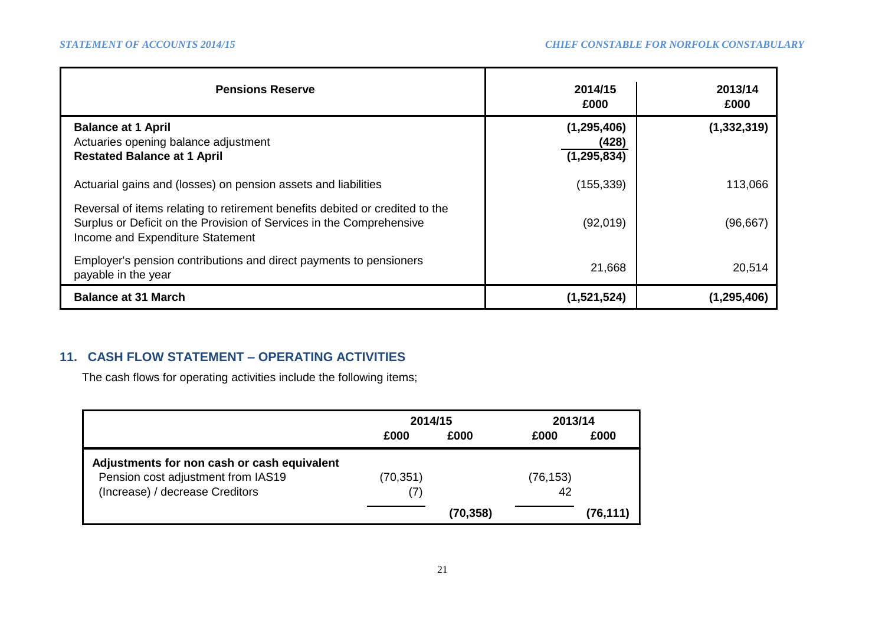| Pensions Reserve | 2014/15<br>£000 | 2013/14<br>£000 |
|---|---|---|
| **Balance at 1 April** | **(1,295,406)** | **(1,332,319)** |
| Actuaries opening balance adjustment | **(428)** | |
| **Restated Balance at 1 April** | **(1,295,834)** | |
| Actuarial gains and (losses) on pension assets and liabilities | (155,339) | 113,066 |
| Reversal of items relating to retirement benefits debited or credited to the Surplus or Deficit on the Provision of Services in the Comprehensive Income and Expenditure Statement | (92,019) | (96,667) |
| Employer's pension contributions and direct payments to pensioners payable in the year | 21,668 | 20,514 |
| **Balance at 31 March** | **(1,521,524)** | **(1,295,406)** |

## 11. CASH FLOW STATEMENT – OPERATING ACTIVITIES

The cash flows for operating activities include the following items;

| | 2014/15 | | 2013/14 | |
|---|---|---|---|---|
| | £000 | £000 | £000 | £000 |
| **Adjustments for non cash or cash equivalent** | | | | |
| Pension cost adjustment from IAS19 | (70,351) | | (76,153) | |
| (Increase) / decrease Creditors | (7) | | 42 | |
| | | **(70,358)** | | **(76,111)** |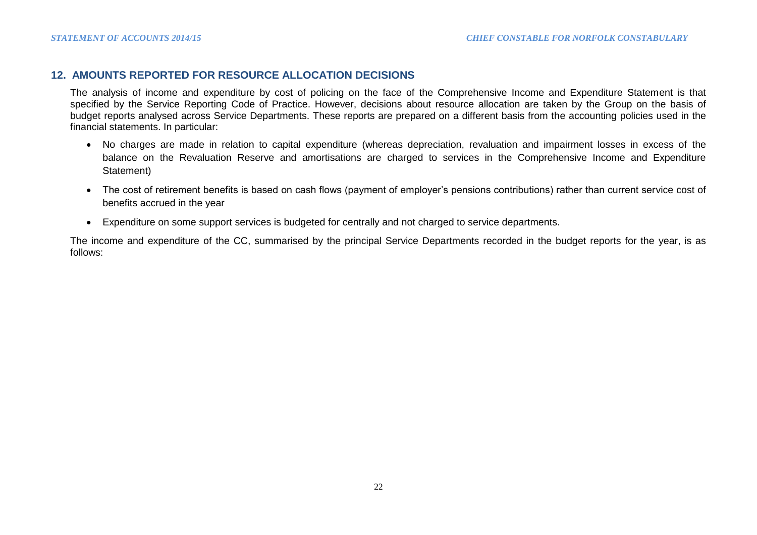## 12. AMOUNTS REPORTED FOR RESOURCE ALLOCATION DECISIONS

The analysis of income and expenditure by cost of policing on the face of the Comprehensive Income and Expenditure Statement is that specified by the Service Reporting Code of Practice. However, decisions about resource allocation are taken by the Group on the basis of budget reports analysed across Service Departments. These reports are prepared on a different basis from the accounting policies used in the financial statements. In particular:

- No charges are made in relation to capital expenditure (whereas depreciation, revaluation and impairment losses in excess of the balance on the Revaluation Reserve and amortisations are charged to services in the Comprehensive Income and Expenditure Statement)
- The cost of retirement benefits is based on cash flows (payment of employer's pensions contributions) rather than current service cost of benefits accrued in the year
- Expenditure on some support services is budgeted for centrally and not charged to service departments.

The income and expenditure of the CC, summarised by the principal Service Departments recorded in the budget reports for the year, is as follows: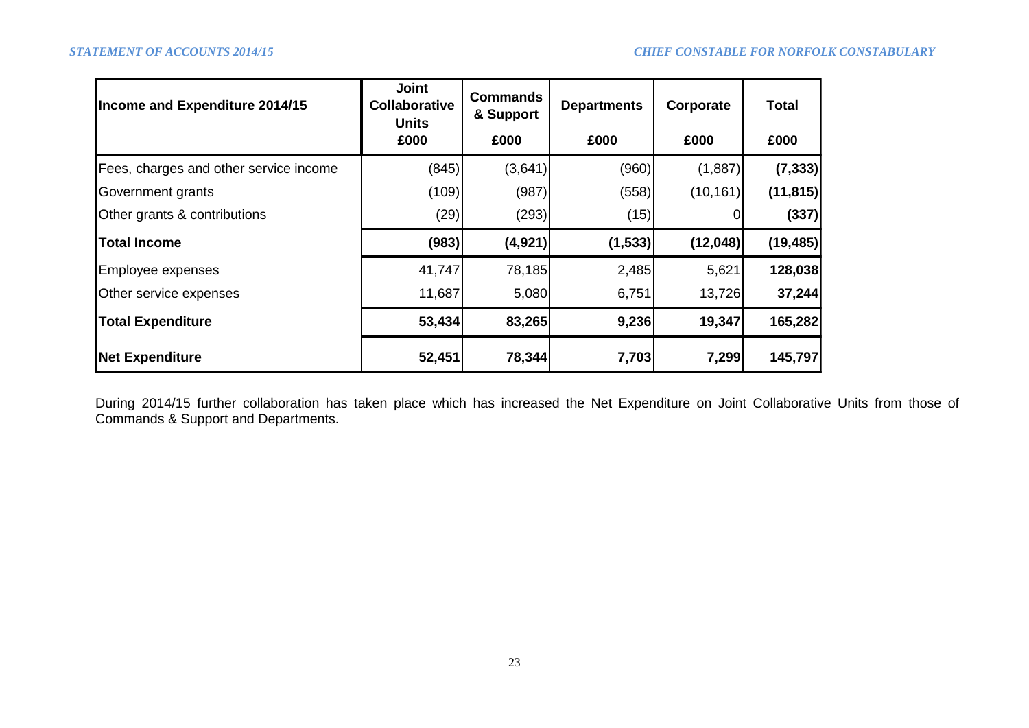| Income and Expenditure 2014/15 | Joint Collaborative Units £000 | Commands & Support £000 | Departments £000 | Corporate £000 | Total £000 |
|---|---|---|---|---|---|
| Fees, charges and other service income | (845) | (3,641) | (960) | (1,887) | **(7,333)** |
| Government grants | (109) | (987) | (558) | (10,161) | **(11,815)** |
| Other grants & contributions | (29) | (293) | (15) | 0 | **(337)** |
| **Total Income** | **(983)** | **(4,921)** | **(1,533)** | **(12,048)** | **(19,485)** |
| Employee expenses | 41,747 | 78,185 | 2,485 | 5,621 | **128,038** |
| Other service expenses | 11,687 | 5,080 | 6,751 | 13,726 | **37,244** |
| **Total Expenditure** | **53,434** | **83,265** | **9,236** | **19,347** | **165,282** |
| **Net Expenditure** | **52,451** | **78,344** | **7,703** | **7,299** | **145,797** |

During 2014/15 further collaboration has taken place which has increased the Net Expenditure on Joint Collaborative Units from those of Commands & Support and Departments.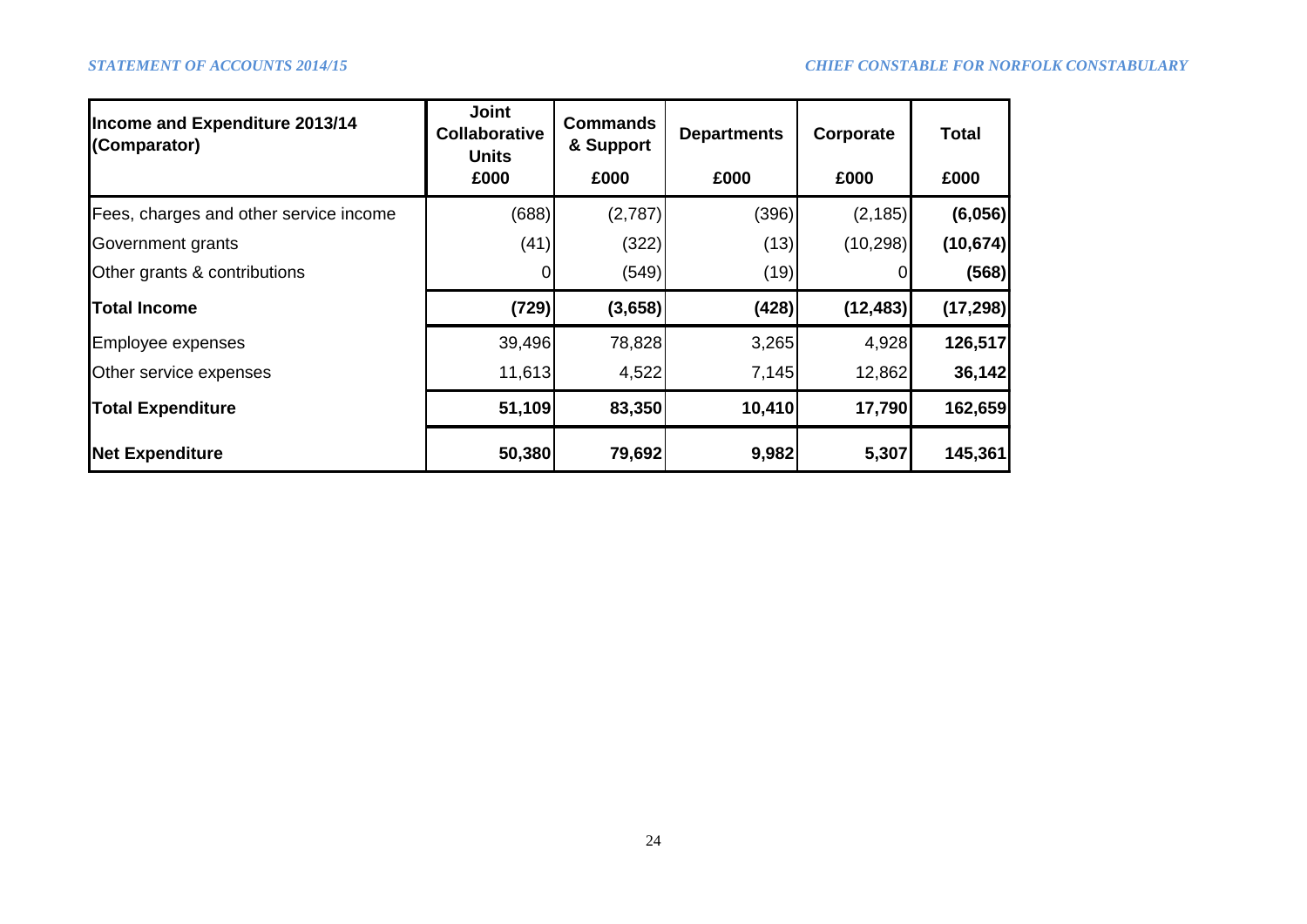| Income and Expenditure 2013/14 (Comparator) | Joint Collaborative Units £000 | Commands & Support £000 | Departments £000 | Corporate £000 | Total £000 |
|---|---|---|---|---|---|
| Fees, charges and other service income | (688) | (2,787) | (396) | (2,185) | **(6,056)** |
| Government grants | (41) | (322) | (13) | (10,298) | **(10,674)** |
| Other grants & contributions | 0 | (549) | (19) | 0 | **(568)** |
| **Total Income** | **(729)** | **(3,658)** | **(428)** | **(12,483)** | **(17,298)** |
| Employee expenses | 39,496 | 78,828 | 3,265 | 4,928 | **126,517** |
| Other service expenses | 11,613 | 4,522 | 7,145 | 12,862 | **36,142** |
| **Total Expenditure** | **51,109** | **83,350** | **10,410** | **17,790** | **162,659** |
| **Net Expenditure** | **50,380** | **79,692** | **9,982** | **5,307** | **145,361** |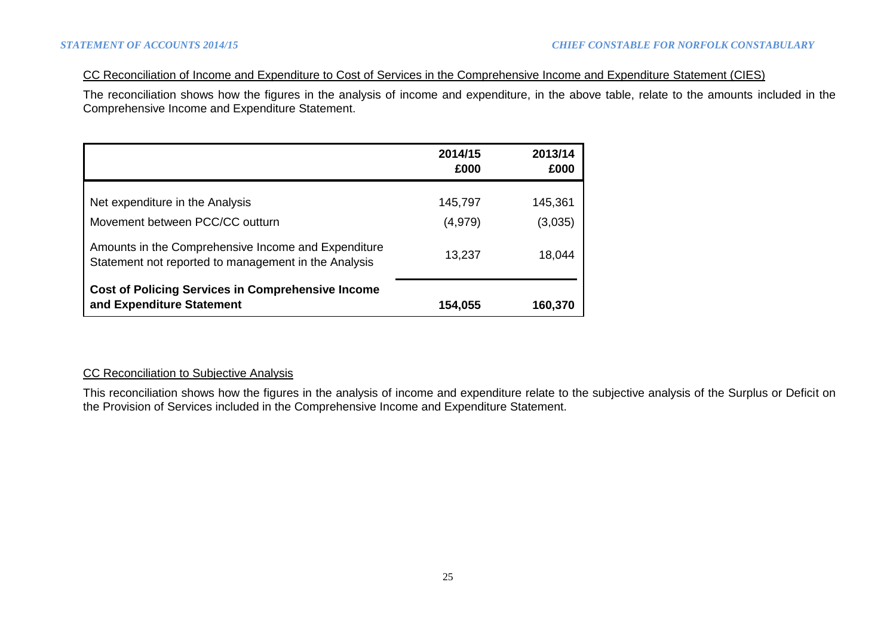CC Reconciliation of Income and Expenditure to Cost of Services in the Comprehensive Income and Expenditure Statement (CIES)

The reconciliation shows how the figures in the analysis of income and expenditure, in the above table, relate to the amounts included in the Comprehensive Income and Expenditure Statement.

| | 2014/15 £000 | 2013/14 £000 |
|---|---|---|
| Net expenditure in the Analysis | 145,797 | 145,361 |
| Movement between PCC/CC outturn | (4,979) | (3,035) |
| Amounts in the Comprehensive Income and Expenditure Statement not reported to management in the Analysis | 13,237 | 18,044 |
| **Cost of Policing Services in Comprehensive Income and Expenditure Statement** | **154,055** | **160,370** |

CC Reconciliation to Subjective Analysis

This reconciliation shows how the figures in the analysis of income and expenditure relate to the subjective analysis of the Surplus or Deficit on the Provision of Services included in the Comprehensive Income and Expenditure Statement.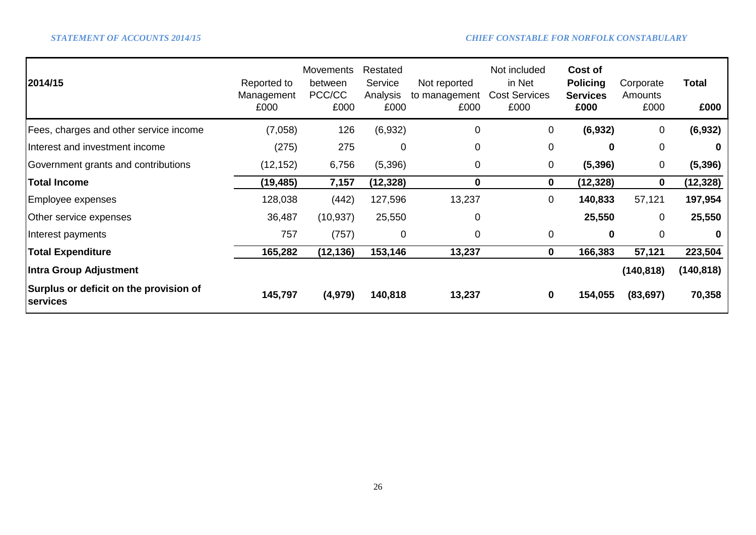| 2014/15 | Reported to Management £000 | Movements between PCC/CC £000 | Restated Service Analysis £000 | Not reported to management £000 | Not included in Net Cost Services £000 | **Cost of Policing Services £000** | Corporate Amounts £000 | **Total £000** |
|---|---|---|---|---|---|---|---|---|
| Fees, charges and other service income | (7,058) | 126 | (6,932) | 0 | 0 | **(6,932)** | 0 | **(6,932)** |
| Interest and investment income | (275) | 275 | 0 | 0 | 0 | **0** | 0 | **0** |
| Government grants and contributions | (12,152) | 6,756 | (5,396) | 0 | 0 | **(5,396)** | 0 | **(5,396)** |
| **Total Income** | **(19,485)** | **7,157** | **(12,328)** | **0** | **0** | **(12,328)** | **0** | **(12,328)** |
| Employee expenses | 128,038 | (442) | 127,596 | 13,237 | 0 | **140,833** | 57,121 | **197,954** |
| Other service expenses | 36,487 | (10,937) | 25,550 | 0 | | **25,550** | 0 | **25,550** |
| Interest payments | 757 | (757) | 0 | 0 | 0 | **0** | 0 | **0** |
| **Total Expenditure** | **165,282** | **(12,136)** | **153,146** | **13,237** | **0** | **166,383** | **57,121** | **223,504** |
| **Intra Group Adjustment** | | | | | | | **(140,818)** | **(140,818)** |
| **Surplus or deficit on the provision of services** | **145,797** | **(4,979)** | **140,818** | **13,237** | **0** | **154,055** | **(83,697)** | **70,358** |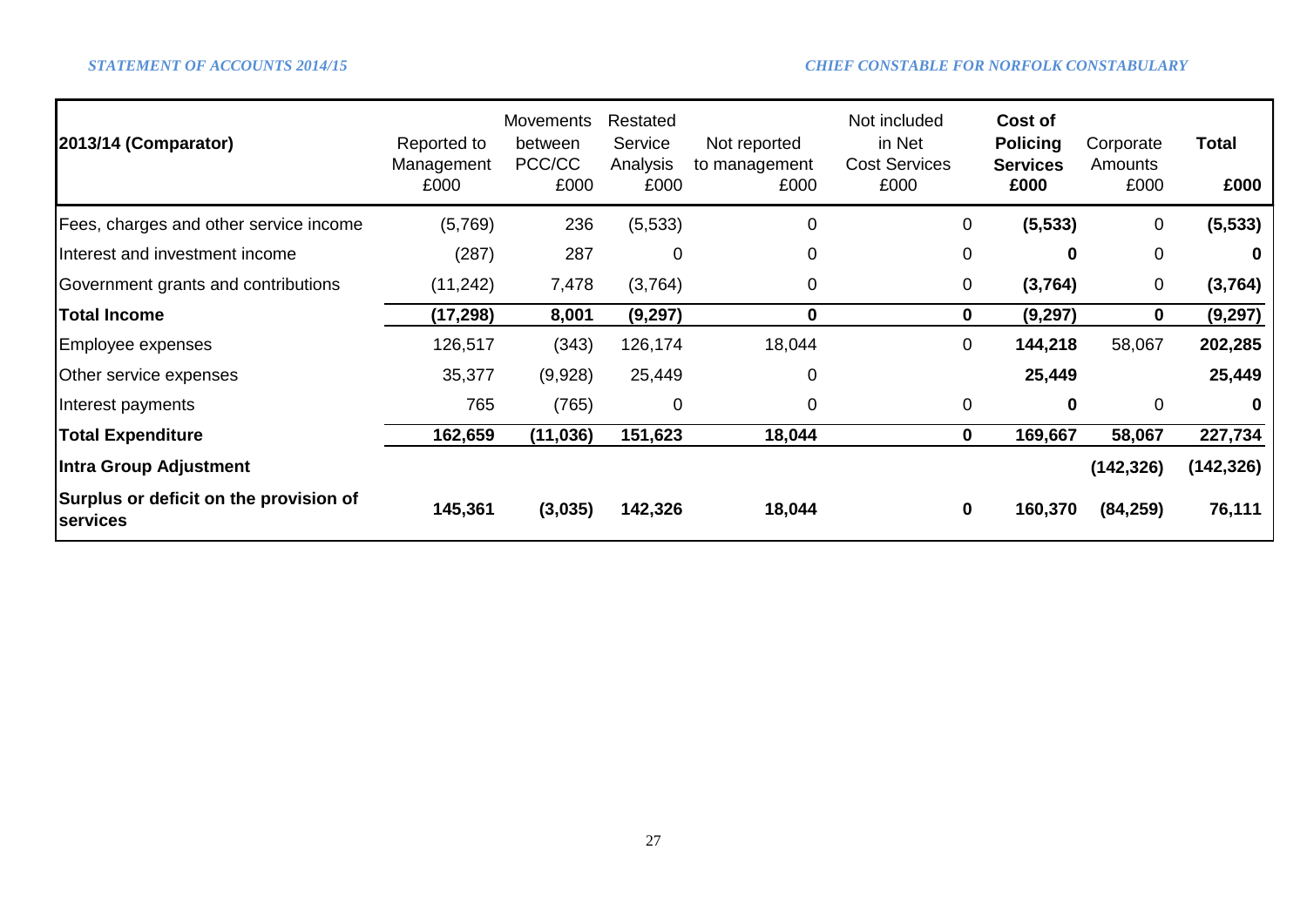| 2013/14 (Comparator) | Reported to Management £000 | Movements between PCC/CC £000 | Restated Service Analysis £000 | Not reported to management £000 | Not included in Net Cost Services £000 | **Cost of Policing Services £000** | Corporate Amounts £000 | **Total £000** |
|---|---|---|---|---|---|---|---|---|
| Fees, charges and other service income | (5,769) | 236 | (5,533) | 0 | 0 | **(5,533)** | 0 | **(5,533)** |
| Interest and investment income | (287) | 287 | 0 | 0 | 0 | **0** | 0 | **0** |
| Government grants and contributions | (11,242) | 7,478 | (3,764) | 0 | 0 | **(3,764)** | 0 | **(3,764)** |
| **Total Income** | **(17,298)** | **8,001** | **(9,297)** | **0** | **0** | **(9,297)** | **0** | **(9,297)** |
| Employee expenses | 126,517 | (343) | 126,174 | 18,044 | 0 | **144,218** | 58,067 | **202,285** |
| Other service expenses | 35,377 | (9,928) | 25,449 | 0 | | **25,449** | | **25,449** |
| Interest payments | 765 | (765) | 0 | 0 | 0 | **0** | 0 | **0** |
| **Total Expenditure** | **162,659** | **(11,036)** | **151,623** | **18,044** | **0** | **169,667** | **58,067** | **227,734** |
| **Intra Group Adjustment** | | | | | | | **(142,326)** | **(142,326)** |
| **Surplus or deficit on the provision of services** | **145,361** | **(3,035)** | **142,326** | **18,044** | **0** | **160,370** | **(84,259)** | **76,111** |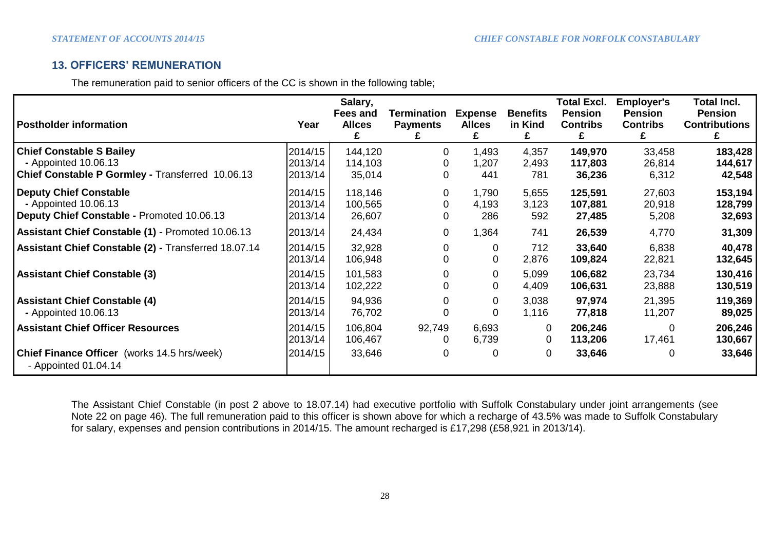## 13. OFFICERS' REMUNERATION

The remuneration paid to senior officers of the CC is shown in the following table;

| Postholder information | Year | Salary, Fees and Allces £ | Termination Payments £ | Expense Allces £ | Benefits in Kind £ | Total Excl. Pension Contribs £ | Employer's Pension Contribs £ | Total Incl. Pension Contributions £ |
|---|---|---|---|---|---|---|---|---|
| **Chief Constable S Bailey** | 2014/15 | 144,120 | 0 | 1,493 | 4,357 | **149,970** | 33,458 | **183,428** |
| - Appointed 10.06.13 | 2013/14 | 114,103 | 0 | 1,207 | 2,493 | **117,803** | 26,814 | **144,617** |
| **Chief Constable P Gormley - Transferred** 10.06.13 | 2013/14 | 35,014 | 0 | 441 | 781 | **36,236** | 6,312 | **42,548** |
| **Deputy Chief Constable** | 2014/15 | 118,146 | 0 | 1,790 | 5,655 | **125,591** | 27,603 | **153,194** |
| - Appointed 10.06.13 | 2013/14 | 100,565 | 0 | 4,193 | 3,123 | **107,881** | 20,918 | **128,799** |
| **Deputy Chief Constable -** Promoted 10.06.13 | 2013/14 | 26,607 | 0 | 286 | 592 | **27,485** | 5,208 | **32,693** |
| **Assistant Chief Constable (1)** - Promoted 10.06.13 | 2013/14 | 24,434 | 0 | 1,364 | 741 | **26,539** | 4,770 | **31,309** |
| **Assistant Chief Constable (2) -** Transferred 18.07.14 | 2014/15 | 32,928 | 0 | 0 | 712 | **33,640** | 6,838 | **40,478** |
| | 2013/14 | 106,948 | 0 | 0 | 2,876 | **109,824** | 22,821 | **132,645** |
| **Assistant Chief Constable (3)** | 2014/15 | 101,583 | 0 | 0 | 5,099 | **106,682** | 23,734 | **130,416** |
| | 2013/14 | 102,222 | 0 | 0 | 4,409 | **106,631** | 23,888 | **130,519** |
| **Assistant Chief Constable (4)** | 2014/15 | 94,936 | 0 | 0 | 3,038 | **97,974** | 21,395 | **119,369** |
| - Appointed 10.06.13 | 2013/14 | 76,702 | 0 | 0 | 1,116 | **77,818** | 11,207 | **89,025** |
| **Assistant Chief Officer Resources** | 2014/15 | 106,804 | 92,749 | 6,693 | 0 | **206,246** | 0 | **206,246** |
| | 2013/14 | 106,467 | 0 | 6,739 | 0 | **113,206** | 17,461 | **130,667** |
| **Chief Finance Officer** (works 14.5 hrs/week) - Appointed 01.04.14 | 2014/15 | 33,646 | 0 | 0 | 0 | **33,646** | 0 | **33,646** |

The Assistant Chief Constable (in post 2 above to 18.07.14) had executive portfolio with Suffolk Constabulary under joint arrangements (see Note 22 on page 46). The full remuneration paid to this officer is shown above for which a recharge of 43.5% was made to Suffolk Constabulary for salary, expenses and pension contributions in 2014/15. The amount recharged is £17,298 (£58,921 in 2013/14).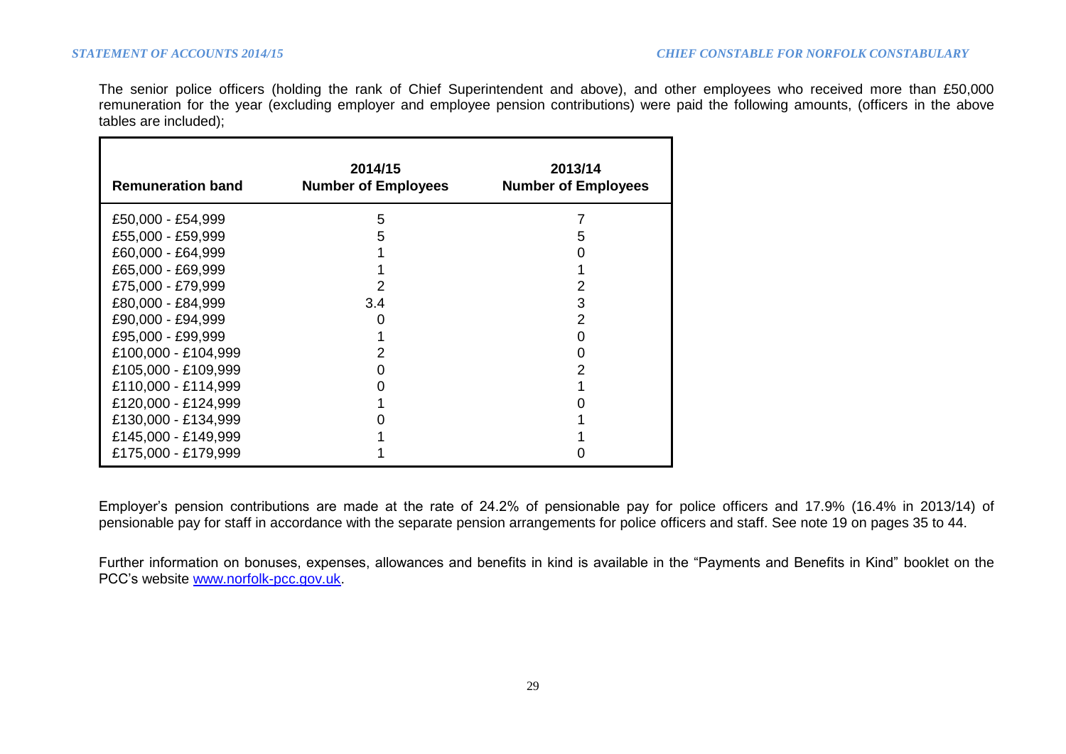The senior police officers (holding the rank of Chief Superintendent and above), and other employees who received more than £50,000 remuneration for the year (excluding employer and employee pension contributions) were paid the following amounts, (officers in the above tables are included);

| Remuneration band | 2014/15 Number of Employees | 2013/14 Number of Employees |
|---|---|---|
| £50,000 - £54,999 | 5 | 7 |
| £55,000 - £59,999 | 5 | 5 |
| £60,000 - £64,999 | 1 | 0 |
| £65,000 - £69,999 | 1 | 1 |
| £75,000 - £79,999 | 2 | 2 |
| £80,000 - £84,999 | 3.4 | 3 |
| £90,000 - £94,999 | 0 | 2 |
| £95,000 - £99,999 | 1 | 0 |
| £100,000 - £104,999 | 2 | 0 |
| £105,000 - £109,999 | 0 | 2 |
| £110,000 - £114,999 | 0 | 1 |
| £120,000 - £124,999 | 1 | 0 |
| £130,000 - £134,999 | 0 | 1 |
| £145,000 - £149,999 | 1 | 1 |
| £175,000 - £179,999 | 1 | 0 |

Employer's pension contributions are made at the rate of 24.2% of pensionable pay for police officers and 17.9% (16.4% in 2013/14) of pensionable pay for staff in accordance with the separate pension arrangements for police officers and staff. See note 19 on pages 35 to 44.

Further information on bonuses, expenses, allowances and benefits in kind is available in the "Payments and Benefits in Kind" booklet on the PCC's website www.norfolk-pcc.gov.uk.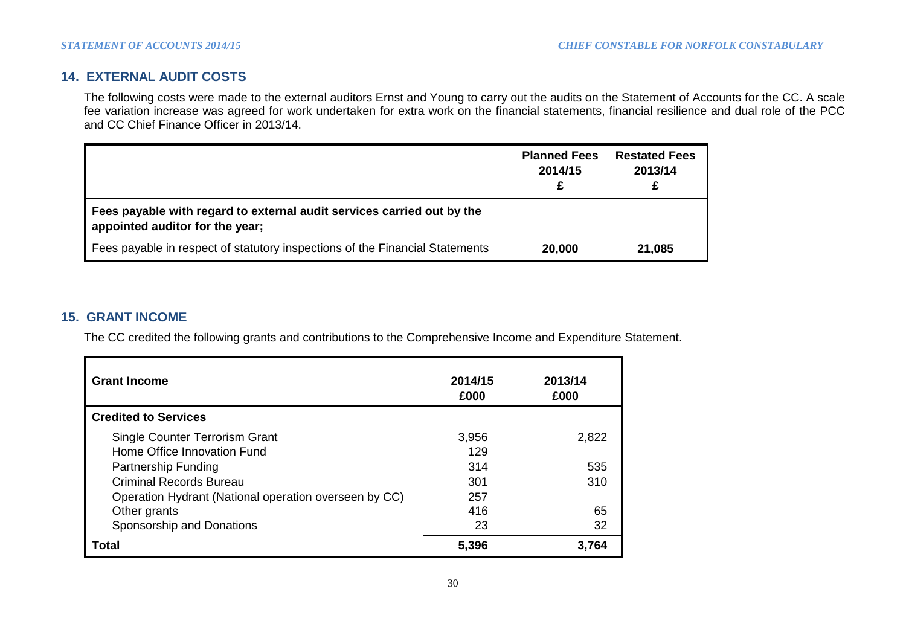## 14. EXTERNAL AUDIT COSTS

The following costs were made to the external auditors Ernst and Young to carry out the audits on the Statement of Accounts for the CC. A scale fee variation increase was agreed for work undertaken for extra work on the financial statements, financial resilience and dual role of the PCC and CC Chief Finance Officer in 2013/14.

| | Planned Fees 2014/15 £ | Restated Fees 2013/14 £ |
|---|---|---|
| **Fees payable with regard to external audit services carried out by the appointed auditor for the year;** | | |
| Fees payable in respect of statutory inspections of the Financial Statements | **20,000** | **21,085** |

## 15. GRANT INCOME

The CC credited the following grants and contributions to the Comprehensive Income and Expenditure Statement.

| Grant Income | 2014/15 £000 | 2013/14 £000 |
|---|---|---|
| **Credited to Services** | | |
| Single Counter Terrorism Grant | 3,956 | 2,822 |
| Home Office Innovation Fund | 129 | |
| Partnership Funding | 314 | 535 |
| Criminal Records Bureau | 301 | 310 |
| Operation Hydrant (National operation overseen by CC) | 257 | |
| Other grants | 416 | 65 |
| Sponsorship and Donations | 23 | 32 |
| **Total** | **5,396** | **3,764** |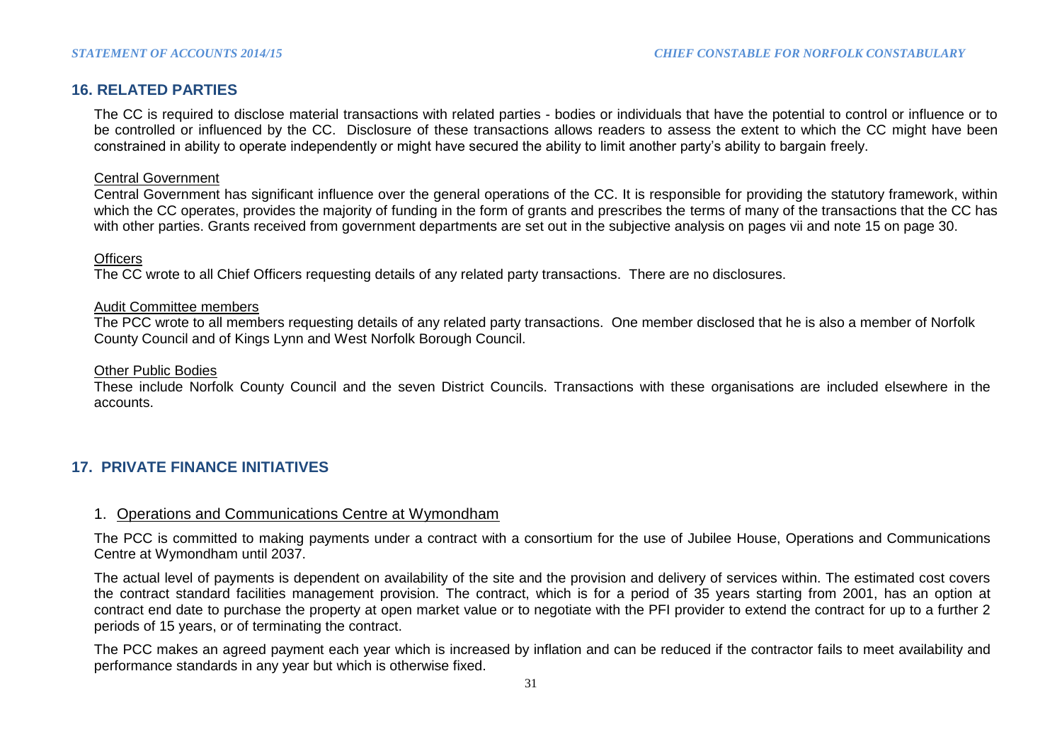## 16. RELATED PARTIES

The CC is required to disclose material transactions with related parties - bodies or individuals that have the potential to control or influence or to be controlled or influenced by the CC. Disclosure of these transactions allows readers to assess the extent to which the CC might have been constrained in ability to operate independently or might have secured the ability to limit another party's ability to bargain freely.

### Central Government

Central Government has significant influence over the general operations of the CC. It is responsible for providing the statutory framework, within which the CC operates, provides the majority of funding in the form of grants and prescribes the terms of many of the transactions that the CC has with other parties. Grants received from government departments are set out in the subjective analysis on pages vii and note 15 on page 30.

### Officers

The CC wrote to all Chief Officers requesting details of any related party transactions. There are no disclosures.

### Audit Committee members

The PCC wrote to all members requesting details of any related party transactions. One member disclosed that he is also a member of Norfolk County Council and of Kings Lynn and West Norfolk Borough Council.

### Other Public Bodies

These include Norfolk County Council and the seven District Councils. Transactions with these organisations are included elsewhere in the accounts.

## 17. PRIVATE FINANCE INITIATIVES

### 1. Operations and Communications Centre at Wymondham

The PCC is committed to making payments under a contract with a consortium for the use of Jubilee House, Operations and Communications Centre at Wymondham until 2037.

The actual level of payments is dependent on availability of the site and the provision and delivery of services within. The estimated cost covers the contract standard facilities management provision. The contract, which is for a period of 35 years starting from 2001, has an option at contract end date to purchase the property at open market value or to negotiate with the PFI provider to extend the contract for up to a further 2 periods of 15 years, or of terminating the contract.

The PCC makes an agreed payment each year which is increased by inflation and can be reduced if the contractor fails to meet availability and performance standards in any year but which is otherwise fixed.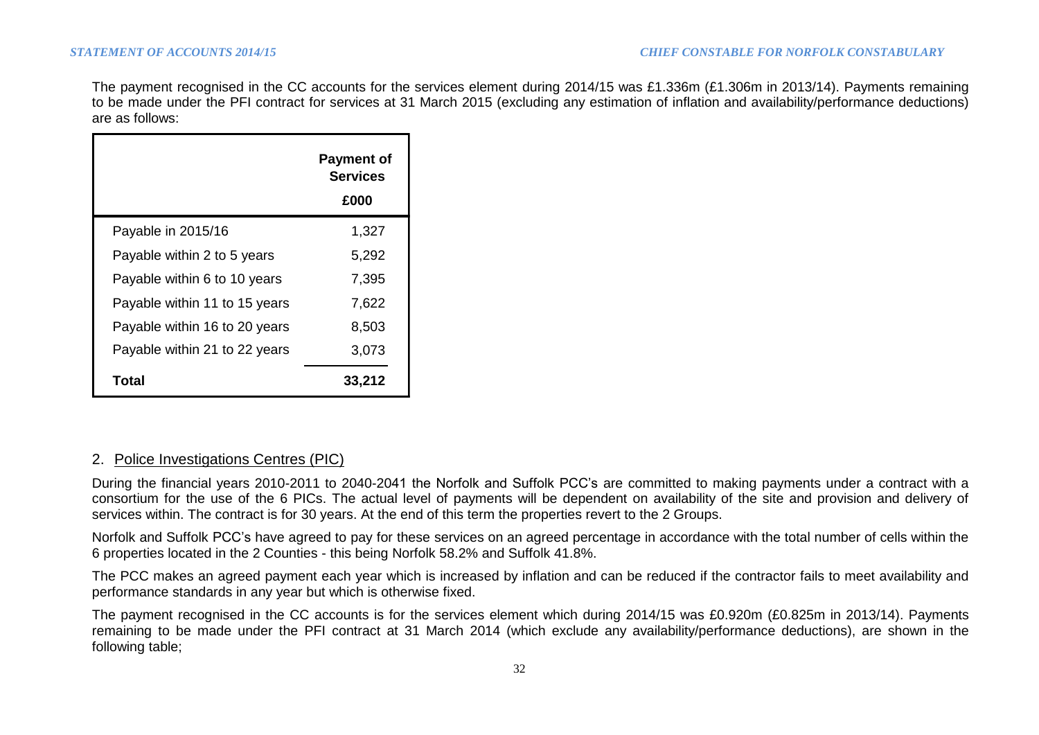The payment recognised in the CC accounts for the services element during 2014/15 was £1.336m (£1.306m in 2013/14). Payments remaining to be made under the PFI contract for services at 31 March 2015 (excluding any estimation of inflation and availability/performance deductions) are as follows:

| | **Payment of Services** £000 |
|---|---|
| Payable in 2015/16 | 1,327 |
| Payable within 2 to 5 years | 5,292 |
| Payable within 6 to 10 years | 7,395 |
| Payable within 11 to 15 years | 7,622 |
| Payable within 16 to 20 years | 8,503 |
| Payable within 21 to 22 years | 3,073 |
| **Total** | **33,212** |

2. Police Investigations Centres (PIC)

During the financial years 2010-2011 to 2040-2041 the Norfolk and Suffolk PCC's are committed to making payments under a contract with a consortium for the use of the 6 PICs. The actual level of payments will be dependent on availability of the site and provision and delivery of services within. The contract is for 30 years. At the end of this term the properties revert to the 2 Groups.

Norfolk and Suffolk PCC's have agreed to pay for these services on an agreed percentage in accordance with the total number of cells within the 6 properties located in the 2 Counties - this being Norfolk 58.2% and Suffolk 41.8%.

The PCC makes an agreed payment each year which is increased by inflation and can be reduced if the contractor fails to meet availability and performance standards in any year but which is otherwise fixed.

The payment recognised in the CC accounts is for the services element which during 2014/15 was £0.920m (£0.825m in 2013/14). Payments remaining to be made under the PFI contract at 31 March 2014 (which exclude any availability/performance deductions), are shown in the following table;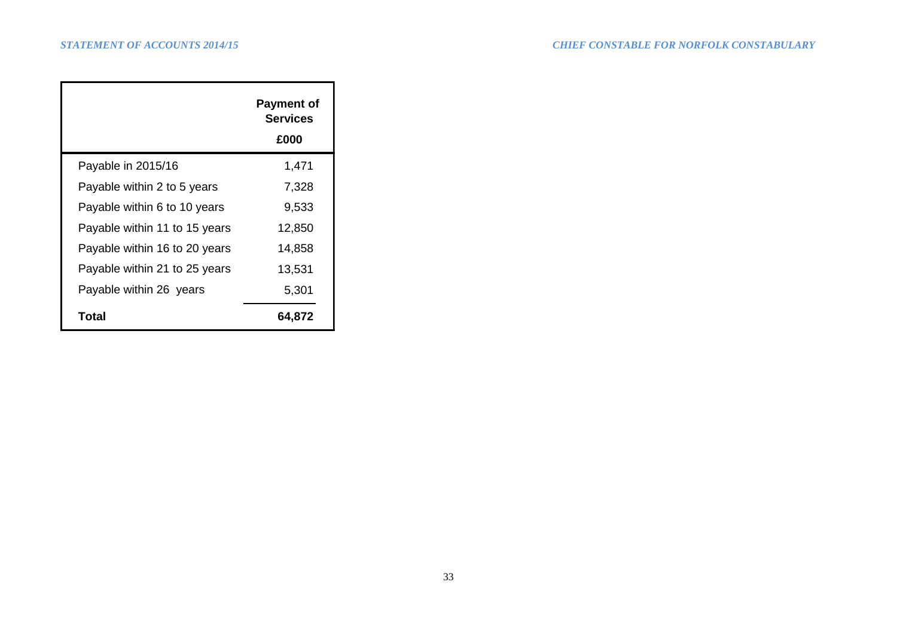| | Payment of Services £000 |
|---|---|
| Payable in 2015/16 | 1,471 |
| Payable within 2 to 5 years | 7,328 |
| Payable within 6 to 10 years | 9,533 |
| Payable within 11 to 15 years | 12,850 |
| Payable within 16 to 20 years | 14,858 |
| Payable within 21 to 25 years | 13,531 |
| Payable within 26  years | 5,301 |
| **Total** | **64,872** |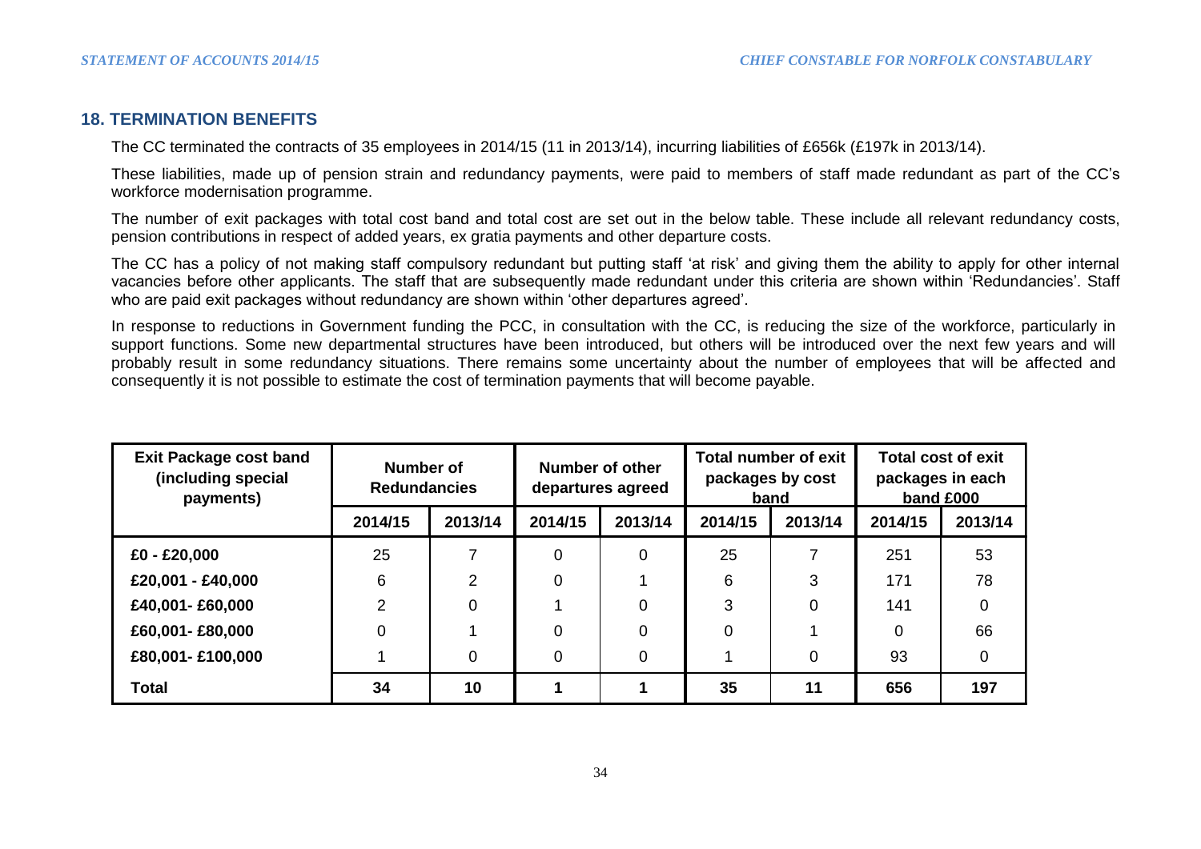## 18. TERMINATION BENEFITS

The CC terminated the contracts of 35 employees in 2014/15 (11 in 2013/14), incurring liabilities of £656k (£197k in 2013/14).

These liabilities, made up of pension strain and redundancy payments, were paid to members of staff made redundant as part of the CC's workforce modernisation programme.

The number of exit packages with total cost band and total cost are set out in the below table. These include all relevant redundancy costs, pension contributions in respect of added years, ex gratia payments and other departure costs.

The CC has a policy of not making staff compulsory redundant but putting staff 'at risk' and giving them the ability to apply for other internal vacancies before other applicants. The staff that are subsequently made redundant under this criteria are shown within 'Redundancies'. Staff who are paid exit packages without redundancy are shown within 'other departures agreed'.

In response to reductions in Government funding the PCC, in consultation with the CC, is reducing the size of the workforce, particularly in support functions. Some new departmental structures have been introduced, but others will be introduced over the next few years and will probably result in some redundancy situations. There remains some uncertainty about the number of employees that will be affected and consequently it is not possible to estimate the cost of termination payments that will become payable.

| Exit Package cost band (including special payments) | Number of Redundancies | | Number of other departures agreed | | Total number of exit packages by cost band | | Total cost of exit packages in each band £000 | |
|---|---|---|---|---|---|---|---|---|
| | 2014/15 | 2013/14 | 2014/15 | 2013/14 | 2014/15 | 2013/14 | 2014/15 | 2013/14 |
| £0 - £20,000 | 25 | 7 | 0 | 0 | 25 | 7 | 251 | 53 |
| £20,001 - £40,000 | 6 | 2 | 0 | 1 | 6 | 3 | 171 | 78 |
| £40,001- £60,000 | 2 | 0 | 1 | 0 | 3 | 0 | 141 | 0 |
| £60,001- £80,000 | 0 | 1 | 0 | 0 | 0 | 1 | 0 | 66 |
| £80,001- £100,000 | 1 | 0 | 0 | 0 | 1 | 0 | 93 | 0 |
| **Total** | **34** | **10** | **1** | **1** | **35** | **11** | **656** | **197** |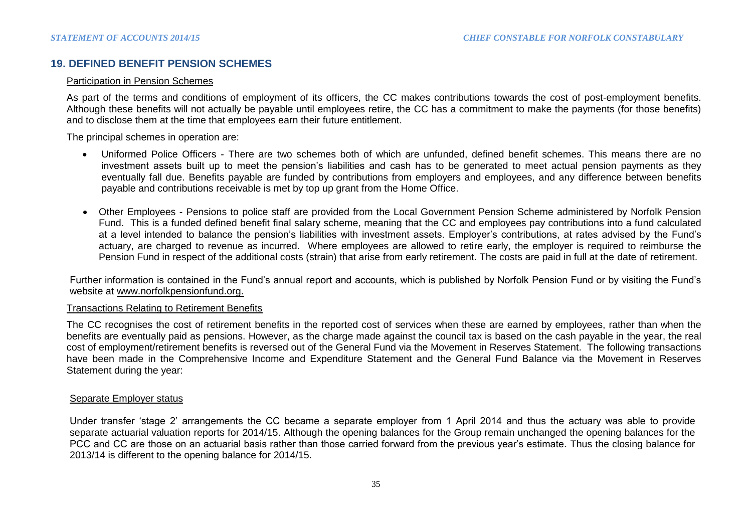## 19. DEFINED BENEFIT PENSION SCHEMES

Participation in Pension Schemes

As part of the terms and conditions of employment of its officers, the CC makes contributions towards the cost of post-employment benefits. Although these benefits will not actually be payable until employees retire, the CC has a commitment to make the payments (for those benefits) and to disclose them at the time that employees earn their future entitlement.

The principal schemes in operation are:

- Uniformed Police Officers - There are two schemes both of which are unfunded, defined benefit schemes. This means there are no investment assets built up to meet the pension's liabilities and cash has to be generated to meet actual pension payments as they eventually fall due. Benefits payable are funded by contributions from employers and employees, and any difference between benefits payable and contributions receivable is met by top up grant from the Home Office.

- Other Employees - Pensions to police staff are provided from the Local Government Pension Scheme administered by Norfolk Pension Fund. This is a funded defined benefit final salary scheme, meaning that the CC and employees pay contributions into a fund calculated at a level intended to balance the pension's liabilities with investment assets. Employer's contributions, at rates advised by the Fund's actuary, are charged to revenue as incurred. Where employees are allowed to retire early, the employer is required to reimburse the Pension Fund in respect of the additional costs (strain) that arise from early retirement. The costs are paid in full at the date of retirement.

Further information is contained in the Fund's annual report and accounts, which is published by Norfolk Pension Fund or by visiting the Fund's website at www.norfolkpensionfund.org.

Transactions Relating to Retirement Benefits

The CC recognises the cost of retirement benefits in the reported cost of services when these are earned by employees, rather than when the benefits are eventually paid as pensions. However, as the charge made against the council tax is based on the cash payable in the year, the real cost of employment/retirement benefits is reversed out of the General Fund via the Movement in Reserves Statement. The following transactions have been made in the Comprehensive Income and Expenditure Statement and the General Fund Balance via the Movement in Reserves Statement during the year:

Separate Employer status

Under transfer 'stage 2' arrangements the CC became a separate employer from 1 April 2014 and thus the actuary was able to provide separate actuarial valuation reports for 2014/15. Although the opening balances for the Group remain unchanged the opening balances for the PCC and CC are those on an actuarial basis rather than those carried forward from the previous year's estimate. Thus the closing balance for 2013/14 is different to the opening balance for 2014/15.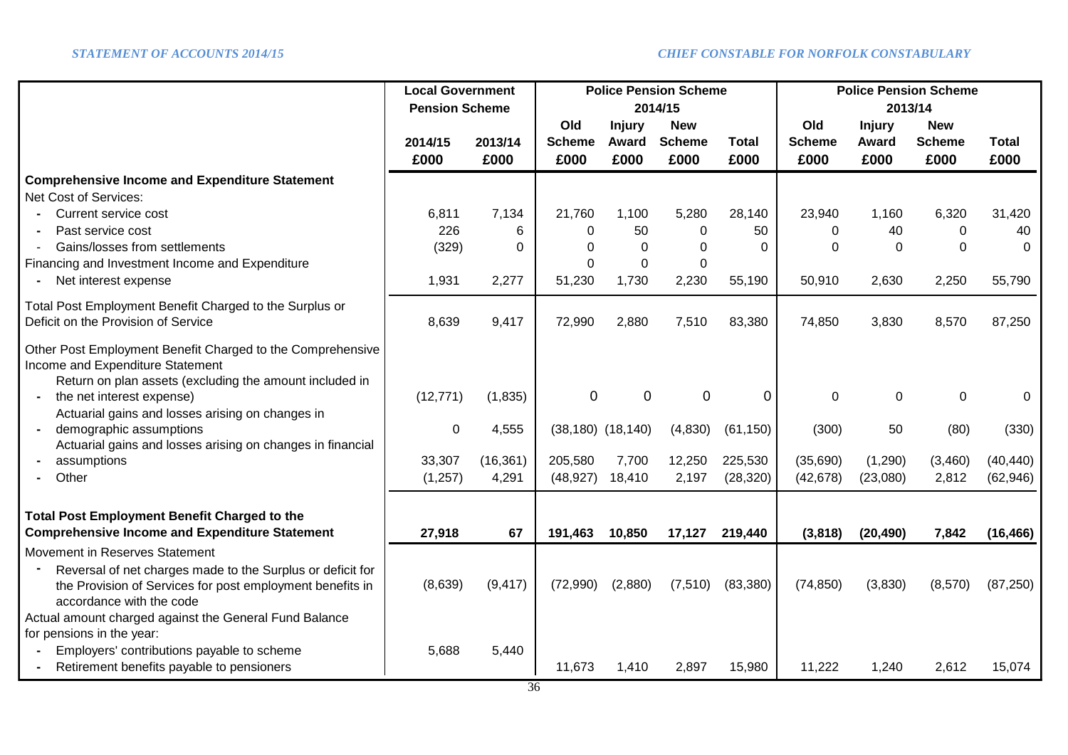| | Local Government Pension Scheme | | Police Pension Scheme 2014/15 | | | | Police Pension Scheme 2013/14 | | | |
|---|---|---|---|---|---|---|---|---|---|---|
| | 2014/15 | 2013/14 | Old Scheme | Injury Award | New Scheme | Total | Old Scheme | Injury Award | New Scheme | Total |
| | £000 | £000 | £000 | £000 | £000 | £000 | £000 | £000 | £000 | £000 |
| **Comprehensive Income and Expenditure Statement** | | | | | | | | | | |
| Net Cost of Services: | | | | | | | | | | |
| - Current service cost | 6,811 | 7,134 | 21,760 | 1,100 | 5,280 | 28,140 | 23,940 | 1,160 | 6,320 | 31,420 |
| - Past service cost | 226 | 6 | 0 | 50 | 0 | 50 | 0 | 40 | 0 | 40 |
| - Gains/losses from settlements | (329) | 0 | 0 | 0 | 0 | 0 | 0 | 0 | 0 | 0 |
| Financing and Investment Income and Expenditure | | | 0 | 0 | 0 | | | | | |
| - Net interest expense | 1,931 | 2,277 | 51,230 | 1,730 | 2,230 | 55,190 | 50,910 | 2,630 | 2,250 | 55,790 |
| Total Post Employment Benefit Charged to the Surplus or Deficit on the Provision of Service | 8,639 | 9,417 | 72,990 | 2,880 | 7,510 | 83,380 | 74,850 | 3,830 | 8,570 | 87,250 |
| Other Post Employment Benefit Charged to the Comprehensive Income and Expenditure Statement | | | | | | | | | | |
| - Return on plan assets (excluding the amount included in the net interest expense) | (12,771) | (1,835) | 0 | 0 | 0 | 0 | 0 | 0 | 0 | 0 |
| - Actuarial gains and losses arising on changes in demographic assumptions | 0 | 4,555 | (38,180) | (18,140) | (4,830) | (61,150) | (300) | 50 | (80) | (330) |
| - Actuarial gains and losses arising on changes in financial assumptions | 33,307 | (16,361) | 205,580 | 7,700 | 12,250 | 225,530 | (35,690) | (1,290) | (3,460) | (40,440) |
| - Other | (1,257) | 4,291 | (48,927) | 18,410 | 2,197 | (28,320) | (42,678) | (23,080) | 2,812 | (62,946) |
| **Total Post Employment Benefit Charged to the Comprehensive Income and Expenditure Statement** | **27,918** | **67** | **191,463** | **10,850** | **17,127** | **219,440** | **(3,818)** | **(20,490)** | **7,842** | **(16,466)** |
| Movement in Reserves Statement | | | | | | | | | | |
| - Reversal of net charges made to the Surplus or deficit for the Provision of Services for post employment benefits in accordance with the code | (8,639) | (9,417) | (72,990) | (2,880) | (7,510) | (83,380) | (74,850) | (3,830) | (8,570) | (87,250) |
| Actual amount charged against the General Fund Balance for pensions in the year: | | | | | | | | | | |
| - Employers' contributions payable to scheme | 5,688 | 5,440 | | | | | | | | |
| - Retirement benefits payable to pensioners | | | 11,673 | 1,410 | 2,897 | 15,980 | 11,222 | 1,240 | 2,612 | 15,074 |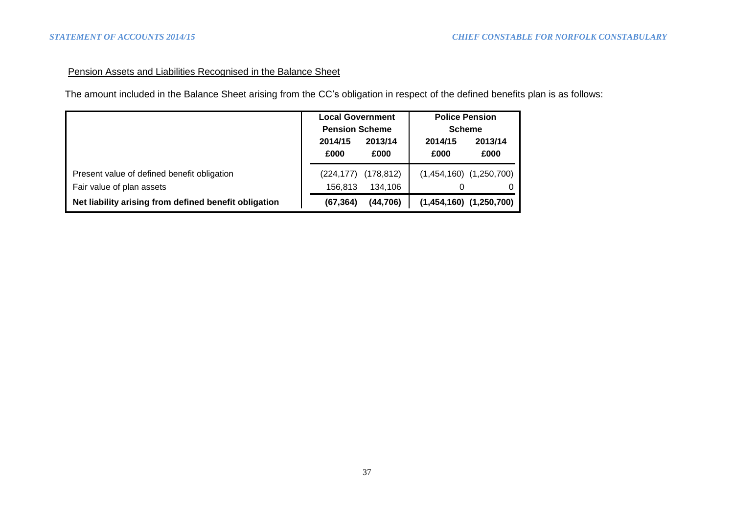Pension Assets and Liabilities Recognised in the Balance Sheet

The amount included in the Balance Sheet arising from the CC's obligation in respect of the defined benefits plan is as follows:

| | Local Government Pension Scheme | | Police Pension Scheme | |
|---|---|---|---|---|
| | 2014/15 | 2013/14 | 2014/15 | 2013/14 |
| | £000 | £000 | £000 | £000 |
| Present value of defined benefit obligation | (224,177) | (178,812) | (1,454,160) | (1,250,700) |
| Fair value of plan assets | 156,813 | 134,106 | 0 | 0 |
| **Net liability arising from defined benefit obligation** | **(67,364)** | **(44,706)** | **(1,454,160)** | **(1,250,700)** |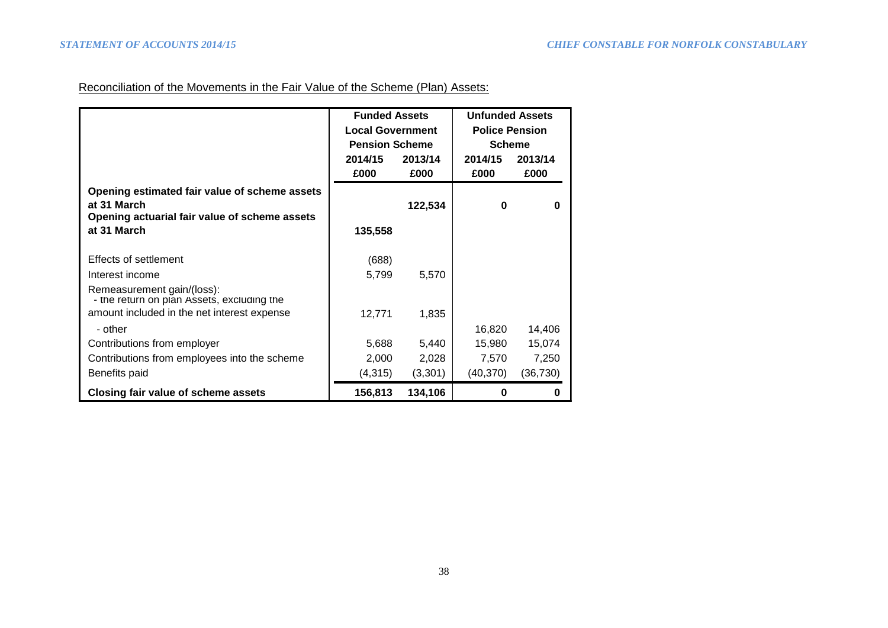Reconciliation of the Movements in the Fair Value of the Scheme (Plan) Assets:

| | Funded Assets Local Government Pension Scheme | | Unfunded Assets Police Pension Scheme | |
|---|---|---|---|---|
| | 2014/15 | 2013/14 | 2014/15 | 2013/14 |
| | £000 | £000 | £000 | £000 |
| **Opening estimated fair value of scheme assets at 31 March** | | **122,534** | **0** | **0** |
| **Opening actuarial fair value of scheme assets at 31 March** | **135,558** | | | |
| Effects of settlement | (688) | | | |
| Interest income | 5,799 | 5,570 | | |
| Remeasurement gain/(loss): | | | | |
| - the return on plan Assets, excluding the amount included in the net interest expense | 12,771 | 1,835 | | |
| - other | | | 16,820 | 14,406 |
| Contributions from employer | 5,688 | 5,440 | 15,980 | 15,074 |
| Contributions from employees into the scheme | 2,000 | 2,028 | 7,570 | 7,250 |
| Benefits paid | (4,315) | (3,301) | (40,370) | (36,730) |
| **Closing fair value of scheme assets** | **156,813** | **134,106** | **0** | **0** |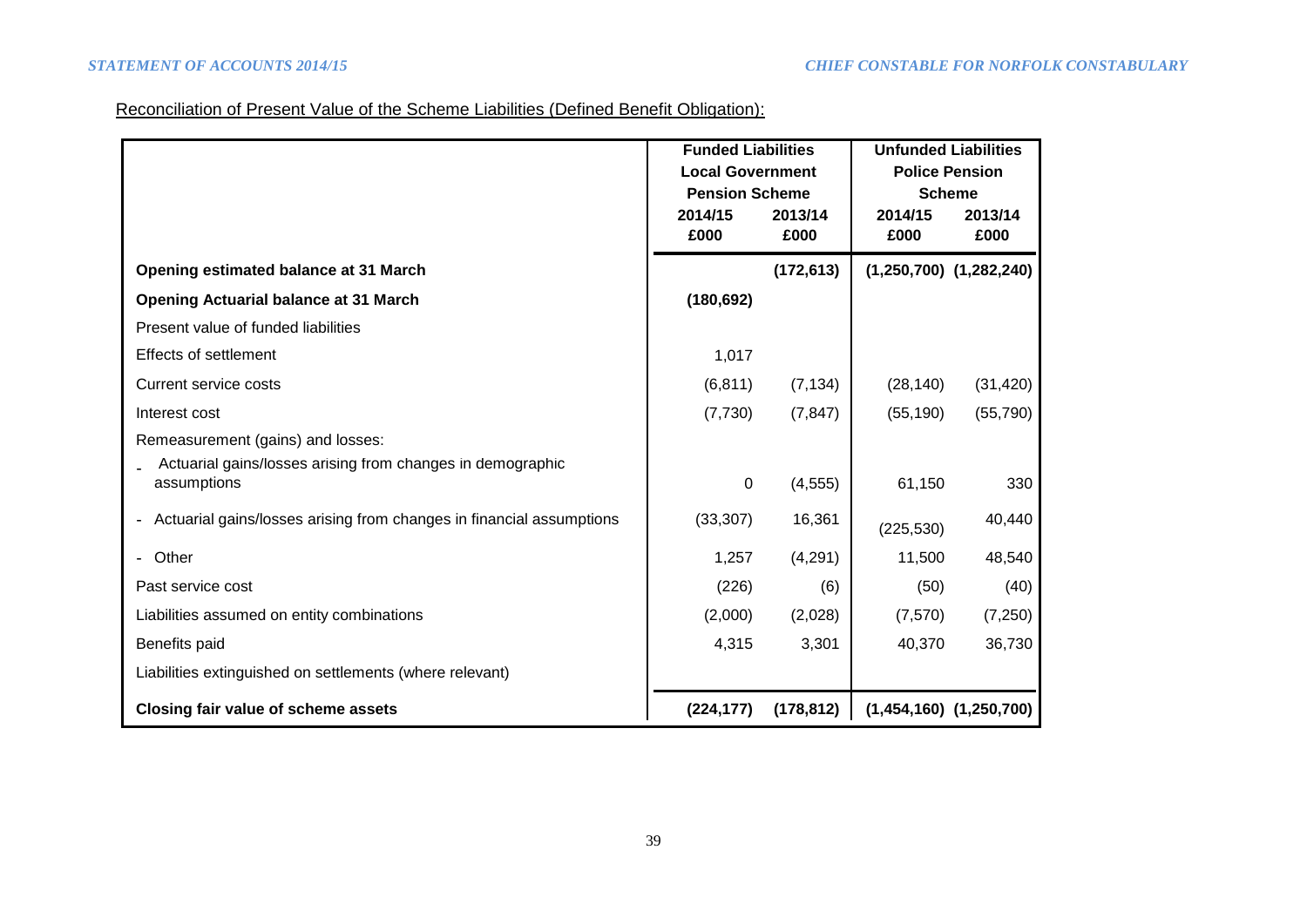Reconciliation of Present Value of the Scheme Liabilities (Defined Benefit Obligation):

| | Funded Liabilities Local Government Pension Scheme | | Unfunded Liabilities Police Pension Scheme | |
|---|---|---|---|---|
| | 2014/15 £000 | 2013/14 £000 | 2014/15 £000 | 2013/14 £000 |
| **Opening estimated balance at 31 March** | | (172,613) | (1,250,700) | (1,282,240) |
| **Opening Actuarial balance at 31 March** | (180,692) | | | |
| Present value of funded liabilities | | | | |
| Effects of settlement | 1,017 | | | |
| Current service costs | (6,811) | (7,134) | (28,140) | (31,420) |
| Interest cost | (7,730) | (7,847) | (55,190) | (55,790) |
| Remeasurement (gains) and losses: | | | | |
| - Actuarial gains/losses arising from changes in demographic assumptions | 0 | (4,555) | 61,150 | 330 |
| - Actuarial gains/losses arising from changes in financial assumptions | (33,307) | 16,361 | (225,530) | 40,440 |
| - Other | 1,257 | (4,291) | 11,500 | 48,540 |
| Past service cost | (226) | (6) | (50) | (40) |
| Liabilities assumed on entity combinations | (2,000) | (2,028) | (7,570) | (7,250) |
| Benefits paid | 4,315 | 3,301 | 40,370 | 36,730 |
| Liabilities extinguished on settlements (where relevant) | | | | |
| **Closing fair value of scheme assets** | **(224,177)** | **(178,812)** | **(1,454,160)** | **(1,250,700)** |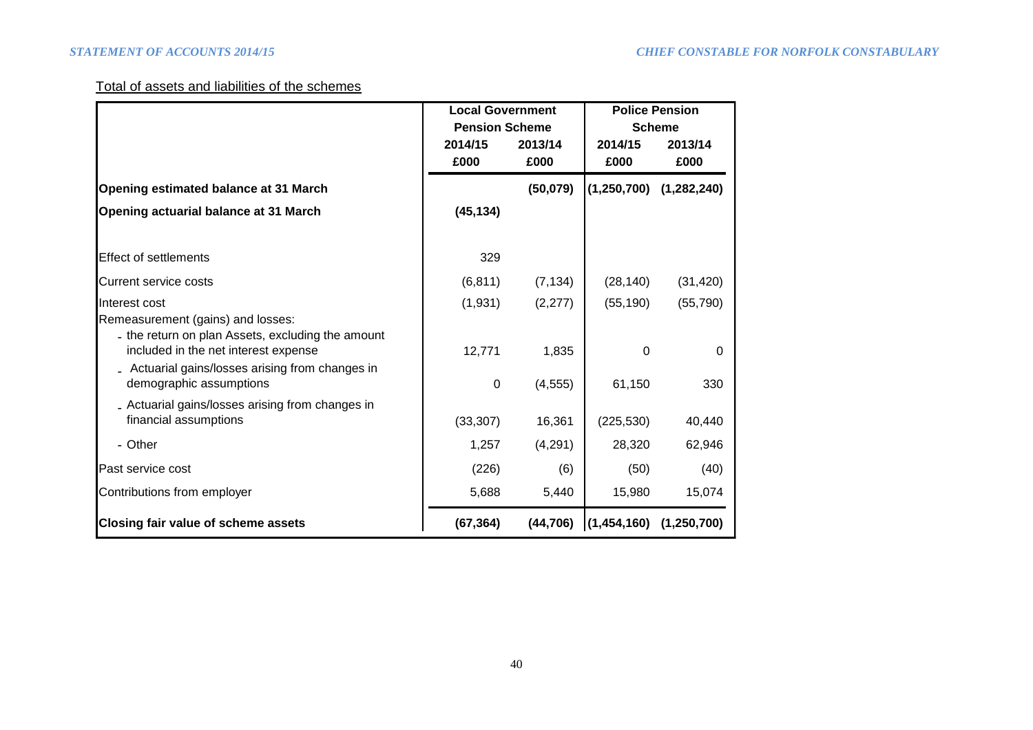Total of assets and liabilities of the schemes

| | Local Government Pension Scheme | | Police Pension Scheme | |
|---|---|---|---|---|
| | 2014/15 | 2013/14 | 2014/15 | 2013/14 |
| | £000 | £000 | £000 | £000 |
| **Opening estimated balance at 31 March** | | **(50,079)** | **(1,250,700)** | **(1,282,240)** |
| **Opening actuarial balance at 31 March** | **(45,134)** | | | |
| Effect of settlements | 329 | | | |
| Current service costs | (6,811) | (7,134) | (28,140) | (31,420) |
| Interest cost | (1,931) | (2,277) | (55,190) | (55,790) |
| Remeasurement (gains) and losses: | | | | |
| - the return on plan Assets, excluding the amount included in the net interest expense | 12,771 | 1,835 | 0 | 0 |
| - Actuarial gains/losses arising from changes in demographic assumptions | 0 | (4,555) | 61,150 | 330 |
| - Actuarial gains/losses arising from changes in financial assumptions | (33,307) | 16,361 | (225,530) | 40,440 |
| - Other | 1,257 | (4,291) | 28,320 | 62,946 |
| Past service cost | (226) | (6) | (50) | (40) |
| Contributions from employer | 5,688 | 5,440 | 15,980 | 15,074 |
| **Closing fair value of scheme assets** | **(67,364)** | **(44,706)** | **(1,454,160)** | **(1,250,700)** |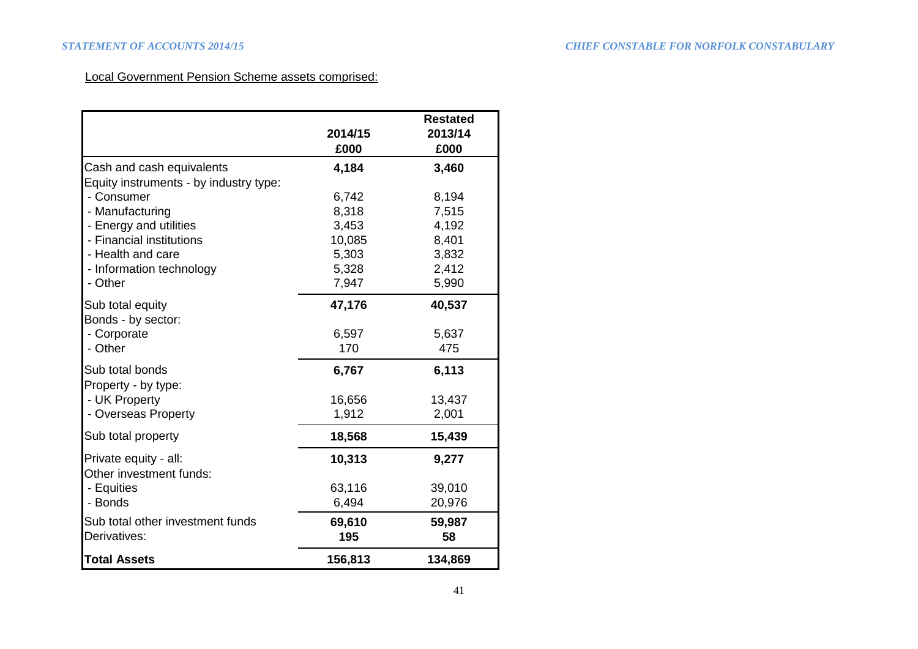Local Government Pension Scheme assets comprised:

| | 2014/15 £000 | Restated 2013/14 £000 |
|---|---|---|
| Cash and cash equivalents | **4,184** | **3,460** |
| Equity instruments - by industry type: | | |
| - Consumer | 6,742 | 8,194 |
| - Manufacturing | 8,318 | 7,515 |
| - Energy and utilities | 3,453 | 4,192 |
| - Financial institutions | 10,085 | 8,401 |
| - Health and care | 5,303 | 3,832 |
| - Information technology | 5,328 | 2,412 |
| - Other | 7,947 | 5,990 |
| Sub total equity | **47,176** | **40,537** |
| Bonds - by sector: | | |
| - Corporate | 6,597 | 5,637 |
| - Other | 170 | 475 |
| Sub total bonds | **6,767** | **6,113** |
| Property - by type: | | |
| - UK Property | 16,656 | 13,437 |
| - Overseas Property | 1,912 | 2,001 |
| Sub total property | **18,568** | **15,439** |
| Private equity - all: | **10,313** | **9,277** |
| Other investment funds: | | |
| - Equities | 63,116 | 39,010 |
| - Bonds | 6,494 | 20,976 |
| Sub total other investment funds | **69,610** | **59,987** |
| Derivatives: | **195** | **58** |
| **Total Assets** | **156,813** | **134,869** |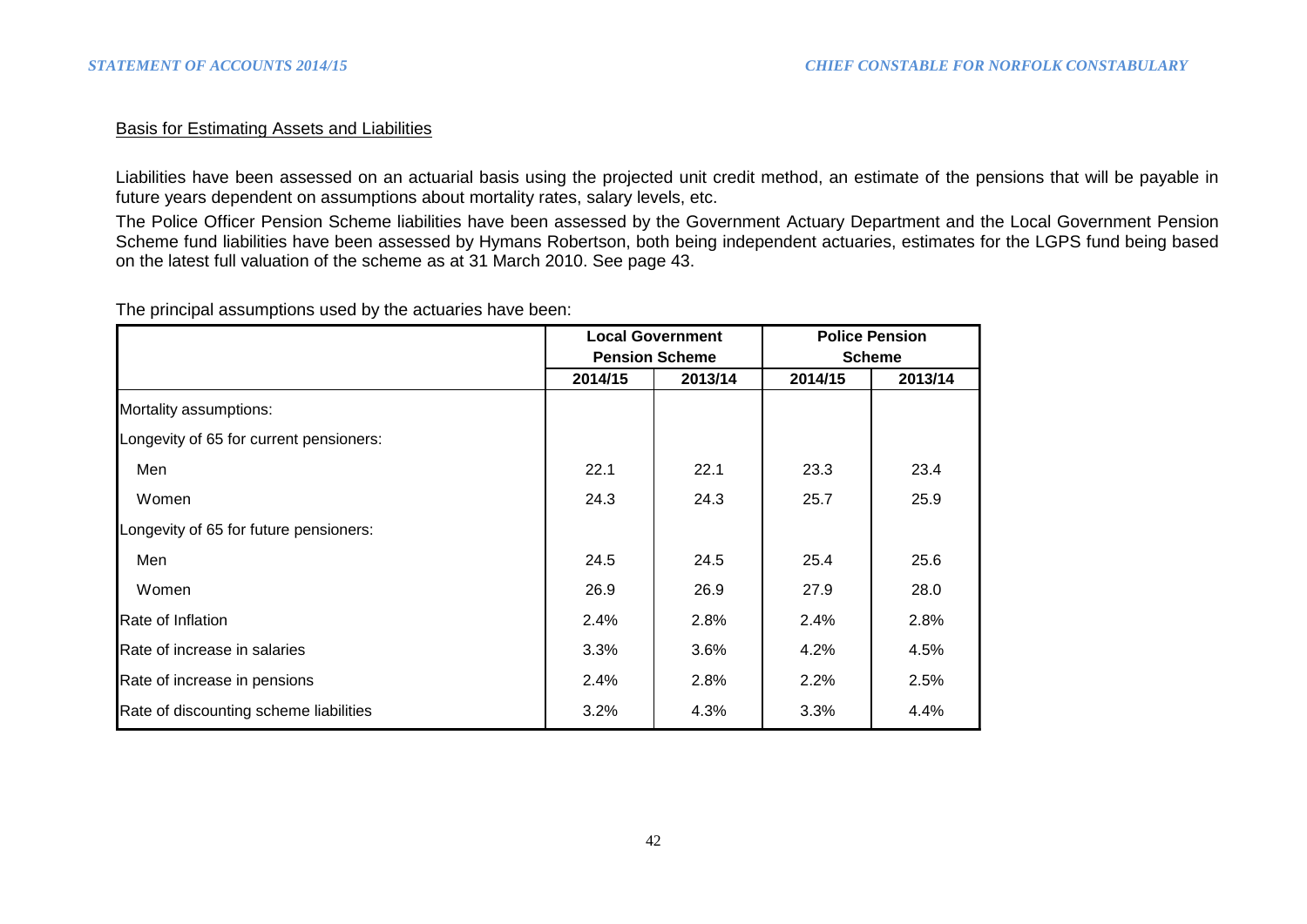## Basis for Estimating Assets and Liabilities

Liabilities have been assessed on an actuarial basis using the projected unit credit method, an estimate of the pensions that will be payable in future years dependent on assumptions about mortality rates, salary levels, etc.

The Police Officer Pension Scheme liabilities have been assessed by the Government Actuary Department and the Local Government Pension Scheme fund liabilities have been assessed by Hymans Robertson, both being independent actuaries, estimates for the LGPS fund being based on the latest full valuation of the scheme as at 31 March 2010. See page 43.

The principal assumptions used by the actuaries have been:

| | Local Government Pension Scheme | | Police Pension Scheme | |
|---|---|---|---|---|
| | 2014/15 | 2013/14 | 2014/15 | 2013/14 |
| Mortality assumptions: | | | | |
| Longevity of 65 for current pensioners: | | | | |
| Men | 22.1 | 22.1 | 23.3 | 23.4 |
| Women | 24.3 | 24.3 | 25.7 | 25.9 |
| Longevity of 65 for future pensioners: | | | | |
| Men | 24.5 | 24.5 | 25.4 | 25.6 |
| Women | 26.9 | 26.9 | 27.9 | 28.0 |
| Rate of Inflation | 2.4% | 2.8% | 2.4% | 2.8% |
| Rate of increase in salaries | 3.3% | 3.6% | 4.2% | 4.5% |
| Rate of increase in pensions | 2.4% | 2.8% | 2.2% | 2.5% |
| Rate of discounting scheme liabilities | 3.2% | 4.3% | 3.3% | 4.4% |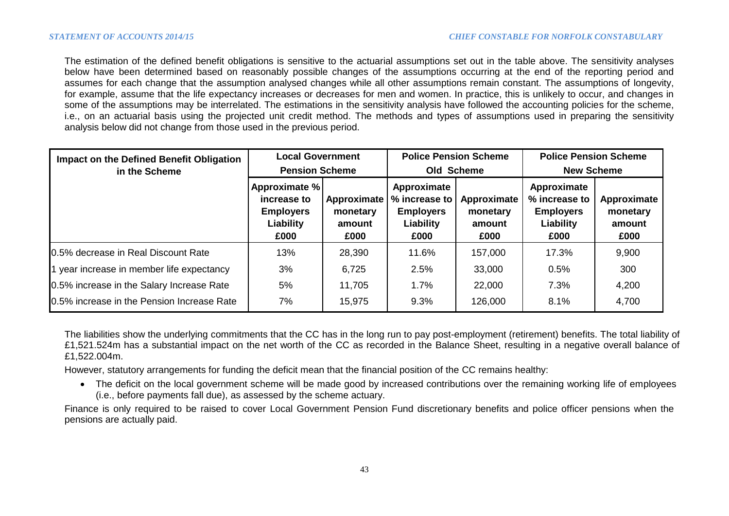The estimation of the defined benefit obligations is sensitive to the actuarial assumptions set out in the table above. The sensitivity analyses below have been determined based on reasonably possible changes of the assumptions occurring at the end of the reporting period and assumes for each change that the assumption analysed changes while all other assumptions remain constant. The assumptions of longevity, for example, assume that the life expectancy increases or decreases for men and women. In practice, this is unlikely to occur, and changes in some of the assumptions may be interrelated. The estimations in the sensitivity analysis have followed the accounting policies for the scheme, i.e., on an actuarial basis using the projected unit credit method. The methods and types of assumptions used in preparing the sensitivity analysis below did not change from those used in the previous period.

| Impact on the Defined Benefit Obligation in the Scheme | Local Government Pension Scheme | | Police Pension Scheme Old Scheme | | Police Pension Scheme New Scheme | |
|---|---|---|---|---|---|---|
| | Approximate % increase to Employers Liability £000 | Approximate monetary amount £000 | Approximate % increase to Employers Liability £000 | Approximate monetary amount £000 | Approximate % increase to Employers Liability £000 | Approximate monetary amount £000 |
| 0.5% decrease in Real Discount Rate | 13% | 28,390 | 11.6% | 157,000 | 17.3% | 9,900 |
| 1 year increase in member life expectancy | 3% | 6,725 | 2.5% | 33,000 | 0.5% | 300 |
| 0.5% increase in the Salary Increase Rate | 5% | 11,705 | 1.7% | 22,000 | 7.3% | 4,200 |
| 0.5% increase in the Pension Increase Rate | 7% | 15,975 | 9.3% | 126,000 | 8.1% | 4,700 |

The liabilities show the underlying commitments that the CC has in the long run to pay post-employment (retirement) benefits. The total liability of £1,521.524m has a substantial impact on the net worth of the CC as recorded in the Balance Sheet, resulting in a negative overall balance of £1,522.004m.

However, statutory arrangements for funding the deficit mean that the financial position of the CC remains healthy:

- The deficit on the local government scheme will be made good by increased contributions over the remaining working life of employees (i.e., before payments fall due), as assessed by the scheme actuary.

Finance is only required to be raised to cover Local Government Pension Fund discretionary benefits and police officer pensions when the pensions are actually paid.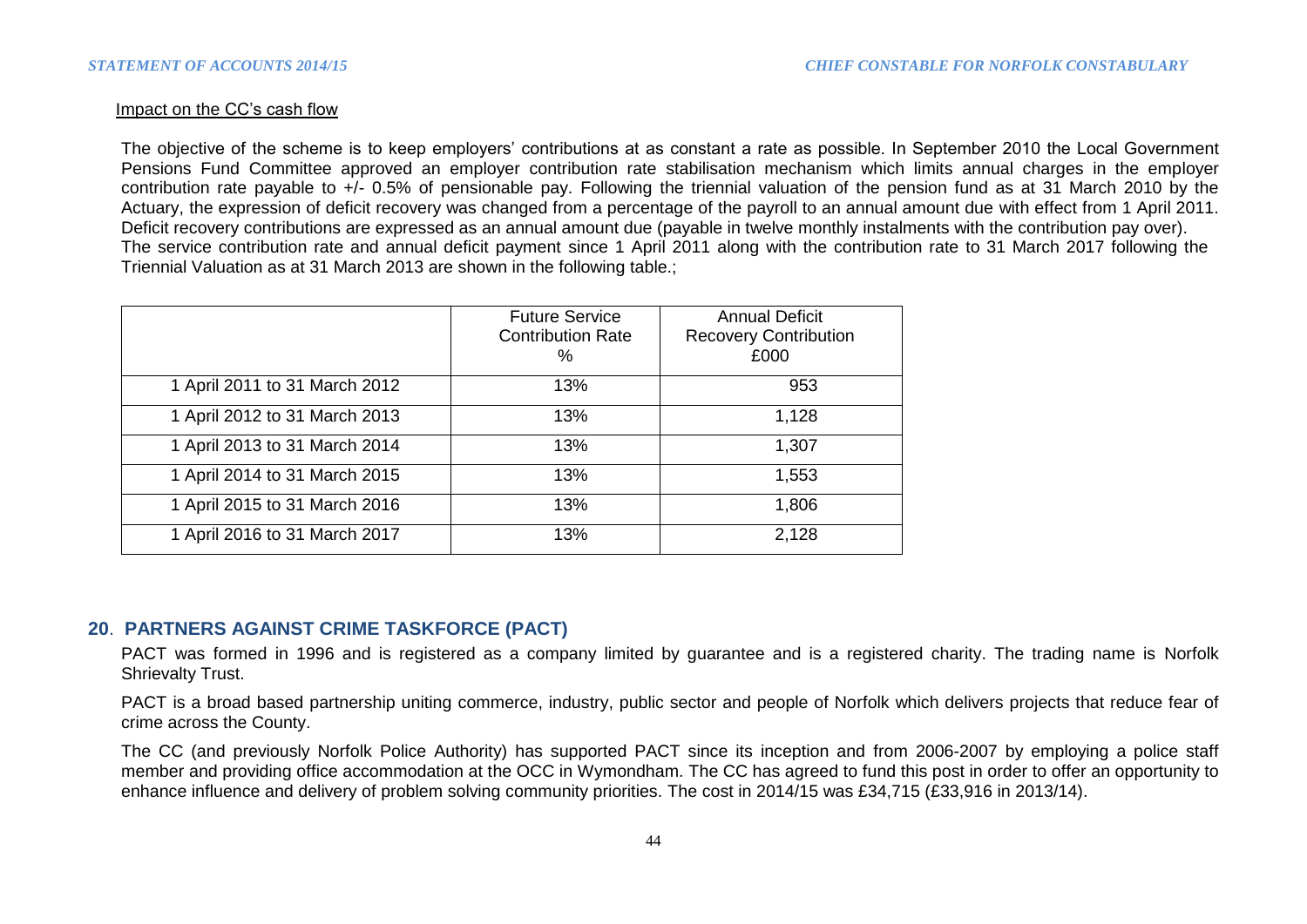Impact on the CC's cash flow

The objective of the scheme is to keep employers' contributions at as constant a rate as possible. In September 2010 the Local Government Pensions Fund Committee approved an employer contribution rate stabilisation mechanism which limits annual charges in the employer contribution rate payable to +/- 0.5% of pensionable pay. Following the triennial valuation of the pension fund as at 31 March 2010 by the Actuary, the expression of deficit recovery was changed from a percentage of the payroll to an annual amount due with effect from 1 April 2011. Deficit recovery contributions are expressed as an annual amount due (payable in twelve monthly instalments with the contribution pay over). The service contribution rate and annual deficit payment since 1 April 2011 along with the contribution rate to 31 March 2017 following the Triennial Valuation as at 31 March 2013 are shown in the following table.;

| | Future Service Contribution Rate % | Annual Deficit Recovery Contribution £000 |
|---|---|---|
| 1 April 2011 to 31 March 2012 | 13% | 953 |
| 1 April 2012 to 31 March 2013 | 13% | 1,128 |
| 1 April 2013 to 31 March 2014 | 13% | 1,307 |
| 1 April 2014 to 31 March 2015 | 13% | 1,553 |
| 1 April 2015 to 31 March 2016 | 13% | 1,806 |
| 1 April 2016 to 31 March 2017 | 13% | 2,128 |

## 20. PARTNERS AGAINST CRIME TASKFORCE (PACT)

PACT was formed in 1996 and is registered as a company limited by guarantee and is a registered charity. The trading name is Norfolk Shrievalty Trust.

PACT is a broad based partnership uniting commerce, industry, public sector and people of Norfolk which delivers projects that reduce fear of crime across the County.

The CC (and previously Norfolk Police Authority) has supported PACT since its inception and from 2006-2007 by employing a police staff member and providing office accommodation at the OCC in Wymondham. The CC has agreed to fund this post in order to offer an opportunity to enhance influence and delivery of problem solving community priorities. The cost in 2014/15 was £34,715 (£33,916 in 2013/14).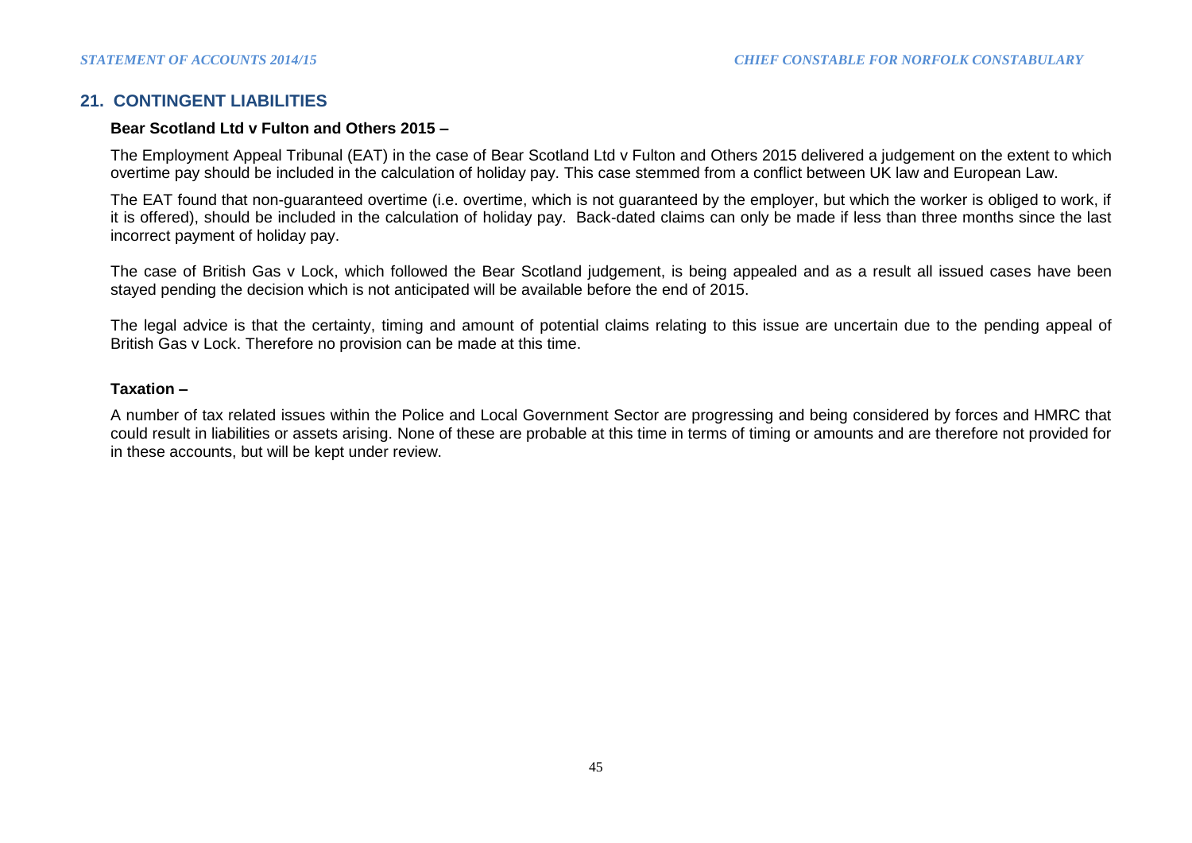## 21. CONTINGENT LIABILITIES

**Bear Scotland Ltd v Fulton and Others 2015 –**

The Employment Appeal Tribunal (EAT) in the case of Bear Scotland Ltd v Fulton and Others 2015 delivered a judgement on the extent to which overtime pay should be included in the calculation of holiday pay. This case stemmed from a conflict between UK law and European Law.

The EAT found that non-guaranteed overtime (i.e. overtime, which is not guaranteed by the employer, but which the worker is obliged to work, if it is offered), should be included in the calculation of holiday pay. Back-dated claims can only be made if less than three months since the last incorrect payment of holiday pay.

The case of British Gas v Lock, which followed the Bear Scotland judgement, is being appealed and as a result all issued cases have been stayed pending the decision which is not anticipated will be available before the end of 2015.

The legal advice is that the certainty, timing and amount of potential claims relating to this issue are uncertain due to the pending appeal of British Gas v Lock. Therefore no provision can be made at this time.

**Taxation –**

A number of tax related issues within the Police and Local Government Sector are progressing and being considered by forces and HMRC that could result in liabilities or assets arising. None of these are probable at this time in terms of timing or amounts and are therefore not provided for in these accounts, but will be kept under review.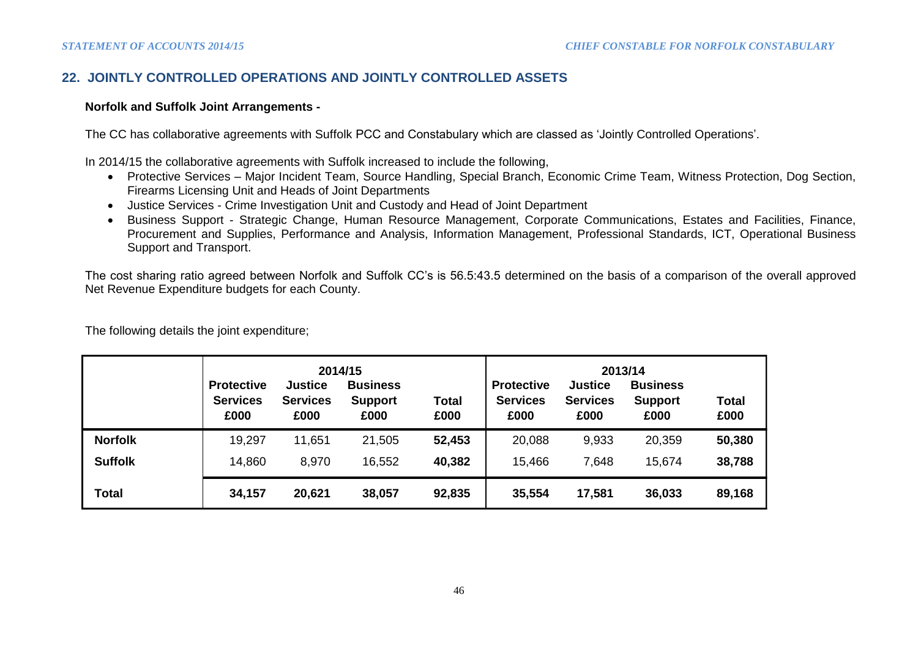## 22. JOINTLY CONTROLLED OPERATIONS AND JOINTLY CONTROLLED ASSETS

**Norfolk and Suffolk Joint Arrangements -**

The CC has collaborative agreements with Suffolk PCC and Constabulary which are classed as 'Jointly Controlled Operations'.

In 2014/15 the collaborative agreements with Suffolk increased to include the following,

- Protective Services – Major Incident Team, Source Handling, Special Branch, Economic Crime Team, Witness Protection, Dog Section, Firearms Licensing Unit and Heads of Joint Departments
- Justice Services - Crime Investigation Unit and Custody and Head of Joint Department
- Business Support - Strategic Change, Human Resource Management, Corporate Communications, Estates and Facilities, Finance, Procurement and Supplies, Performance and Analysis, Information Management, Professional Standards, ICT, Operational Business Support and Transport.

The cost sharing ratio agreed between Norfolk and Suffolk CC's is 56.5:43.5 determined on the basis of a comparison of the overall approved Net Revenue Expenditure budgets for each County.

The following details the joint expenditure;

| | 2014/15 | | | | 2013/14 | | | |
|---|---|---|---|---|---|---|---|---|
| | **Protective Services £000** | **Justice Services £000** | **Business Support £000** | **Total £000** | **Protective Services £000** | **Justice Services £000** | **Business Support £000** | **Total £000** |
| **Norfolk** | 19,297 | 11,651 | 21,505 | **52,453** | 20,088 | 9,933 | 20,359 | **50,380** |
| **Suffolk** | 14,860 | 8,970 | 16,552 | **40,382** | 15,466 | 7,648 | 15,674 | **38,788** |
| **Total** | **34,157** | **20,621** | **38,057** | **92,835** | **35,554** | **17,581** | **36,033** | **89,168** |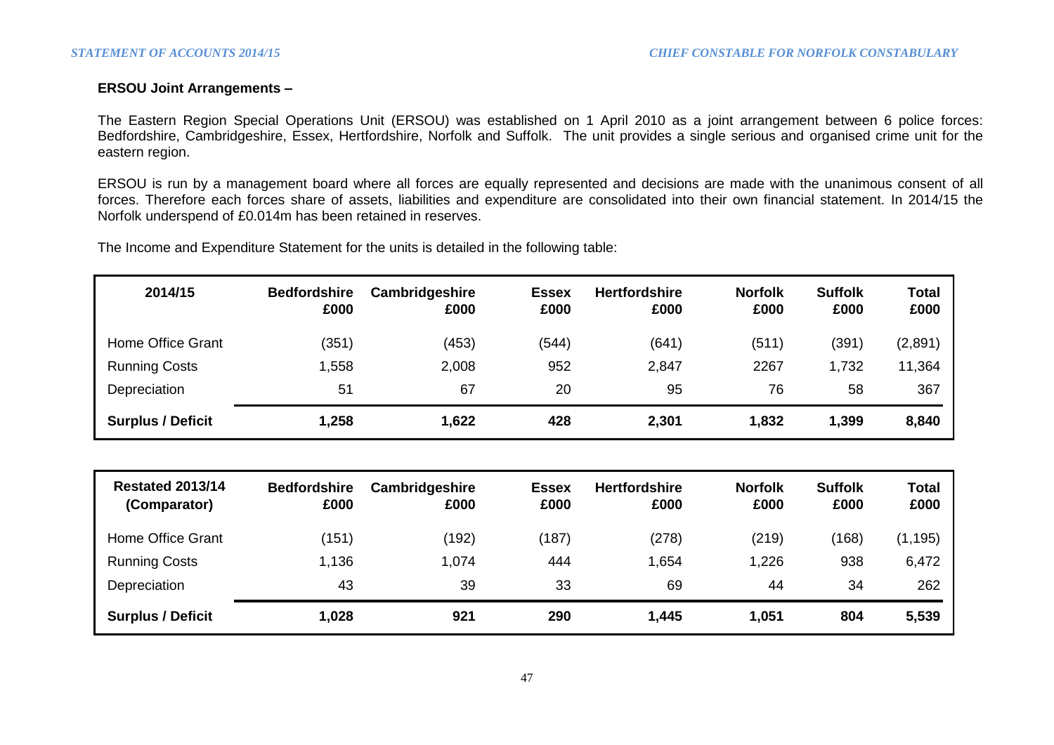**ERSOU Joint Arrangements –**

The Eastern Region Special Operations Unit (ERSOU) was established on 1 April 2010 as a joint arrangement between 6 police forces: Bedfordshire, Cambridgeshire, Essex, Hertfordshire, Norfolk and Suffolk. The unit provides a single serious and organised crime unit for the eastern region.

ERSOU is run by a management board where all forces are equally represented and decisions are made with the unanimous consent of all forces. Therefore each forces share of assets, liabilities and expenditure are consolidated into their own financial statement. In 2014/15 the Norfolk underspend of £0.014m has been retained in reserves.

The Income and Expenditure Statement for the units is detailed in the following table:

| 2014/15 | Bedfordshire £000 | Cambridgeshire £000 | Essex £000 | Hertfordshire £000 | Norfolk £000 | Suffolk £000 | Total £000 |
|---|---|---|---|---|---|---|---|
| Home Office Grant | (351) | (453) | (544) | (641) | (511) | (391) | (2,891) |
| Running Costs | 1,558 | 2,008 | 952 | 2,847 | 2267 | 1,732 | 11,364 |
| Depreciation | 51 | 67 | 20 | 95 | 76 | 58 | 367 |
| **Surplus / Deficit** | **1,258** | **1,622** | **428** | **2,301** | **1,832** | **1,399** | **8,840** |

| Restated 2013/14 (Comparator) | Bedfordshire £000 | Cambridgeshire £000 | Essex £000 | Hertfordshire £000 | Norfolk £000 | Suffolk £000 | Total £000 |
|---|---|---|---|---|---|---|---|
| Home Office Grant | (151) | (192) | (187) | (278) | (219) | (168) | (1,195) |
| Running Costs | 1,136 | 1,074 | 444 | 1,654 | 1,226 | 938 | 6,472 |
| Depreciation | 43 | 39 | 33 | 69 | 44 | 34 | 262 |
| **Surplus / Deficit** | **1,028** | **921** | **290** | **1,445** | **1,051** | **804** | **5,539** |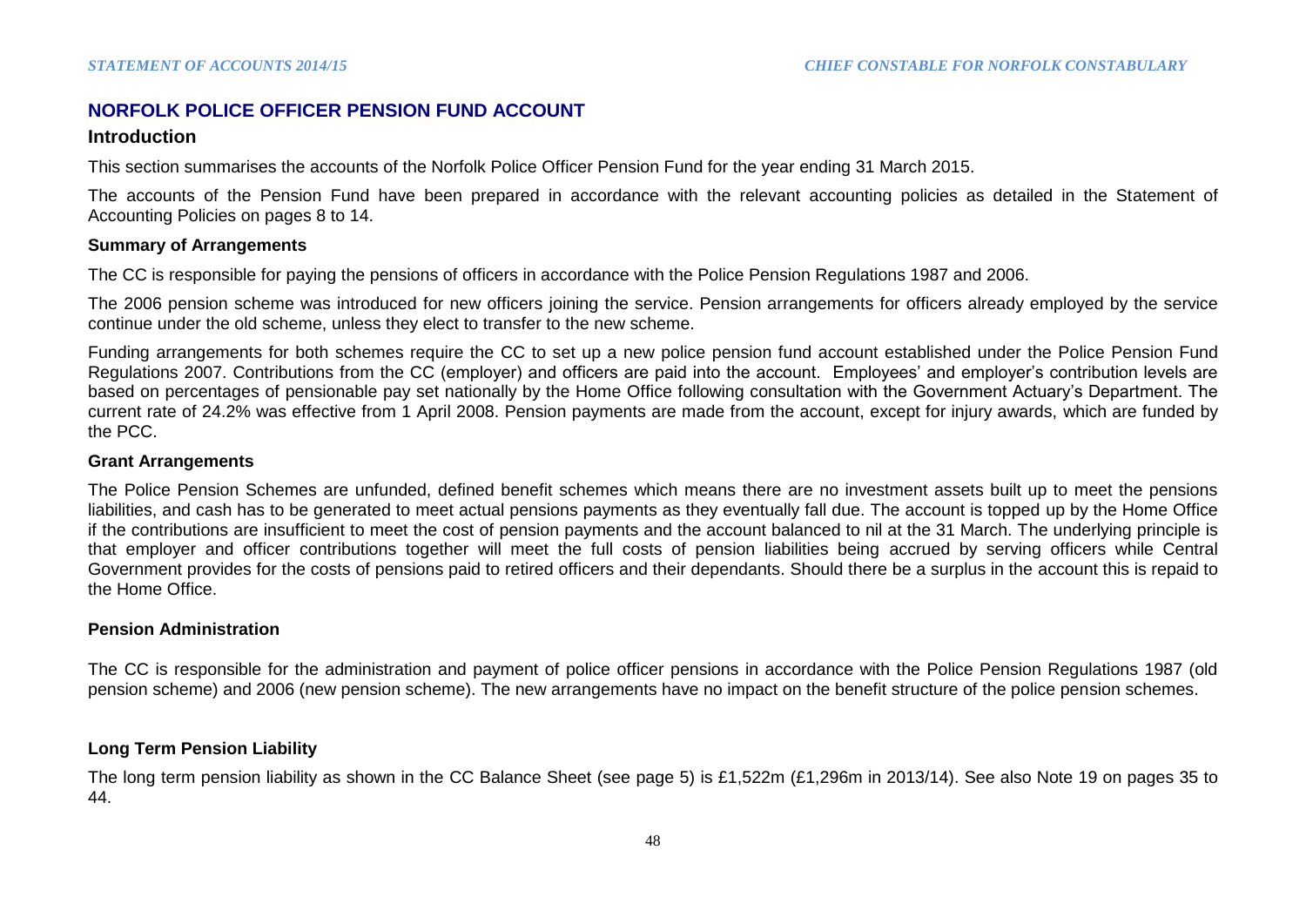## NORFOLK POLICE OFFICER PENSION FUND ACCOUNT

### Introduction

This section summarises the accounts of the Norfolk Police Officer Pension Fund for the year ending 31 March 2015.

The accounts of the Pension Fund have been prepared in accordance with the relevant accounting policies as detailed in the Statement of Accounting Policies on pages 8 to 14.

#### Summary of Arrangements

The CC is responsible for paying the pensions of officers in accordance with the Police Pension Regulations 1987 and 2006.

The 2006 pension scheme was introduced for new officers joining the service. Pension arrangements for officers already employed by the service continue under the old scheme, unless they elect to transfer to the new scheme.

Funding arrangements for both schemes require the CC to set up a new police pension fund account established under the Police Pension Fund Regulations 2007. Contributions from the CC (employer) and officers are paid into the account. Employees' and employer's contribution levels are based on percentages of pensionable pay set nationally by the Home Office following consultation with the Government Actuary's Department. The current rate of 24.2% was effective from 1 April 2008. Pension payments are made from the account, except for injury awards, which are funded by the PCC.

#### Grant Arrangements

The Police Pension Schemes are unfunded, defined benefit schemes which means there are no investment assets built up to meet the pensions liabilities, and cash has to be generated to meet actual pensions payments as they eventually fall due. The account is topped up by the Home Office if the contributions are insufficient to meet the cost of pension payments and the account balanced to nil at the 31 March. The underlying principle is that employer and officer contributions together will meet the full costs of pension liabilities being accrued by serving officers while Central Government provides for the costs of pensions paid to retired officers and their dependants. Should there be a surplus in the account this is repaid to the Home Office.

#### Pension Administration

The CC is responsible for the administration and payment of police officer pensions in accordance with the Police Pension Regulations 1987 (old pension scheme) and 2006 (new pension scheme). The new arrangements have no impact on the benefit structure of the police pension schemes.

#### Long Term Pension Liability

The long term pension liability as shown in the CC Balance Sheet (see page 5) is £1,522m (£1,296m in 2013/14). See also Note 19 on pages 35 to 44.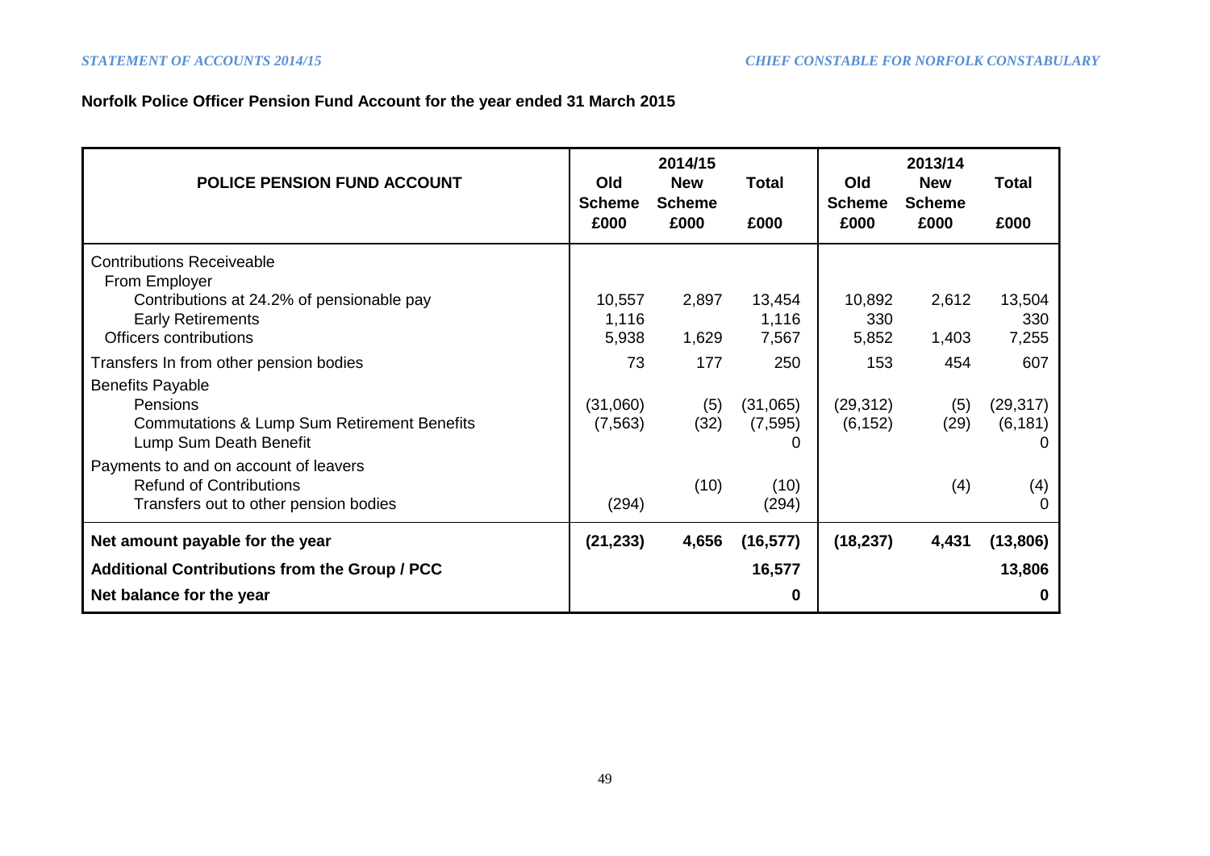**Norfolk Police Officer Pension Fund Account for the year ended 31 March 2015**

| POLICE PENSION FUND ACCOUNT | 2014/15 Old Scheme £000 | 2014/15 New Scheme £000 | 2014/15 Total £000 | 2013/14 Old Scheme £000 | 2013/14 New Scheme £000 | 2013/14 Total £000 |
|---|---|---|---|---|---|---|
| Contributions Receiveable | | | | | | |
| From Employer | | | | | | |
| Contributions at 24.2% of pensionable pay | 10,557 | 2,897 | 13,454 | 10,892 | 2,612 | 13,504 |
| Early Retirements | 1,116 | | 1,116 | 330 | | 330 |
| Officers contributions | 5,938 | 1,629 | 7,567 | 5,852 | 1,403 | 7,255 |
| Transfers In from other pension bodies | 73 | 177 | 250 | 153 | 454 | 607 |
| Benefits Payable | | | | | | |
| Pensions | (31,060) | (5) | (31,065) | (29,312) | (5) | (29,317) |
| Commutations & Lump Sum Retirement Benefits | (7,563) | (32) | (7,595) | (6,152) | (29) | (6,181) |
| Lump Sum Death Benefit | | | 0 | | | 0 |
| Payments to and on account of leavers | | | | | | |
| Refund of Contributions | | (10) | (10) | | (4) | (4) |
| Transfers out to other pension bodies | (294) | | (294) | | | 0 |
| **Net amount payable for the year** | **(21,233)** | **4,656** | **(16,577)** | **(18,237)** | **4,431** | **(13,806)** |
| **Additional Contributions from the Group / PCC** | | | **16,577** | | | **13,806** |
| **Net balance for the year** | | | **0** | | | **0** |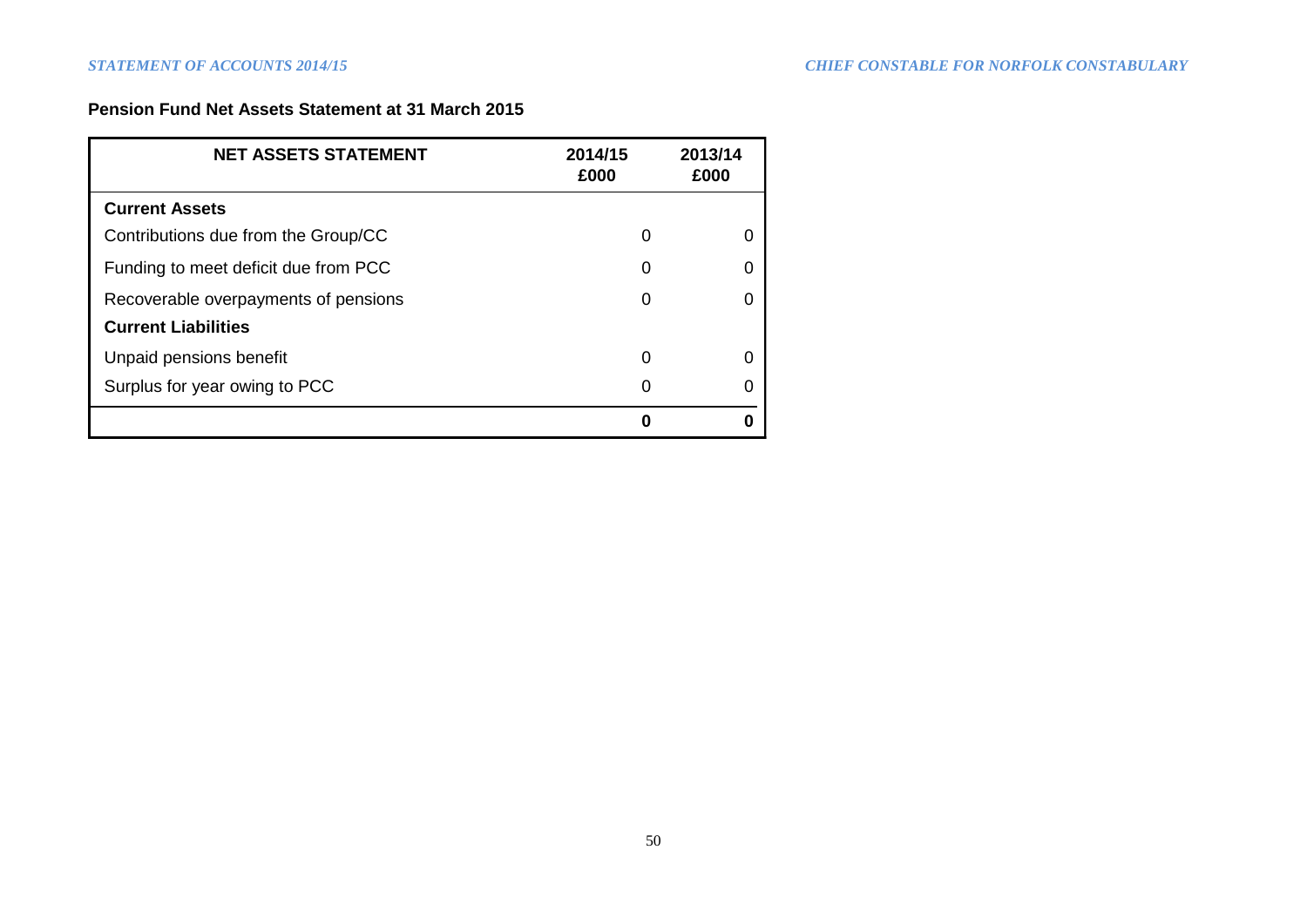## Pension Fund Net Assets Statement at 31 March 2015

| NET ASSETS STATEMENT | 2014/15 £000 | 2013/14 £000 |
|---|---|---|
| **Current Assets** | | |
| Contributions due from the Group/CC | 0 | 0 |
| Funding to meet deficit due from PCC | 0 | 0 |
| Recoverable overpayments of pensions | 0 | 0 |
| **Current Liabilities** | | |
| Unpaid pensions benefit | 0 | 0 |
| Surplus for year owing to PCC | 0 | 0 |
| | **0** | **0** |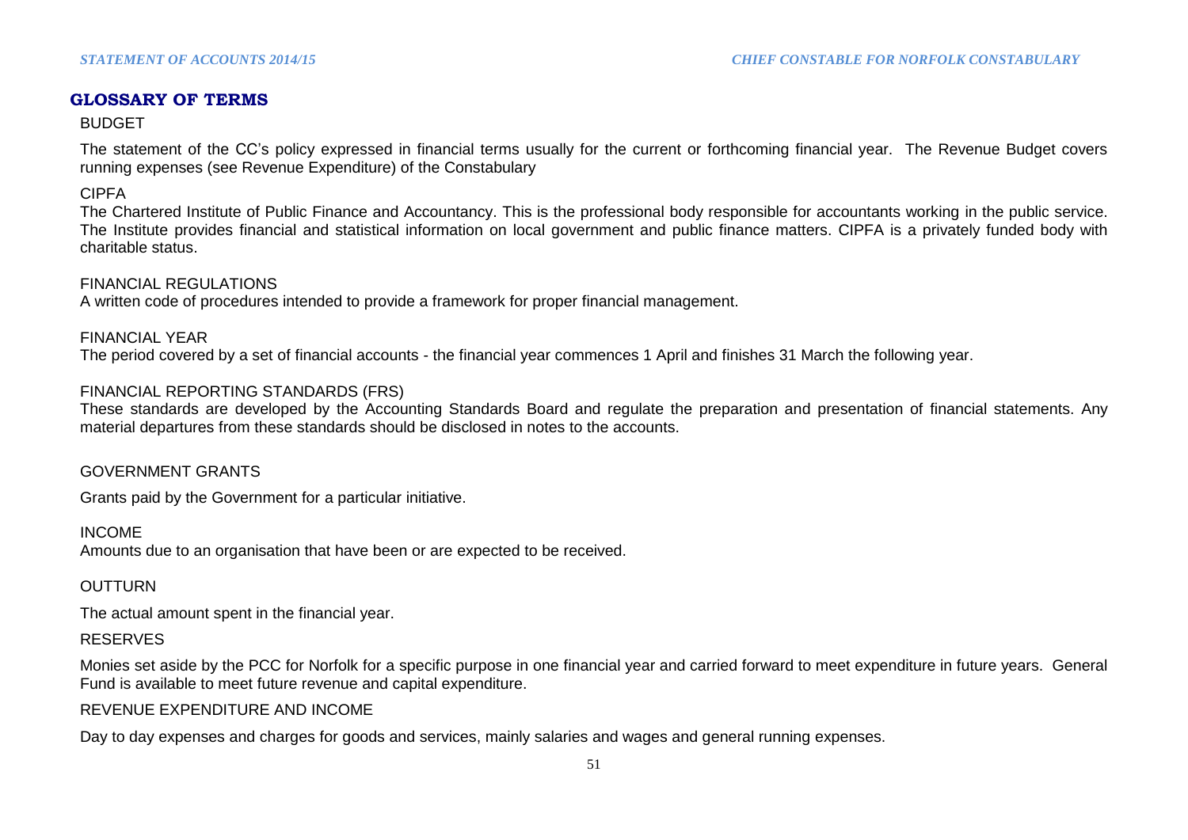## GLOSSARY OF TERMS

BUDGET

The statement of the CC's policy expressed in financial terms usually for the current or forthcoming financial year. The Revenue Budget covers running expenses (see Revenue Expenditure) of the Constabulary

CIPFA

The Chartered Institute of Public Finance and Accountancy. This is the professional body responsible for accountants working in the public service. The Institute provides financial and statistical information on local government and public finance matters. CIPFA is a privately funded body with charitable status.

FINANCIAL REGULATIONS

A written code of procedures intended to provide a framework for proper financial management.

FINANCIAL YEAR

The period covered by a set of financial accounts - the financial year commences 1 April and finishes 31 March the following year.

FINANCIAL REPORTING STANDARDS (FRS)

These standards are developed by the Accounting Standards Board and regulate the preparation and presentation of financial statements. Any material departures from these standards should be disclosed in notes to the accounts.

GOVERNMENT GRANTS

Grants paid by the Government for a particular initiative.

INCOME

Amounts due to an organisation that have been or are expected to be received.

OUTTURN

The actual amount spent in the financial year.

RESERVES

Monies set aside by the PCC for Norfolk for a specific purpose in one financial year and carried forward to meet expenditure in future years. General Fund is available to meet future revenue and capital expenditure.

REVENUE EXPENDITURE AND INCOME

Day to day expenses and charges for goods and services, mainly salaries and wages and general running expenses.